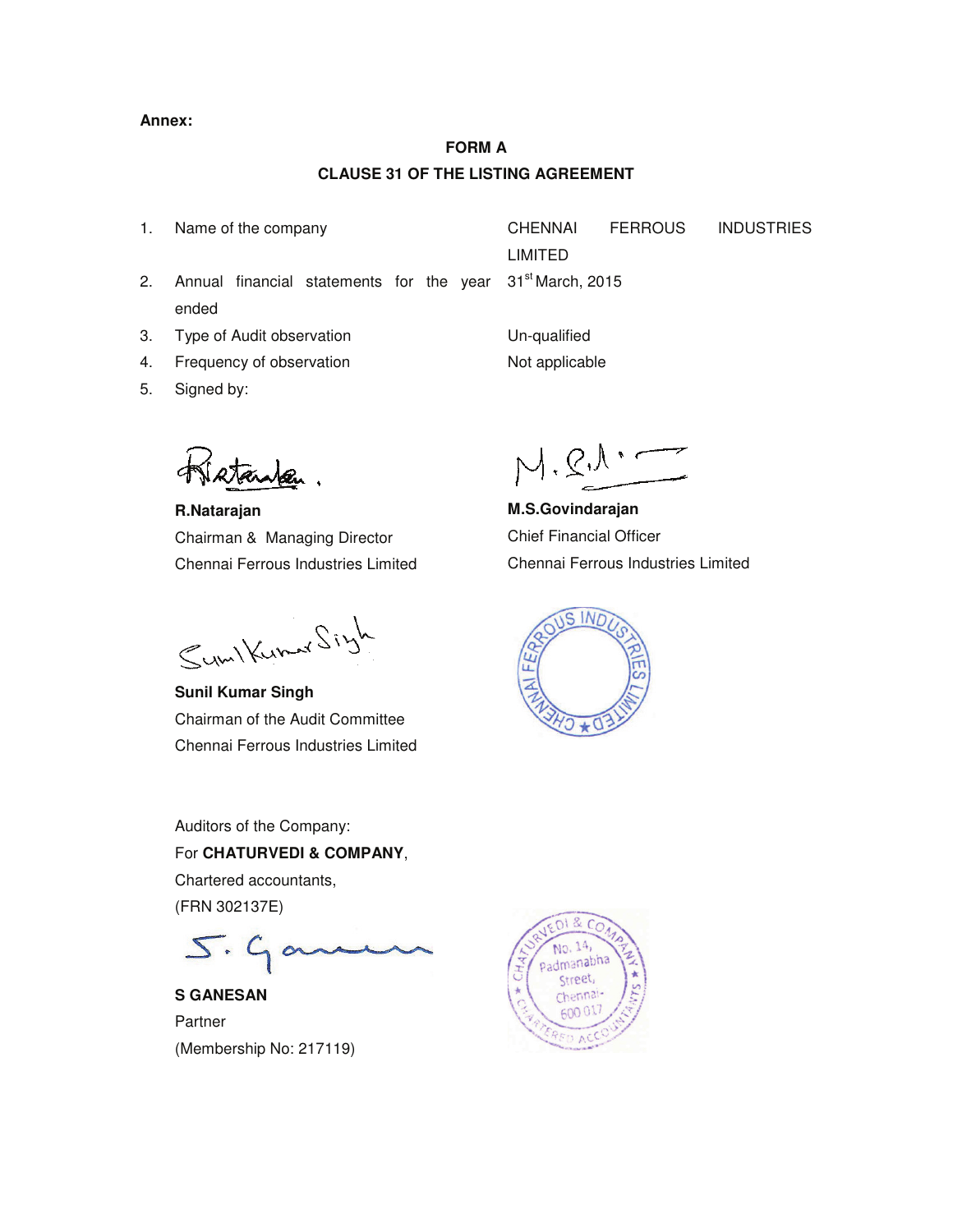**Annex:**

**FORM A**

**CLAUSE 31 OF THE LISTING AGREEMENT**

1. Name of the company — CHENNAI FERROUS INDUSTRIES LIMITED
2. Annual financial statements for the year ended — 31st March, 2015
3. Type of Audit observation — Un-qualified
4. Frequency of observation — Not applicable
5. Signed by:

**R.Natarajan**
Chairman & Managing Director
Chennai Ferrous Industries Limited

**M.S.Govindarajan**
Chief Financial Officer
Chennai Ferrous Industries Limited

**Sunil Kumar Singh**
Chairman of the Audit Committee
Chennai Ferrous Industries Limited

Auditors of the Company:
For **CHATURVEDI & COMPANY**,
Chartered accountants,
(FRN 302137E)

**S GANESAN**
Partner
(Membership No: 217119)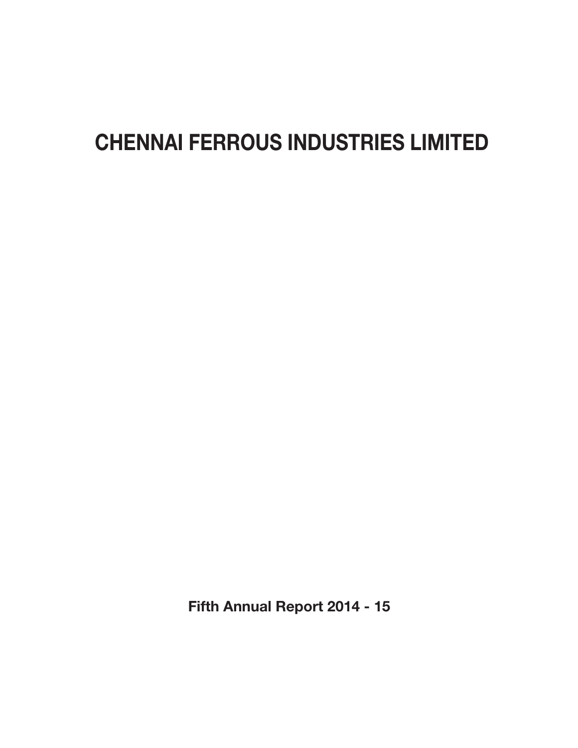# CHENNAI FERROUS INDUSTRIES LIMITED

**Fifth Annual Report 2014 - 15**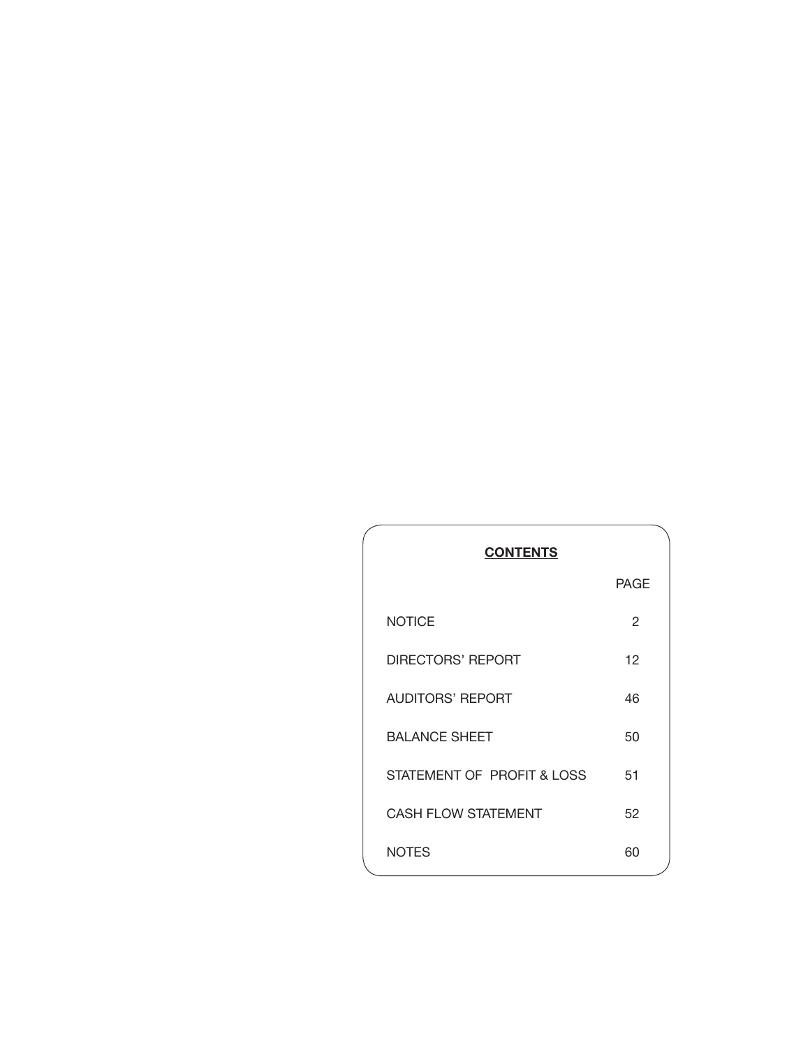## CONTENTS

| | PAGE |
|---|---|
| NOTICE | 2 |
| DIRECTORS' REPORT | 12 |
| AUDITORS' REPORT | 46 |
| BALANCE SHEET | 50 |
| STATEMENT OF PROFIT & LOSS | 51 |
| CASH FLOW STATEMENT | 52 |
| NOTES | 60 |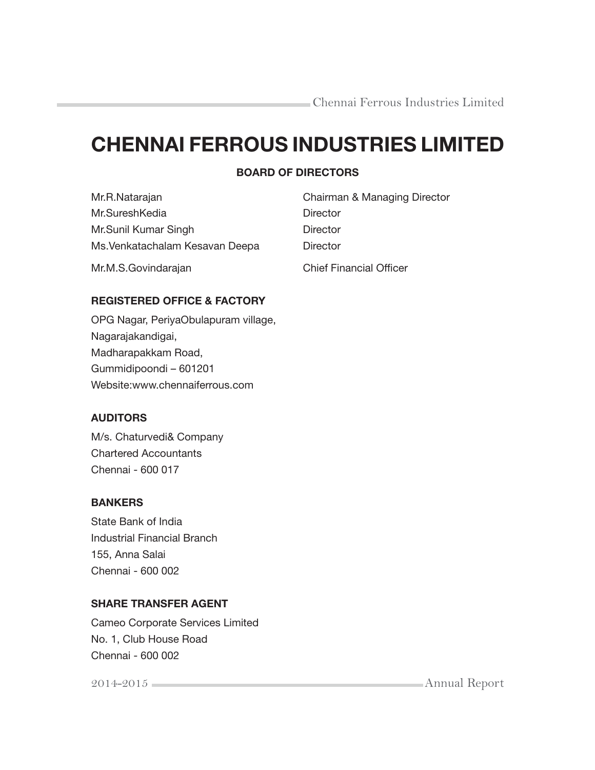# CHENNAI FERROUS INDUSTRIES LIMITED

## BOARD OF DIRECTORS

| | |
|---|---|
| Mr.R.Natarajan | Chairman & Managing Director |
| Mr.SureshKedia | Director |
| Mr.Sunil Kumar Singh | Director |
| Ms.Venkatachalam Kesavan Deepa | Director |
| Mr.M.S.Govindarajan | Chief Financial Officer |

### REGISTERED OFFICE & FACTORY

OPG Nagar, PeriyaObulapuram village,
Nagarajakandigai,
Madharapakkam Road,
Gummidipoondi – 601201
Website:www.chennaiferrous.com

### AUDITORS

M/s. Chaturvedi& Company
Chartered Accountants
Chennai - 600 017

### BANKERS

State Bank of India
Industrial Financial Branch
155, Anna Salai
Chennai - 600 002

### SHARE TRANSFER AGENT

Cameo Corporate Services Limited
No. 1, Club House Road
Chennai - 600 002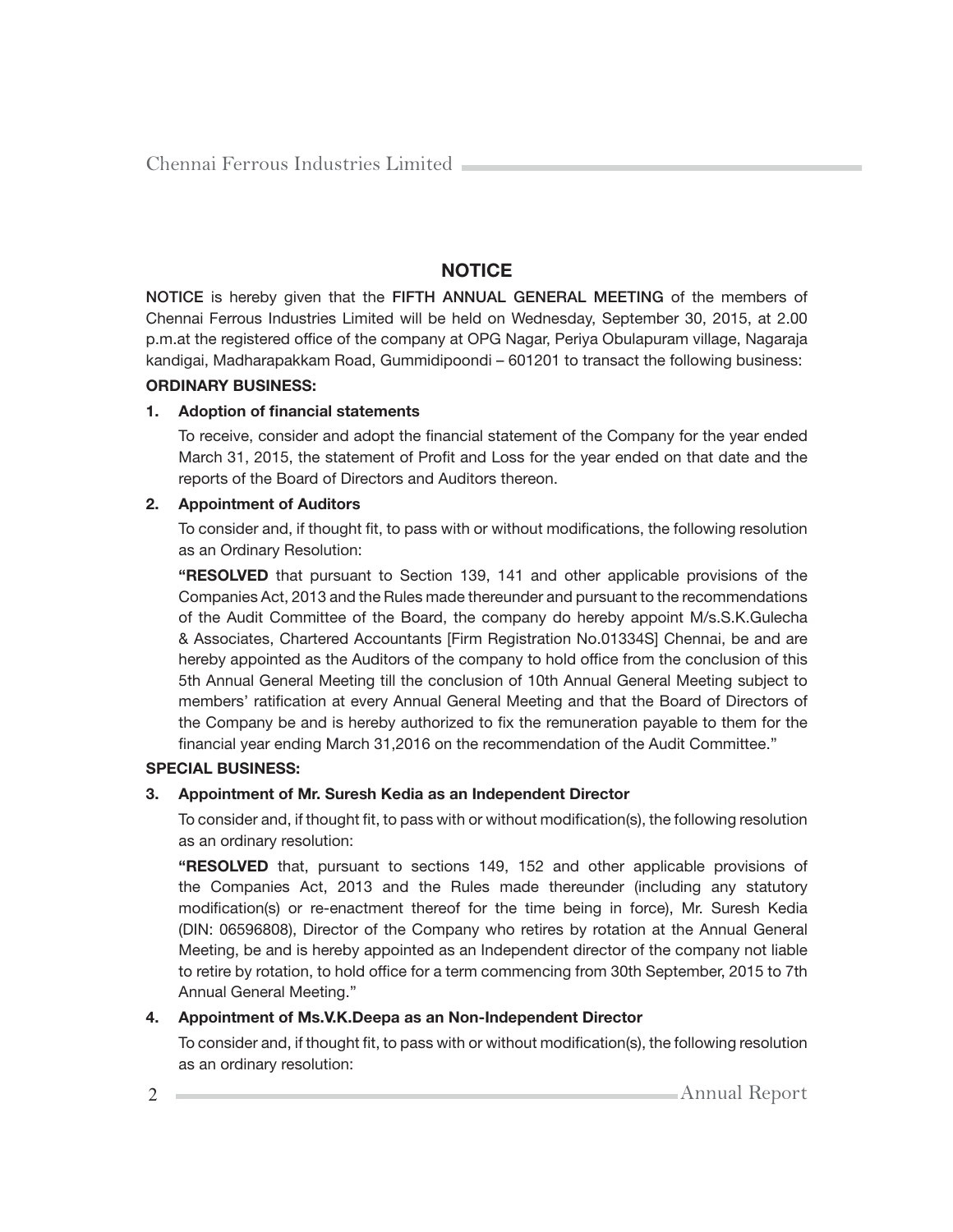## NOTICE

**NOTICE** is hereby given that the **FIFTH ANNUAL GENERAL MEETING** of the members of Chennai Ferrous Industries Limited will be held on Wednesday, September 30, 2015, at 2.00 p.m.at the registered office of the company at OPG Nagar, Periya Obulapuram village, Nagaraja kandigai, Madharapakkam Road, Gummidipoondi – 601201 to transact the following business:

**ORDINARY BUSINESS:**

**1. Adoption of financial statements**

To receive, consider and adopt the financial statement of the Company for the year ended March 31, 2015, the statement of Profit and Loss for the year ended on that date and the reports of the Board of Directors and Auditors thereon.

**2. Appointment of Auditors**

To consider and, if thought fit, to pass with or without modifications, the following resolution as an Ordinary Resolution:

**"RESOLVED** that pursuant to Section 139, 141 and other applicable provisions of the Companies Act, 2013 and the Rules made thereunder and pursuant to the recommendations of the Audit Committee of the Board, the company do hereby appoint M/s.S.K.Gulecha & Associates, Chartered Accountants [Firm Registration No.01334S] Chennai, be and are hereby appointed as the Auditors of the company to hold office from the conclusion of this 5th Annual General Meeting till the conclusion of 10th Annual General Meeting subject to members' ratification at every Annual General Meeting and that the Board of Directors of the Company be and is hereby authorized to fix the remuneration payable to them for the financial year ending March 31,2016 on the recommendation of the Audit Committee."

**SPECIAL BUSINESS:**

**3. Appointment of Mr. Suresh Kedia as an Independent Director**

To consider and, if thought fit, to pass with or without modification(s), the following resolution as an ordinary resolution:

**"RESOLVED** that, pursuant to sections 149, 152 and other applicable provisions of the Companies Act, 2013 and the Rules made thereunder (including any statutory modification(s) or re-enactment thereof for the time being in force), Mr. Suresh Kedia (DIN: 06596808), Director of the Company who retires by rotation at the Annual General Meeting, be and is hereby appointed as an Independent director of the company not liable to retire by rotation, to hold office for a term commencing from 30th September, 2015 to 7th Annual General Meeting."

**4. Appointment of Ms.V.K.Deepa as an Non-Independent Director**

To consider and, if thought fit, to pass with or without modification(s), the following resolution as an ordinary resolution: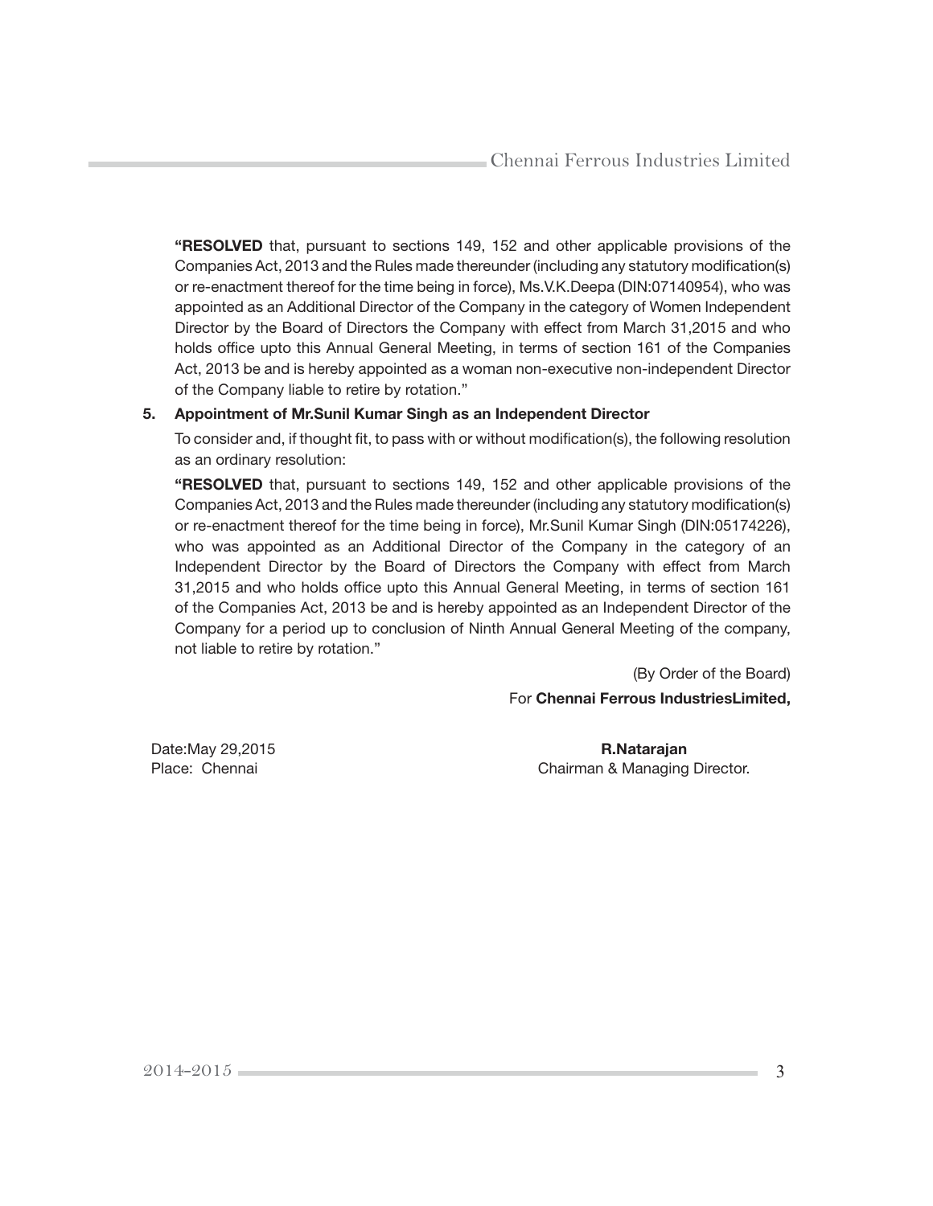**"RESOLVED** that, pursuant to sections 149, 152 and other applicable provisions of the Companies Act, 2013 and the Rules made thereunder (including any statutory modification(s) or re-enactment thereof for the time being in force), Ms.V.K.Deepa (DIN:07140954), who was appointed as an Additional Director of the Company in the category of Women Independent Director by the Board of Directors the Company with effect from March 31,2015 and who holds office upto this Annual General Meeting, in terms of section 161 of the Companies Act, 2013 be and is hereby appointed as a woman non-executive non-independent Director of the Company liable to retire by rotation."

**5. Appointment of Mr.Sunil Kumar Singh as an Independent Director**

To consider and, if thought fit, to pass with or without modification(s), the following resolution as an ordinary resolution:

**"RESOLVED** that, pursuant to sections 149, 152 and other applicable provisions of the Companies Act, 2013 and the Rules made thereunder (including any statutory modification(s) or re-enactment thereof for the time being in force), Mr.Sunil Kumar Singh (DIN:05174226), who was appointed as an Additional Director of the Company in the category of an Independent Director by the Board of Directors the Company with effect from March 31,2015 and who holds office upto this Annual General Meeting, in terms of section 161 of the Companies Act, 2013 be and is hereby appointed as an Independent Director of the Company for a period up to conclusion of Ninth Annual General Meeting of the company, not liable to retire by rotation."

(By Order of the Board)

For **Chennai Ferrous IndustriesLimited,**

Date:May 29,2015

Place: Chennai

**R.Natarajan**

Chairman & Managing Director.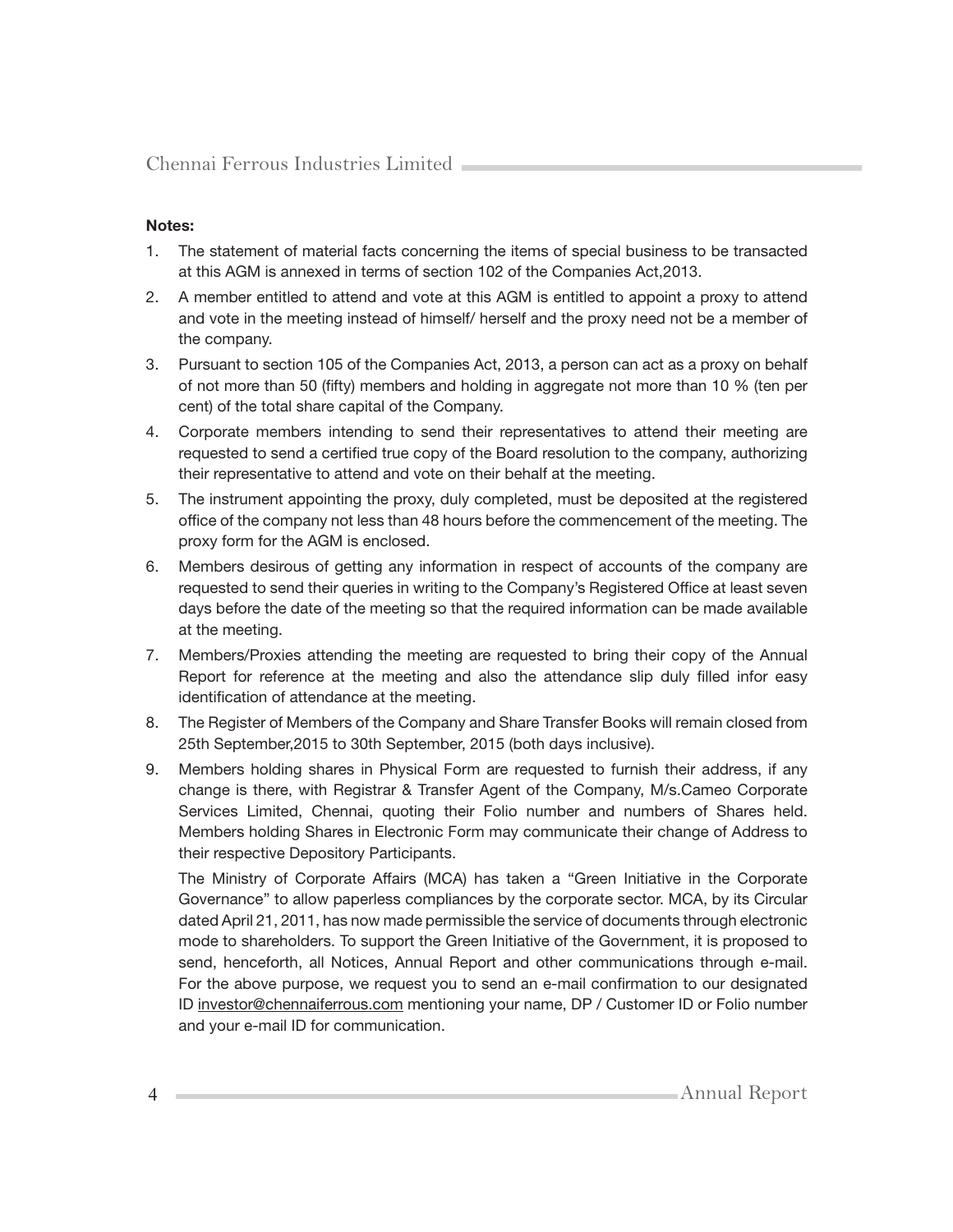**Notes:**

1. The statement of material facts concerning the items of special business to be transacted at this AGM is annexed in terms of section 102 of the Companies Act,2013.
2. A member entitled to attend and vote at this AGM is entitled to appoint a proxy to attend and vote in the meeting instead of himself/ herself and the proxy need not be a member of the company.
3. Pursuant to section 105 of the Companies Act, 2013, a person can act as a proxy on behalf of not more than 50 (fifty) members and holding in aggregate not more than 10 % (ten per cent) of the total share capital of the Company.
4. Corporate members intending to send their representatives to attend their meeting are requested to send a certified true copy of the Board resolution to the company, authorizing their representative to attend and vote on their behalf at the meeting.
5. The instrument appointing the proxy, duly completed, must be deposited at the registered office of the company not less than 48 hours before the commencement of the meeting. The proxy form for the AGM is enclosed.
6. Members desirous of getting any information in respect of accounts of the company are requested to send their queries in writing to the Company's Registered Office at least seven days before the date of the meeting so that the required information can be made available at the meeting.
7. Members/Proxies attending the meeting are requested to bring their copy of the Annual Report for reference at the meeting and also the attendance slip duly filled infor easy identification of attendance at the meeting.
8. The Register of Members of the Company and Share Transfer Books will remain closed from 25th September,2015 to 30th September, 2015 (both days inclusive).
9. Members holding shares in Physical Form are requested to furnish their address, if any change is there, with Registrar & Transfer Agent of the Company, M/s.Cameo Corporate Services Limited, Chennai, quoting their Folio number and numbers of Shares held. Members holding Shares in Electronic Form may communicate their change of Address to their respective Depository Participants.

   The Ministry of Corporate Affairs (MCA) has taken a "Green Initiative in the Corporate Governance" to allow paperless compliances by the corporate sector. MCA, by its Circular dated April 21, 2011, has now made permissible the service of documents through electronic mode to shareholders. To support the Green Initiative of the Government, it is proposed to send, henceforth, all Notices, Annual Report and other communications through e-mail. For the above purpose, we request you to send an e-mail confirmation to our designated ID investor@chennaiferrous.com mentioning your name, DP / Customer ID or Folio number and your e-mail ID for communication.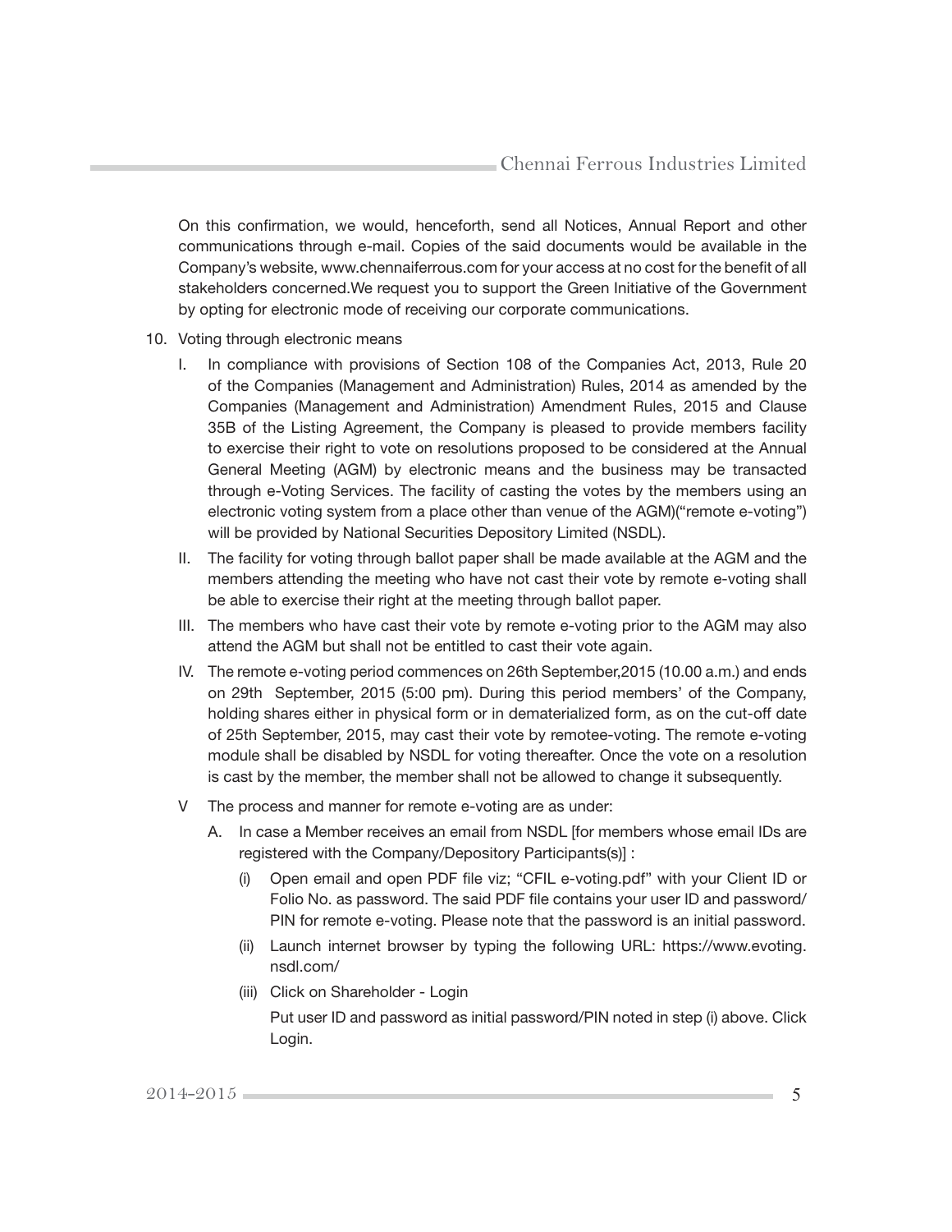On this confirmation, we would, henceforth, send all Notices, Annual Report and other communications through e-mail. Copies of the said documents would be available in the Company's website, www.chennaiferrous.com for your access at no cost for the benefit of all stakeholders concerned.We request you to support the Green Initiative of the Government by opting for electronic mode of receiving our corporate communications.

10. Voting through electronic means

    I. In compliance with provisions of Section 108 of the Companies Act, 2013, Rule 20 of the Companies (Management and Administration) Rules, 2014 as amended by the Companies (Management and Administration) Amendment Rules, 2015 and Clause 35B of the Listing Agreement, the Company is pleased to provide members facility to exercise their right to vote on resolutions proposed to be considered at the Annual General Meeting (AGM) by electronic means and the business may be transacted through e-Voting Services. The facility of casting the votes by the members using an electronic voting system from a place other than venue of the AGM)("remote e-voting") will be provided by National Securities Depository Limited (NSDL).

    II. The facility for voting through ballot paper shall be made available at the AGM and the members attending the meeting who have not cast their vote by remote e-voting shall be able to exercise their right at the meeting through ballot paper.

    III. The members who have cast their vote by remote e-voting prior to the AGM may also attend the AGM but shall not be entitled to cast their vote again.

    IV. The remote e-voting period commences on 26th September,2015 (10.00 a.m.) and ends on 29th September, 2015 (5:00 pm). During this period members' of the Company, holding shares either in physical form or in dematerialized form, as on the cut-off date of 25th September, 2015, may cast their vote by remotee-voting. The remote e-voting module shall be disabled by NSDL for voting thereafter. Once the vote on a resolution is cast by the member, the member shall not be allowed to change it subsequently.

    V The process and manner for remote e-voting are as under:

    A. In case a Member receives an email from NSDL [for members whose email IDs are registered with the Company/Depository Participants(s)] :

    (i) Open email and open PDF file viz; "CFIL e-voting.pdf" with your Client ID or Folio No. as password. The said PDF file contains your user ID and password/ PIN for remote e-voting. Please note that the password is an initial password.

    (ii) Launch internet browser by typing the following URL: https://www.evoting.nsdl.com/

    (iii) Click on Shareholder - Login

    Put user ID and password as initial password/PIN noted in step (i) above. Click Login.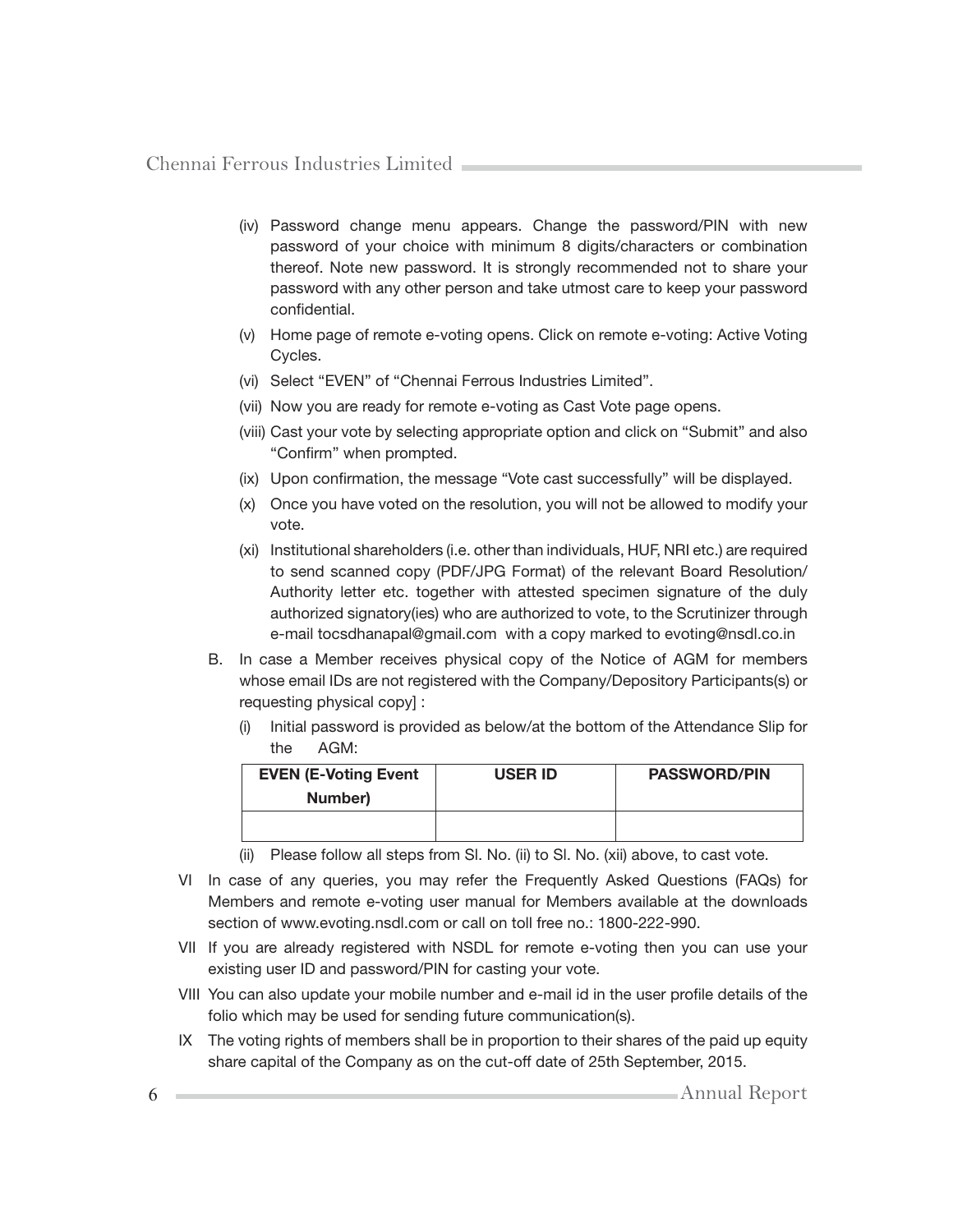(iv) Password change menu appears. Change the password/PIN with new password of your choice with minimum 8 digits/characters or combination thereof. Note new password. It is strongly recommended not to share your password with any other person and take utmost care to keep your password confidential.

(v) Home page of remote e-voting opens. Click on remote e-voting: Active Voting Cycles.

(vi) Select "EVEN" of "Chennai Ferrous Industries Limited".

(vii) Now you are ready for remote e-voting as Cast Vote page opens.

(viii) Cast your vote by selecting appropriate option and click on "Submit" and also "Confirm" when prompted.

(ix) Upon confirmation, the message "Vote cast successfully" will be displayed.

(x) Once you have voted on the resolution, you will not be allowed to modify your vote.

(xi) Institutional shareholders (i.e. other than individuals, HUF, NRI etc.) are required to send scanned copy (PDF/JPG Format) of the relevant Board Resolution/ Authority letter etc. together with attested specimen signature of the duly authorized signatory(ies) who are authorized to vote, to the Scrutinizer through e-mail tocsdhanapal@gmail.com with a copy marked to evoting@nsdl.co.in

B. In case a Member receives physical copy of the Notice of AGM for members whose email IDs are not registered with the Company/Depository Participants(s) or requesting physical copy] :

(i) Initial password is provided as below/at the bottom of the Attendance Slip for the AGM:

| EVEN (E-Voting Event Number) | USER ID | PASSWORD/PIN |
|---|---|---|
| | | |

(ii) Please follow all steps from Sl. No. (ii) to Sl. No. (xii) above, to cast vote.

VI In case of any queries, you may refer the Frequently Asked Questions (FAQs) for Members and remote e-voting user manual for Members available at the downloads section of www.evoting.nsdl.com or call on toll free no.: 1800-222-990.

VII If you are already registered with NSDL for remote e-voting then you can use your existing user ID and password/PIN for casting your vote.

VIII You can also update your mobile number and e-mail id in the user profile details of the folio which may be used for sending future communication(s).

IX The voting rights of members shall be in proportion to their shares of the paid up equity share capital of the Company as on the cut-off date of 25th September, 2015.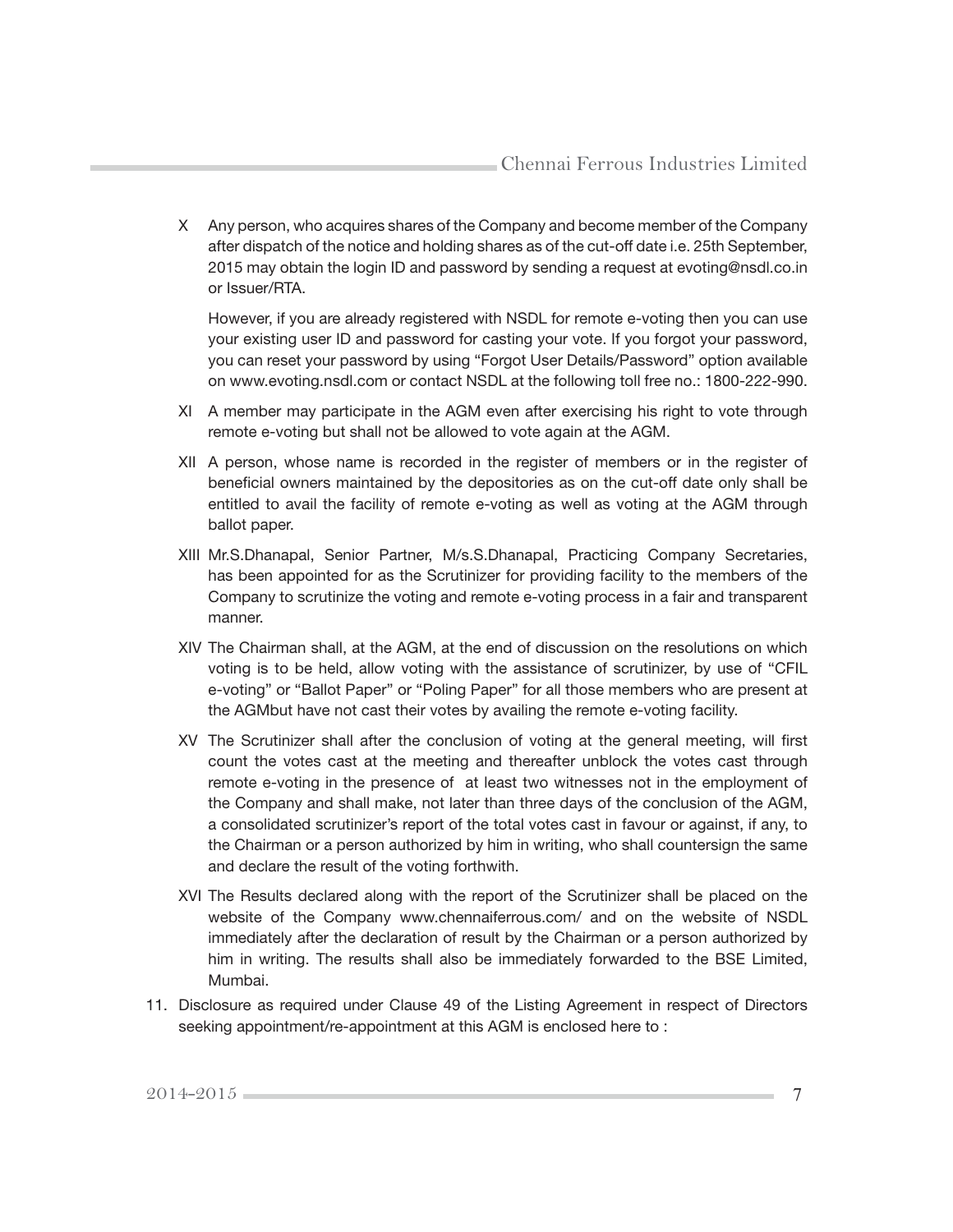X Any person, who acquires shares of the Company and become member of the Company after dispatch of the notice and holding shares as of the cut-off date i.e. 25th September, 2015 may obtain the login ID and password by sending a request at evoting@nsdl.co.in or Issuer/RTA.

However, if you are already registered with NSDL for remote e-voting then you can use your existing user ID and password for casting your vote. If you forgot your password, you can reset your password by using "Forgot User Details/Password" option available on www.evoting.nsdl.com or contact NSDL at the following toll free no.: 1800-222-990.

XI A member may participate in the AGM even after exercising his right to vote through remote e-voting but shall not be allowed to vote again at the AGM.

XII A person, whose name is recorded in the register of members or in the register of beneficial owners maintained by the depositories as on the cut-off date only shall be entitled to avail the facility of remote e-voting as well as voting at the AGM through ballot paper.

XIII Mr.S.Dhanapal, Senior Partner, M/s.S.Dhanapal, Practicing Company Secretaries, has been appointed for as the Scrutinizer for providing facility to the members of the Company to scrutinize the voting and remote e-voting process in a fair and transparent manner.

XIV The Chairman shall, at the AGM, at the end of discussion on the resolutions on which voting is to be held, allow voting with the assistance of scrutinizer, by use of "CFIL e-voting" or "Ballot Paper" or "Poling Paper" for all those members who are present at the AGMbut have not cast their votes by availing the remote e-voting facility.

XV The Scrutinizer shall after the conclusion of voting at the general meeting, will first count the votes cast at the meeting and thereafter unblock the votes cast through remote e-voting in the presence of at least two witnesses not in the employment of the Company and shall make, not later than three days of the conclusion of the AGM, a consolidated scrutinizer's report of the total votes cast in favour or against, if any, to the Chairman or a person authorized by him in writing, who shall countersign the same and declare the result of the voting forthwith.

XVI The Results declared along with the report of the Scrutinizer shall be placed on the website of the Company www.chennaiferrous.com/ and on the website of NSDL immediately after the declaration of result by the Chairman or a person authorized by him in writing. The results shall also be immediately forwarded to the BSE Limited, Mumbai.

11. Disclosure as required under Clause 49 of the Listing Agreement in respect of Directors seeking appointment/re-appointment at this AGM is enclosed here to :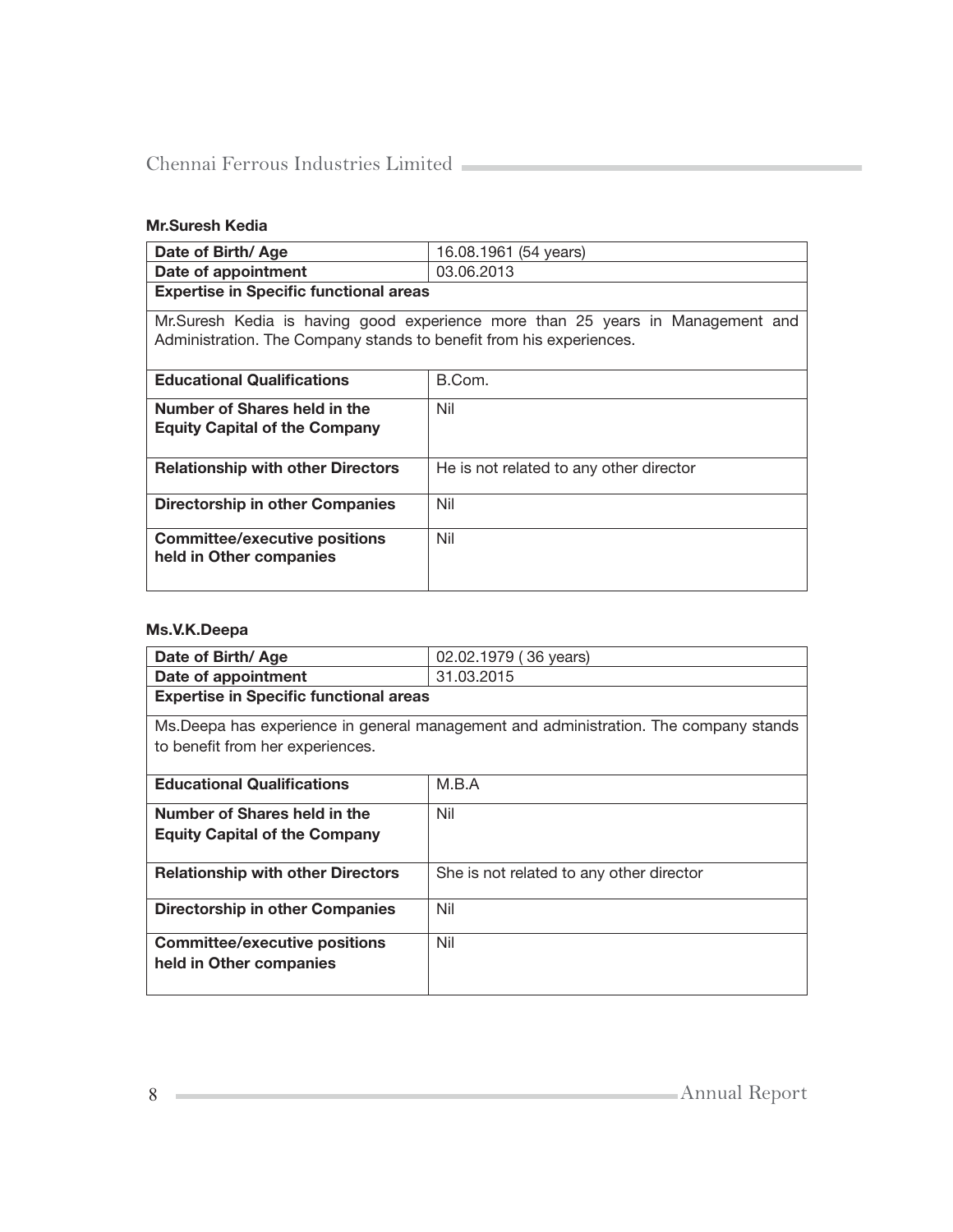**Mr.Suresh Kedia**

| Date of Birth/ Age | 16.08.1961 (54 years) |
|---|---|
| Date of appointment | 03.06.2013 |
| **Expertise in Specific functional areas** | |
| Mr.Suresh Kedia is having good experience more than 25 years in Management and Administration. The Company stands to benefit from his experiences. | |
| **Educational Qualifications** | B.Com. |
| **Number of Shares held in the Equity Capital of the Company** | Nil |
| **Relationship with other Directors** | He is not related to any other director |
| **Directorship in other Companies** | Nil |
| **Committee/executive positions held in Other companies** | Nil |

**Ms.V.K.Deepa**

| Date of Birth/ Age | 02.02.1979 ( 36 years) |
|---|---|
| Date of appointment | 31.03.2015 |
| **Expertise in Specific functional areas** | |
| Ms.Deepa has experience in general management and administration. The company stands to benefit from her experiences. | |
| **Educational Qualifications** | M.B.A |
| **Number of Shares held in the Equity Capital of the Company** | Nil |
| **Relationship with other Directors** | She is not related to any other director |
| **Directorship in other Companies** | Nil |
| **Committee/executive positions held in Other companies** | Nil |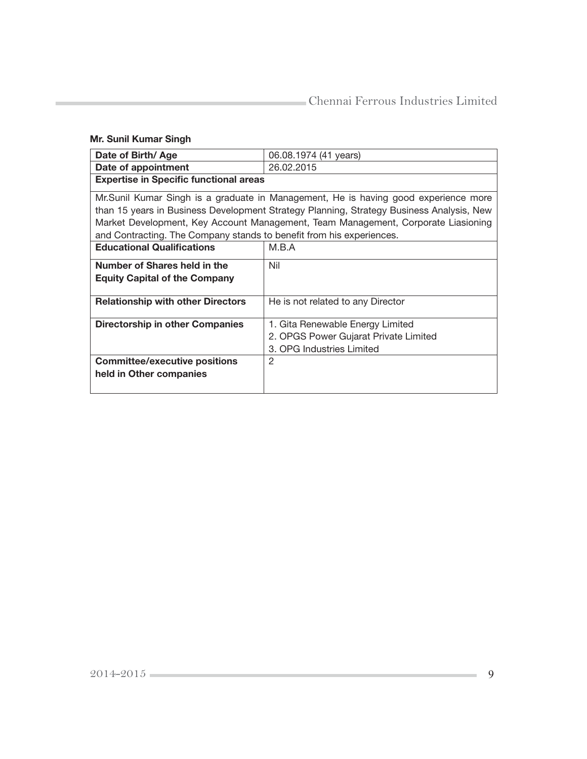**Mr. Sunil Kumar Singh**

| Date of Birth/ Age | 06.08.1974 (41 years) |
|---|---|
| Date of appointment | 26.02.2015 |
| **Expertise in Specific functional areas** | |
| Mr.Sunil Kumar Singh is a graduate in Management, He is having good experience more than 15 years in Business Development Strategy Planning, Strategy Business Analysis, New Market Development, Key Account Management, Team Management, Corporate Liasioning and Contracting. The Company stands to benefit from his experiences. | |
| **Educational Qualifications** | M.B.A |
| **Number of Shares held in the Equity Capital of the Company** | Nil |
| **Relationship with other Directors** | He is not related to any Director |
| **Directorship in other Companies** | 1. Gita Renewable Energy Limited<br>2. OPGS Power Gujarat Private Limited<br>3. OPG Industries Limited |
| **Committee/executive positions held in Other companies** | 2 |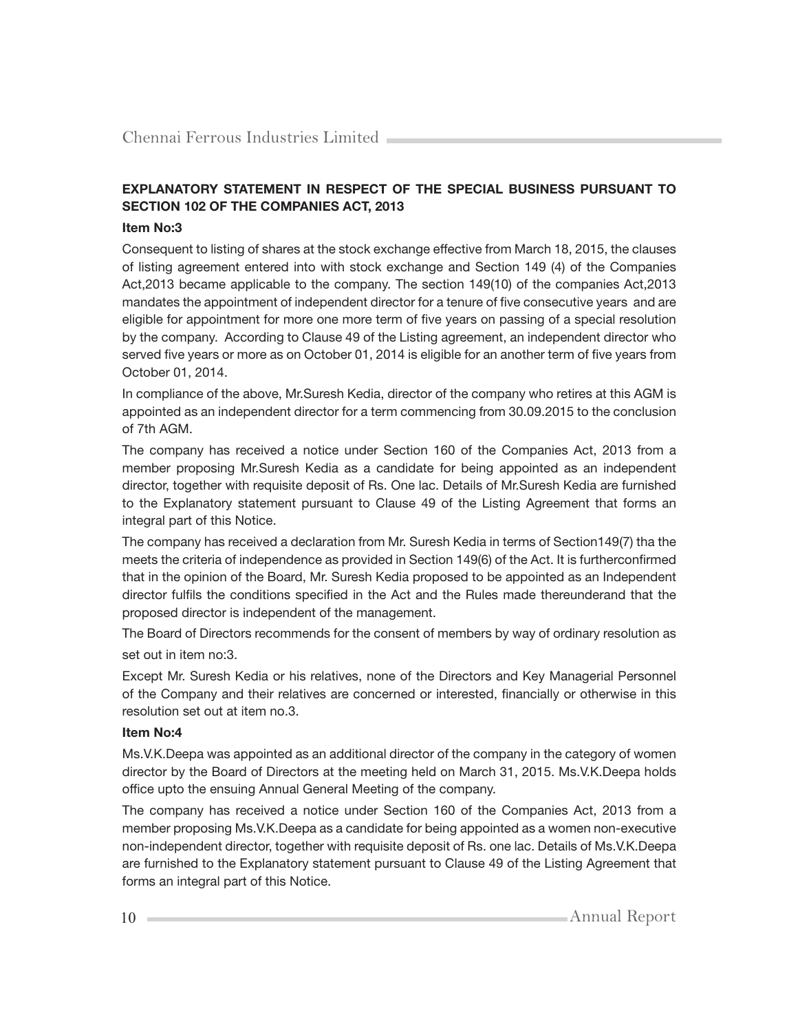## EXPLANATORY STATEMENT IN RESPECT OF THE SPECIAL BUSINESS PURSUANT TO SECTION 102 OF THE COMPANIES ACT, 2013

### Item No:3

Consequent to listing of shares at the stock exchange effective from March 18, 2015, the clauses of listing agreement entered into with stock exchange and Section 149 (4) of the Companies Act,2013 became applicable to the company. The section 149(10) of the companies Act,2013 mandates the appointment of independent director for a tenure of five consecutive years and are eligible for appointment for more one more term of five years on passing of a special resolution by the company. According to Clause 49 of the Listing agreement, an independent director who served five years or more as on October 01, 2014 is eligible for an another term of five years from October 01, 2014.

In compliance of the above, Mr.Suresh Kedia, director of the company who retires at this AGM is appointed as an independent director for a term commencing from 30.09.2015 to the conclusion of 7th AGM.

The company has received a notice under Section 160 of the Companies Act, 2013 from a member proposing Mr.Suresh Kedia as a candidate for being appointed as an independent director, together with requisite deposit of Rs. One lac. Details of Mr.Suresh Kedia are furnished to the Explanatory statement pursuant to Clause 49 of the Listing Agreement that forms an integral part of this Notice.

The company has received a declaration from Mr. Suresh Kedia in terms of Section149(7) tha the meets the criteria of independence as provided in Section 149(6) of the Act. It is furtherconfirmed that in the opinion of the Board, Mr. Suresh Kedia proposed to be appointed as an Independent director fulfils the conditions specified in the Act and the Rules made thereunderand that the proposed director is independent of the management.

The Board of Directors recommends for the consent of members by way of ordinary resolution as set out in item no:3.

Except Mr. Suresh Kedia or his relatives, none of the Directors and Key Managerial Personnel of the Company and their relatives are concerned or interested, financially or otherwise in this resolution set out at item no.3.

### Item No:4

Ms.V.K.Deepa was appointed as an additional director of the company in the category of women director by the Board of Directors at the meeting held on March 31, 2015. Ms.V.K.Deepa holds office upto the ensuing Annual General Meeting of the company.

The company has received a notice under Section 160 of the Companies Act, 2013 from a member proposing Ms.V.K.Deepa as a candidate for being appointed as a women non-executive non-independent director, together with requisite deposit of Rs. one lac. Details of Ms.V.K.Deepa are furnished to the Explanatory statement pursuant to Clause 49 of the Listing Agreement that forms an integral part of this Notice.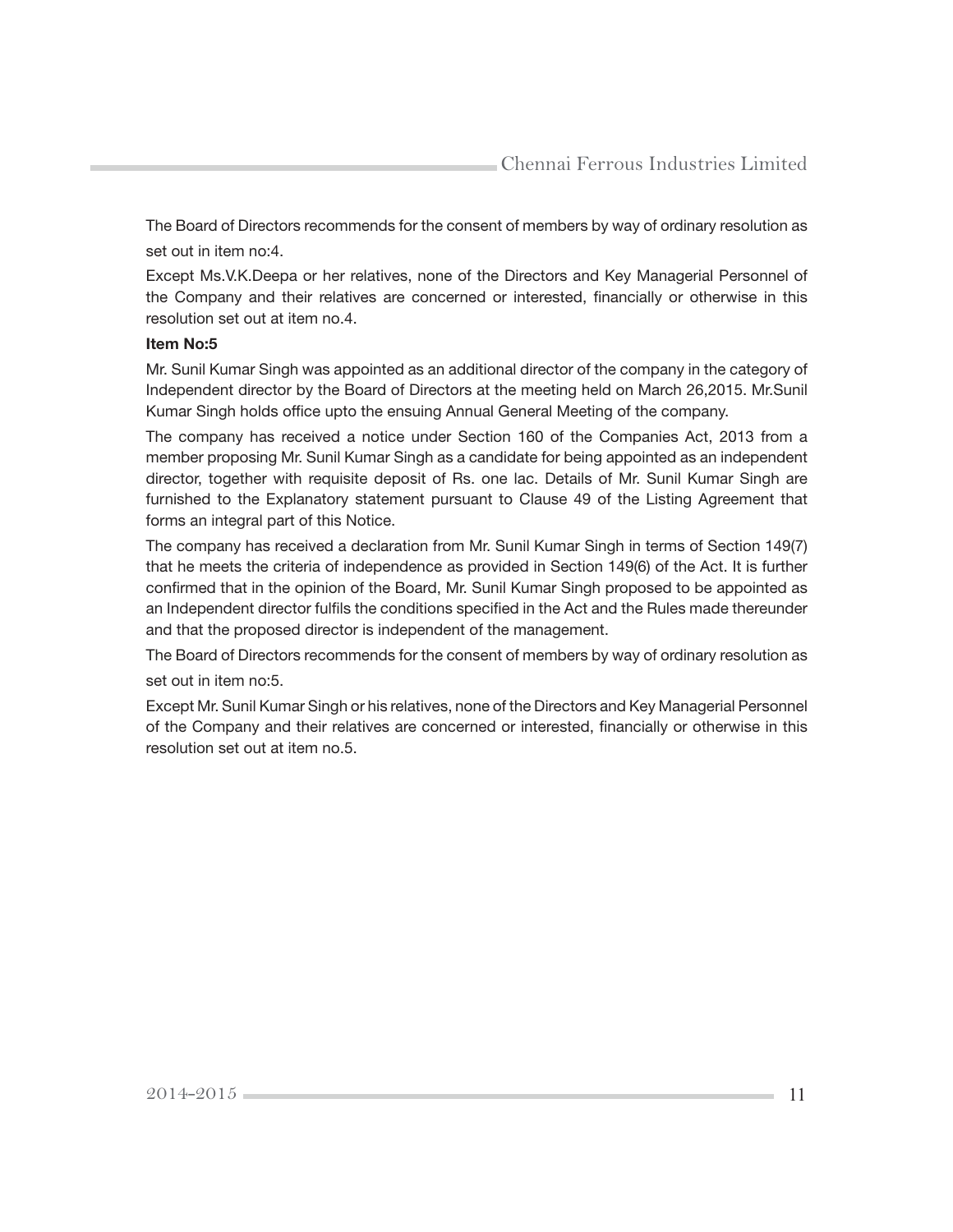The Board of Directors recommends for the consent of members by way of ordinary resolution as set out in item no:4.

Except Ms.V.K.Deepa or her relatives, none of the Directors and Key Managerial Personnel of the Company and their relatives are concerned or interested, financially or otherwise in this resolution set out at item no.4.

**Item No:5**

Mr. Sunil Kumar Singh was appointed as an additional director of the company in the category of Independent director by the Board of Directors at the meeting held on March 26,2015. Mr.Sunil Kumar Singh holds office upto the ensuing Annual General Meeting of the company.

The company has received a notice under Section 160 of the Companies Act, 2013 from a member proposing Mr. Sunil Kumar Singh as a candidate for being appointed as an independent director, together with requisite deposit of Rs. one lac. Details of Mr. Sunil Kumar Singh are furnished to the Explanatory statement pursuant to Clause 49 of the Listing Agreement that forms an integral part of this Notice.

The company has received a declaration from Mr. Sunil Kumar Singh in terms of Section 149(7) that he meets the criteria of independence as provided in Section 149(6) of the Act. It is further confirmed that in the opinion of the Board, Mr. Sunil Kumar Singh proposed to be appointed as an Independent director fulfils the conditions specified in the Act and the Rules made thereunder and that the proposed director is independent of the management.

The Board of Directors recommends for the consent of members by way of ordinary resolution as set out in item no:5.

Except Mr. Sunil Kumar Singh or his relatives, none of the Directors and Key Managerial Personnel of the Company and their relatives are concerned or interested, financially or otherwise in this resolution set out at item no.5.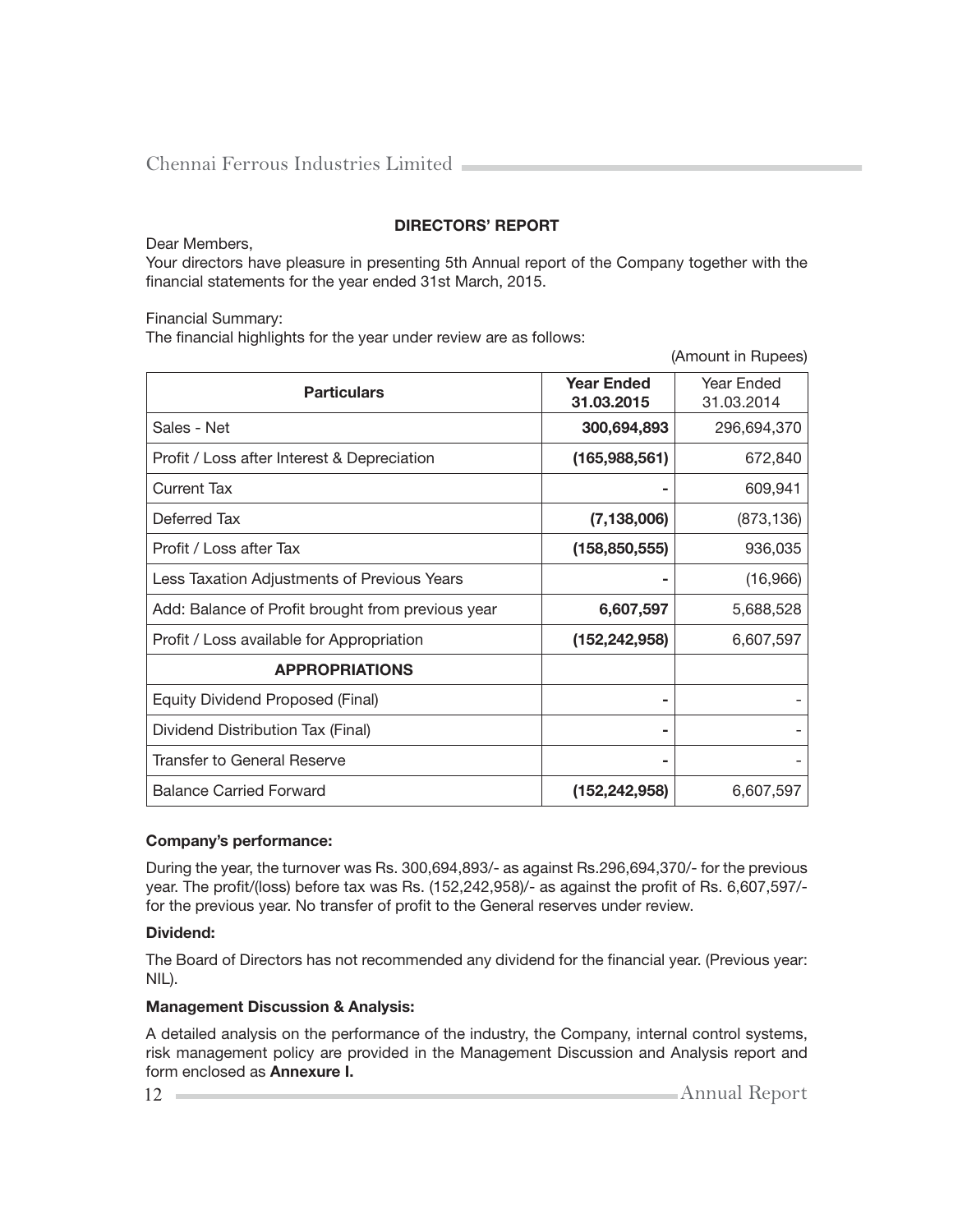## DIRECTORS' REPORT

Dear Members,

Your directors have pleasure in presenting 5th Annual report of the Company together with the financial statements for the year ended 31st March, 2015.

Financial Summary:

The financial highlights for the year under review are as follows:

(Amount in Rupees)

| Particulars | **Year Ended 31.03.2015** | Year Ended 31.03.2014 |
|---|---|---|
| Sales - Net | **300,694,893** | 296,694,370 |
| Profit / Loss after Interest & Depreciation | **(165,988,561)** | 672,840 |
| Current Tax | **-** | 609,941 |
| Deferred Tax | **(7,138,006)** | (873,136) |
| Profit / Loss after Tax | **(158,850,555)** | 936,035 |
| Less Taxation Adjustments of Previous Years | **-** | (16,966) |
| Add: Balance of Profit brought from previous year | **6,607,597** | 5,688,528 |
| Profit / Loss available for Appropriation | **(152,242,958)** | 6,607,597 |
| **APPROPRIATIONS** | | |
| Equity Dividend Proposed (Final) | **-** | - |
| Dividend Distribution Tax (Final) | **-** | - |
| Transfer to General Reserve | **-** | - |
| Balance Carried Forward | **(152,242,958)** | 6,607,597 |

**Company's performance:**

During the year, the turnover was Rs. 300,694,893/- as against Rs.296,694,370/- for the previous year. The profit/(loss) before tax was Rs. (152,242,958)/- as against the profit of Rs. 6,607,597/- for the previous year. No transfer of profit to the General reserves under review.

**Dividend:**

The Board of Directors has not recommended any dividend for the financial year. (Previous year: NIL).

**Management Discussion & Analysis:**

A detailed analysis on the performance of the industry, the Company, internal control systems, risk management policy are provided in the Management Discussion and Analysis report and form enclosed as **Annexure I.**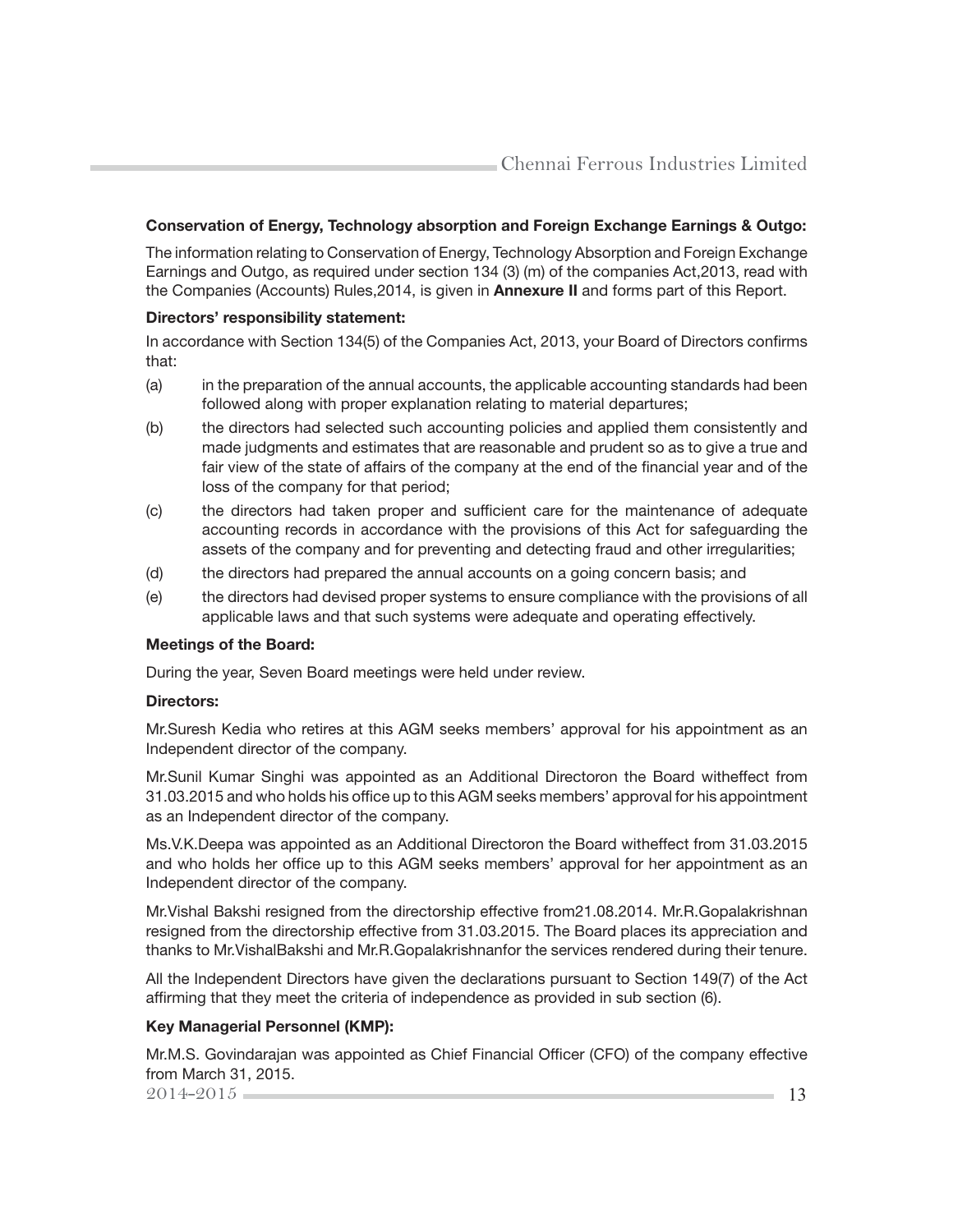**Conservation of Energy, Technology absorption and Foreign Exchange Earnings & Outgo:**

The information relating to Conservation of Energy, Technology Absorption and Foreign Exchange Earnings and Outgo, as required under section 134 (3) (m) of the companies Act,2013, read with the Companies (Accounts) Rules,2014, is given in **Annexure II** and forms part of this Report.

**Directors' responsibility statement:**

In accordance with Section 134(5) of the Companies Act, 2013, your Board of Directors confirms that:

(a) in the preparation of the annual accounts, the applicable accounting standards had been followed along with proper explanation relating to material departures;

(b) the directors had selected such accounting policies and applied them consistently and made judgments and estimates that are reasonable and prudent so as to give a true and fair view of the state of affairs of the company at the end of the financial year and of the loss of the company for that period;

(c) the directors had taken proper and sufficient care for the maintenance of adequate accounting records in accordance with the provisions of this Act for safeguarding the assets of the company and for preventing and detecting fraud and other irregularities;

(d) the directors had prepared the annual accounts on a going concern basis; and

(e) the directors had devised proper systems to ensure compliance with the provisions of all applicable laws and that such systems were adequate and operating effectively.

**Meetings of the Board:**

During the year, Seven Board meetings were held under review.

**Directors:**

Mr.Suresh Kedia who retires at this AGM seeks members' approval for his appointment as an Independent director of the company.

Mr.Sunil Kumar Singhi was appointed as an Additional Directoron the Board witheffect from 31.03.2015 and who holds his office up to this AGM seeks members' approval for his appointment as an Independent director of the company.

Ms.V.K.Deepa was appointed as an Additional Directoron the Board witheffect from 31.03.2015 and who holds her office up to this AGM seeks members' approval for her appointment as an Independent director of the company.

Mr.Vishal Bakshi resigned from the directorship effective from21.08.2014. Mr.R.Gopalakrishnan resigned from the directorship effective from 31.03.2015. The Board places its appreciation and thanks to Mr.VishalBakshi and Mr.R.Gopalakrishnanfor the services rendered during their tenure.

All the Independent Directors have given the declarations pursuant to Section 149(7) of the Act affirming that they meet the criteria of independence as provided in sub section (6).

**Key Managerial Personnel (KMP):**

Mr.M.S. Govindarajan was appointed as Chief Financial Officer (CFO) of the company effective from March 31, 2015.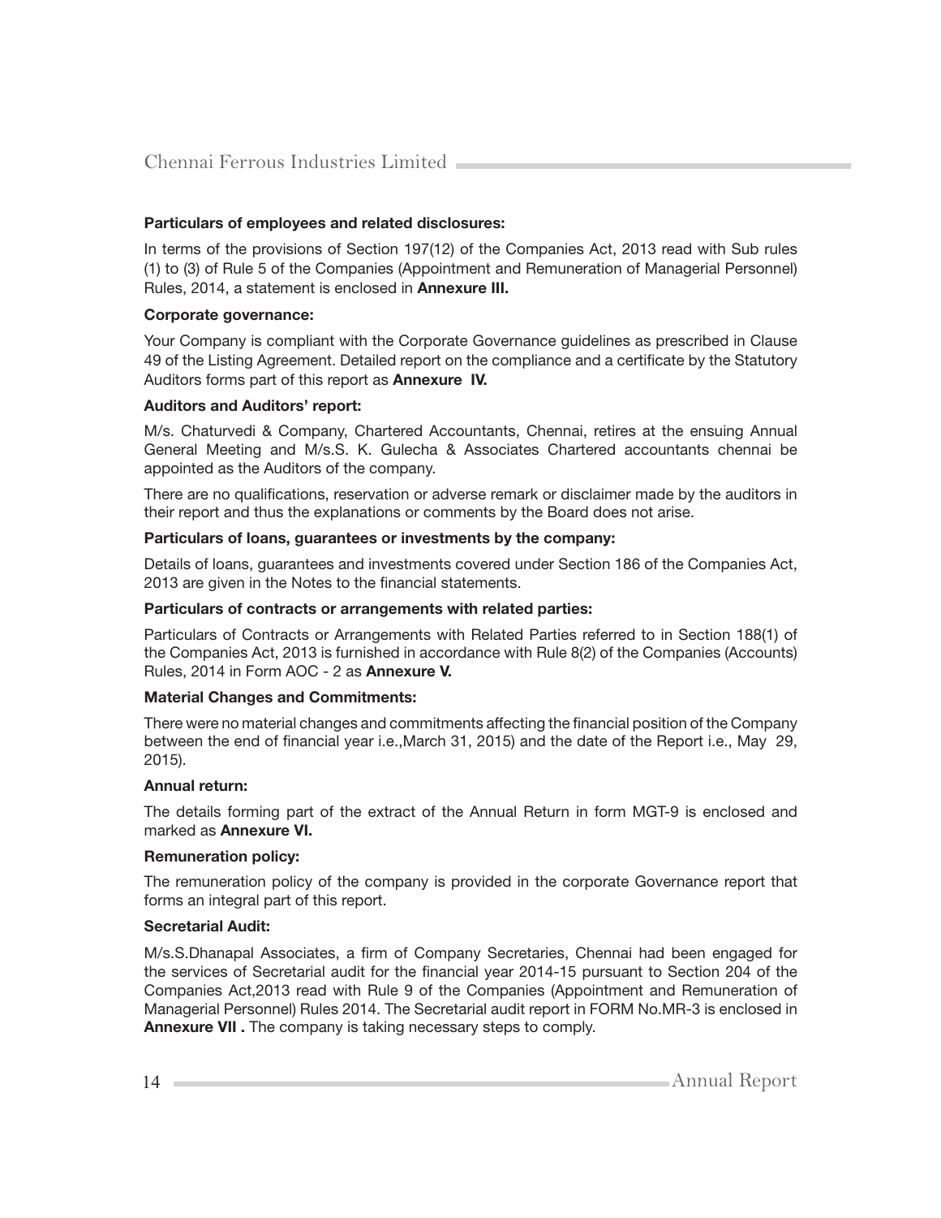**Particulars of employees and related disclosures:**

In terms of the provisions of Section 197(12) of the Companies Act, 2013 read with Sub rules (1) to (3) of Rule 5 of the Companies (Appointment and Remuneration of Managerial Personnel) Rules, 2014, a statement is enclosed in **Annexure III.**

**Corporate governance:**

Your Company is compliant with the Corporate Governance guidelines as prescribed in Clause 49 of the Listing Agreement. Detailed report on the compliance and a certificate by the Statutory Auditors forms part of this report as **Annexure IV.**

**Auditors and Auditors' report:**

M/s. Chaturvedi & Company, Chartered Accountants, Chennai, retires at the ensuing Annual General Meeting and M/s.S. K. Gulecha & Associates Chartered accountants chennai be appointed as the Auditors of the company.

There are no qualifications, reservation or adverse remark or disclaimer made by the auditors in their report and thus the explanations or comments by the Board does not arise.

**Particulars of loans, guarantees or investments by the company:**

Details of loans, guarantees and investments covered under Section 186 of the Companies Act, 2013 are given in the Notes to the financial statements.

**Particulars of contracts or arrangements with related parties:**

Particulars of Contracts or Arrangements with Related Parties referred to in Section 188(1) of the Companies Act, 2013 is furnished in accordance with Rule 8(2) of the Companies (Accounts) Rules, 2014 in Form AOC - 2 as **Annexure V.**

**Material Changes and Commitments:**

There were no material changes and commitments affecting the financial position of the Company between the end of financial year i.e.,March 31, 2015) and the date of the Report i.e., May 29, 2015).

**Annual return:**

The details forming part of the extract of the Annual Return in form MGT-9 is enclosed and marked as **Annexure VI.**

**Remuneration policy:**

The remuneration policy of the company is provided in the corporate Governance report that forms an integral part of this report.

**Secretarial Audit:**

M/s.S.Dhanapal Associates, a firm of Company Secretaries, Chennai had been engaged for the services of Secretarial audit for the financial year 2014-15 pursuant to Section 204 of the Companies Act,2013 read with Rule 9 of the Companies (Appointment and Remuneration of Managerial Personnel) Rules 2014. The Secretarial audit report in FORM No.MR-3 is enclosed in **Annexure VII .** The company is taking necessary steps to comply.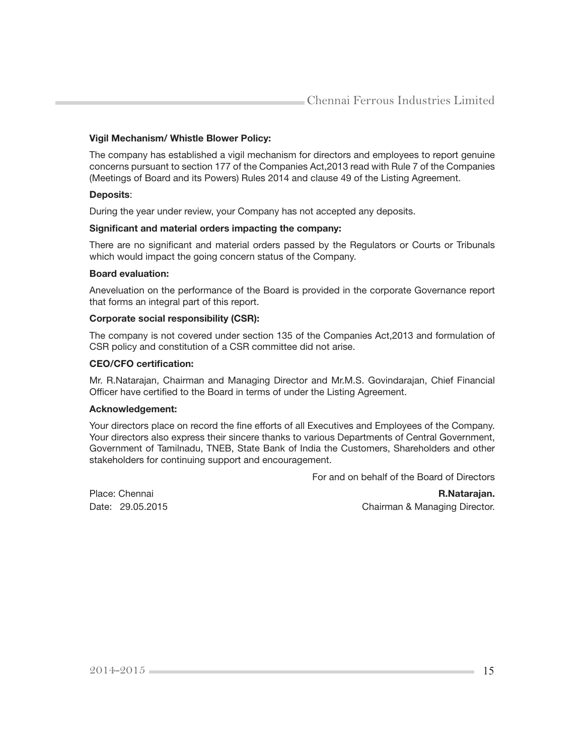**Vigil Mechanism/ Whistle Blower Policy:**

The company has established a vigil mechanism for directors and employees to report genuine concerns pursuant to section 177 of the Companies Act,2013 read with Rule 7 of the Companies (Meetings of Board and its Powers) Rules 2014 and clause 49 of the Listing Agreement.

**Deposits**:

During the year under review, your Company has not accepted any deposits.

**Significant and material orders impacting the company:**

There are no significant and material orders passed by the Regulators or Courts or Tribunals which would impact the going concern status of the Company.

**Board evaluation:**

Aneveluation on the performance of the Board is provided in the corporate Governance report that forms an integral part of this report.

**Corporate social responsibility (CSR):**

The company is not covered under section 135 of the Companies Act,2013 and formulation of CSR policy and constitution of a CSR committee did not arise.

**CEO/CFO certification:**

Mr. R.Natarajan, Chairman and Managing Director and Mr.M.S. Govindarajan, Chief Financial Officer have certified to the Board in terms of under the Listing Agreement.

**Acknowledgement:**

Your directors place on record the fine efforts of all Executives and Employees of the Company. Your directors also express their sincere thanks to various Departments of Central Government, Government of Tamilnadu, TNEB, State Bank of India the Customers, Shareholders and other stakeholders for continuing support and encouragement.

For and on behalf of the Board of Directors

Place: Chennai

Date: 29.05.2015

**R.Natarajan.**

Chairman & Managing Director.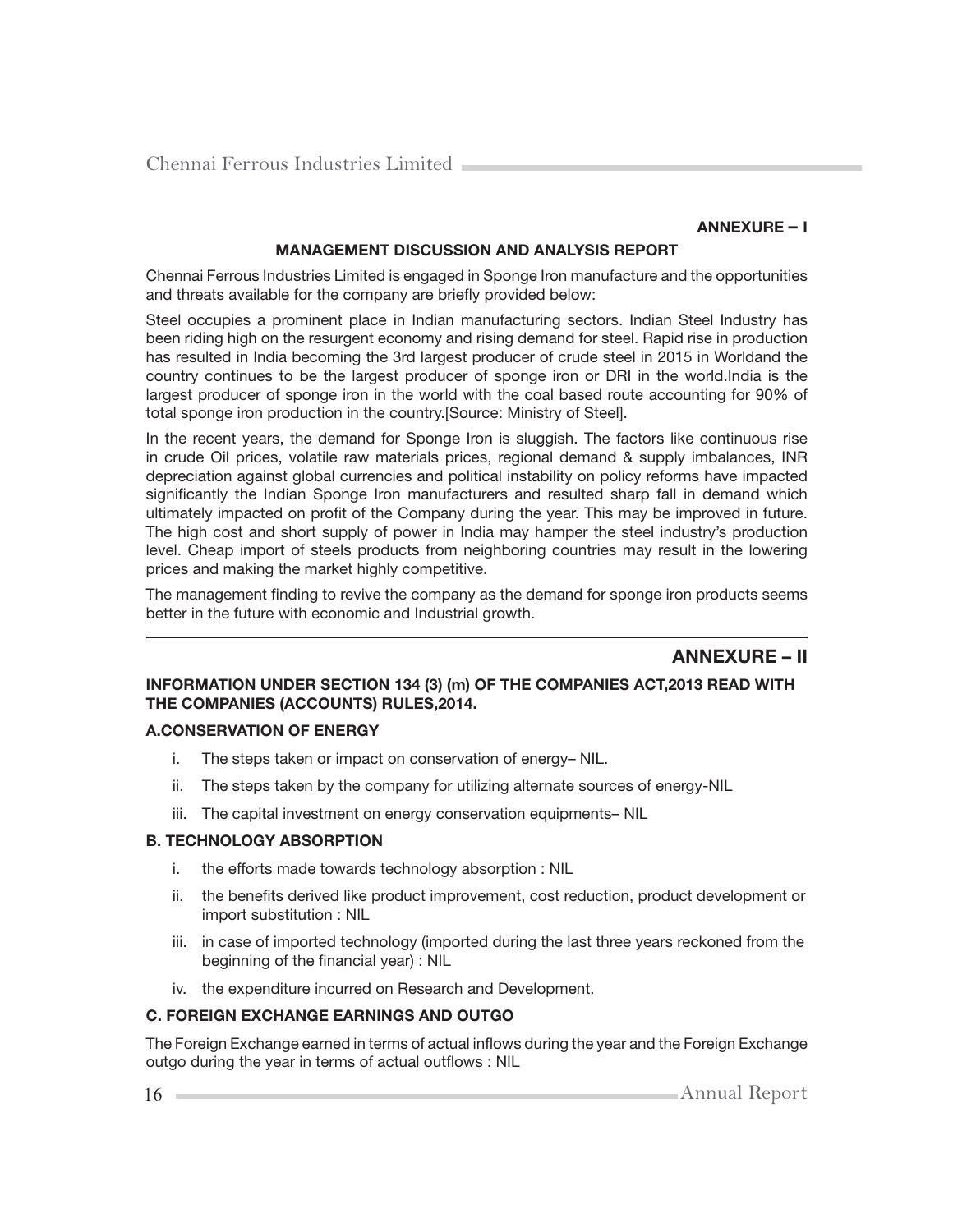**ANNEXURE – I**

## MANAGEMENT DISCUSSION AND ANALYSIS REPORT

Chennai Ferrous Industries Limited is engaged in Sponge Iron manufacture and the opportunities and threats available for the company are briefly provided below:

Steel occupies a prominent place in Indian manufacturing sectors. Indian Steel Industry has been riding high on the resurgent economy and rising demand for steel. Rapid rise in production has resulted in India becoming the 3rd largest producer of crude steel in 2015 in Worldand the country continues to be the largest producer of sponge iron or DRI in the world.India is the largest producer of sponge iron in the world with the coal based route accounting for 90% of total sponge iron production in the country.[Source: Ministry of Steel].

In the recent years, the demand for Sponge Iron is sluggish. The factors like continuous rise in crude Oil prices, volatile raw materials prices, regional demand & supply imbalances, INR depreciation against global currencies and political instability on policy reforms have impacted significantly the Indian Sponge Iron manufacturers and resulted sharp fall in demand which ultimately impacted on profit of the Company during the year. This may be improved in future. The high cost and short supply of power in India may hamper the steel industry's production level. Cheap import of steels products from neighboring countries may result in the lowering prices and making the market highly competitive.

The management finding to revive the company as the demand for sponge iron products seems better in the future with economic and Industrial growth.

---

## ANNEXURE – II

### INFORMATION UNDER SECTION 134 (3) (m) OF THE COMPANIES ACT,2013 READ WITH THE COMPANIES (ACCOUNTS) RULES,2014.

### A.CONSERVATION OF ENERGY

i. The steps taken or impact on conservation of energy– NIL.

ii. The steps taken by the company for utilizing alternate sources of energy-NIL

iii. The capital investment on energy conservation equipments– NIL

### B. TECHNOLOGY ABSORPTION

i. the efforts made towards technology absorption : NIL

ii. the benefits derived like product improvement, cost reduction, product development or import substitution : NIL

iii. in case of imported technology (imported during the last three years reckoned from the beginning of the financial year) : NIL

iv. the expenditure incurred on Research and Development.

### C. FOREIGN EXCHANGE EARNINGS AND OUTGO

The Foreign Exchange earned in terms of actual inflows during the year and the Foreign Exchange outgo during the year in terms of actual outflows : NIL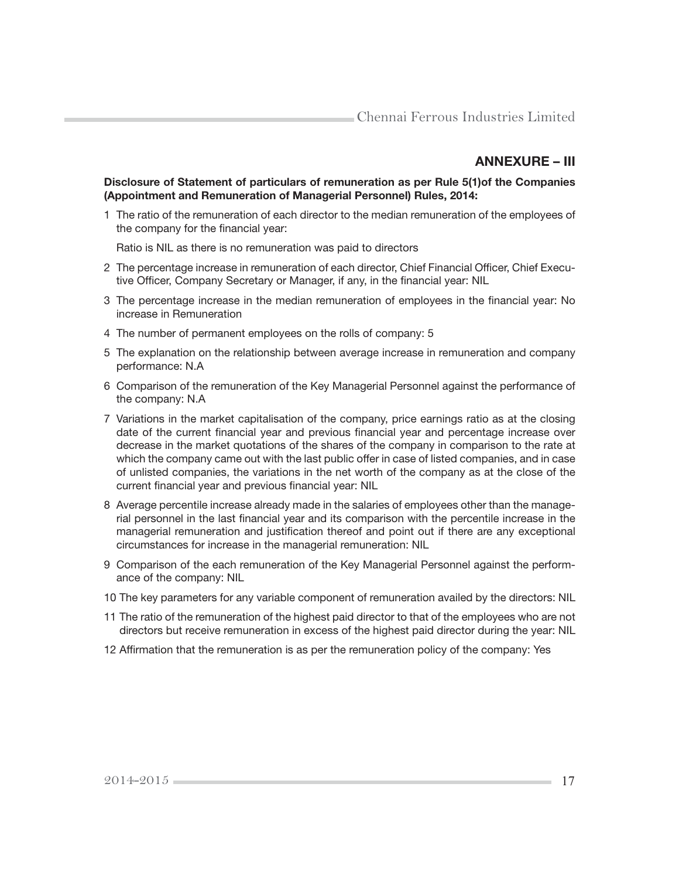## ANNEXURE – III

**Disclosure of Statement of particulars of remuneration as per Rule 5(1)of the Companies (Appointment and Remuneration of Managerial Personnel) Rules, 2014:**

1 The ratio of the remuneration of each director to the median remuneration of the employees of the company for the financial year:

Ratio is NIL as there is no remuneration was paid to directors

2 The percentage increase in remuneration of each director, Chief Financial Officer, Chief Executive Officer, Company Secretary or Manager, if any, in the financial year: NIL

3 The percentage increase in the median remuneration of employees in the financial year: No increase in Remuneration

4 The number of permanent employees on the rolls of company: 5

5 The explanation on the relationship between average increase in remuneration and company performance: N.A

6 Comparison of the remuneration of the Key Managerial Personnel against the performance of the company: N.A

7 Variations in the market capitalisation of the company, price earnings ratio as at the closing date of the current financial year and previous financial year and percentage increase over decrease in the market quotations of the shares of the company in comparison to the rate at which the company came out with the last public offer in case of listed companies, and in case of unlisted companies, the variations in the net worth of the company as at the close of the current financial year and previous financial year: NIL

8 Average percentile increase already made in the salaries of employees other than the managerial personnel in the last financial year and its comparison with the percentile increase in the managerial remuneration and justification thereof and point out if there are any exceptional circumstances for increase in the managerial remuneration: NIL

9 Comparison of the each remuneration of the Key Managerial Personnel against the performance of the company: NIL

10 The key parameters for any variable component of remuneration availed by the directors: NIL

11 The ratio of the remuneration of the highest paid director to that of the employees who are not directors but receive remuneration in excess of the highest paid director during the year: NIL

12 Affirmation that the remuneration is as per the remuneration policy of the company: Yes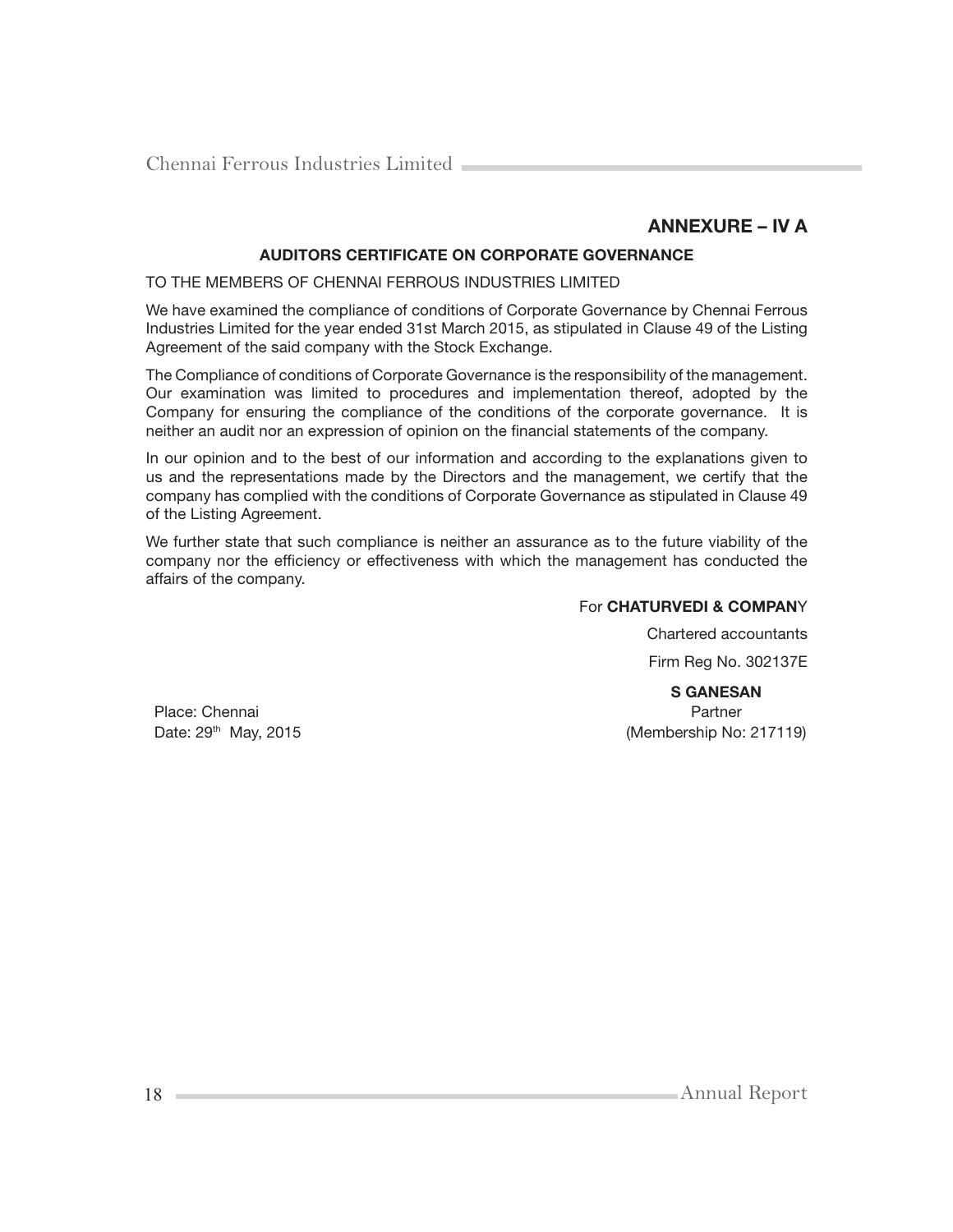## ANNEXURE – IV A

### AUDITORS CERTIFICATE ON CORPORATE GOVERNANCE

TO THE MEMBERS OF CHENNAI FERROUS INDUSTRIES LIMITED

We have examined the compliance of conditions of Corporate Governance by Chennai Ferrous Industries Limited for the year ended 31st March 2015, as stipulated in Clause 49 of the Listing Agreement of the said company with the Stock Exchange.

The Compliance of conditions of Corporate Governance is the responsibility of the management. Our examination was limited to procedures and implementation thereof, adopted by the Company for ensuring the compliance of the conditions of the corporate governance. It is neither an audit nor an expression of opinion on the financial statements of the company.

In our opinion and to the best of our information and according to the explanations given to us and the representations made by the Directors and the management, we certify that the company has complied with the conditions of Corporate Governance as stipulated in Clause 49 of the Listing Agreement.

We further state that such compliance is neither an assurance as to the future viability of the company nor the efficiency or effectiveness with which the management has conducted the affairs of the company.

For **CHATURVEDI & COMPANY**

Chartered accountants

Firm Reg No. 302137E

**S GANESAN**

Partner

(Membership No: 217119)

Place: Chennai

Date: 29th May, 2015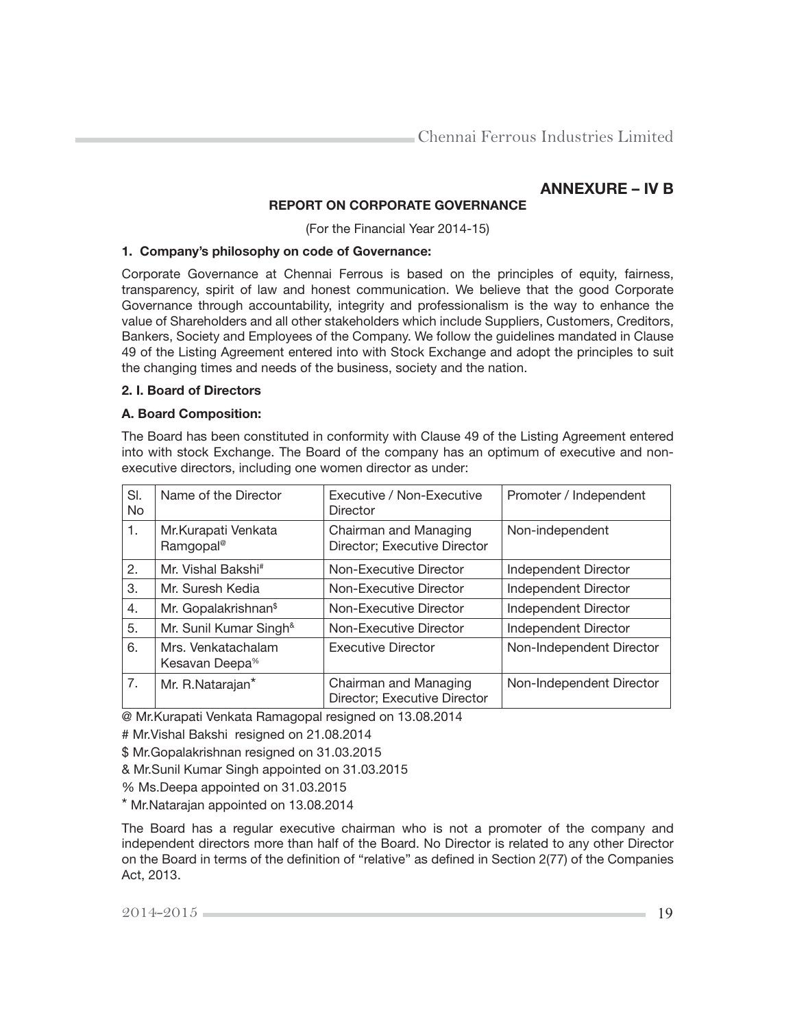# ANNEXURE – IV B

## REPORT ON CORPORATE GOVERNANCE

(For the Financial Year 2014-15)

### 1. Company's philosophy on code of Governance:

Corporate Governance at Chennai Ferrous is based on the principles of equity, fairness, transparency, spirit of law and honest communication. We believe that the good Corporate Governance through accountability, integrity and professionalism is the way to enhance the value of Shareholders and all other stakeholders which include Suppliers, Customers, Creditors, Bankers, Society and Employees of the Company. We follow the guidelines mandated in Clause 49 of the Listing Agreement entered into with Stock Exchange and adopt the principles to suit the changing times and needs of the business, society and the nation.

### 2. I. Board of Directors

**A. Board Composition:**

The Board has been constituted in conformity with Clause 49 of the Listing Agreement entered into with stock Exchange. The Board of the company has an optimum of executive and non-executive directors, including one women director as under:

| Sl. No | Name of the Director | Executive / Non-Executive Director | Promoter / Independent |
|---|---|---|---|
| 1. | Mr.Kurapati Venkata Ramgopal@ | Chairman and Managing Director; Executive Director | Non-independent |
| 2. | Mr. Vishal Bakshi# | Non-Executive Director | Independent Director |
| 3. | Mr. Suresh Kedia | Non-Executive Director | Independent Director |
| 4. | Mr. Gopalakrishnan$ | Non-Executive Director | Independent Director |
| 5. | Mr. Sunil Kumar Singh& | Non-Executive Director | Independent Director |
| 6. | Mrs. Venkatachalam Kesavan Deepa% | Executive Director | Non-Independent Director |
| 7. | Mr. R.Natarajan* | Chairman and Managing Director; Executive Director | Non-Independent Director |

@ Mr.Kurapati Venkata Ramagopal resigned on 13.08.2014

# Mr.Vishal Bakshi resigned on 21.08.2014

$ Mr.Gopalakrishnan resigned on 31.03.2015

& Mr.Sunil Kumar Singh appointed on 31.03.2015

% Ms.Deepa appointed on 31.03.2015

* Mr.Natarajan appointed on 13.08.2014

The Board has a regular executive chairman who is not a promoter of the company and independent directors more than half of the Board. No Director is related to any other Director on the Board in terms of the definition of "relative" as defined in Section 2(77) of the Companies Act, 2013.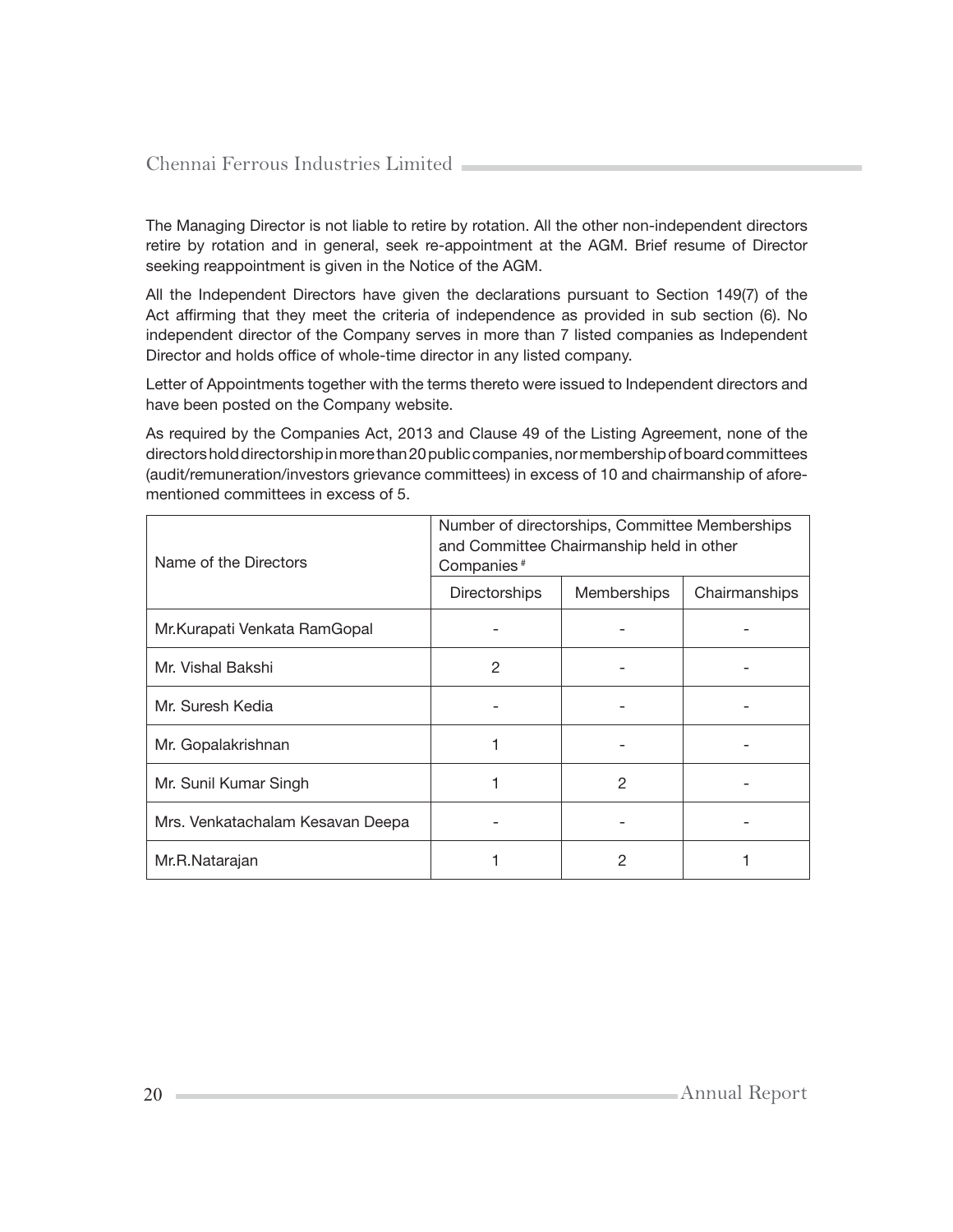The Managing Director is not liable to retire by rotation. All the other non-independent directors retire by rotation and in general, seek re-appointment at the AGM. Brief resume of Director seeking reappointment is given in the Notice of the AGM.

All the Independent Directors have given the declarations pursuant to Section 149(7) of the Act affirming that they meet the criteria of independence as provided in sub section (6). No independent director of the Company serves in more than 7 listed companies as Independent Director and holds office of whole-time director in any listed company.

Letter of Appointments together with the terms thereto were issued to Independent directors and have been posted on the Company website.

As required by the Companies Act, 2013 and Clause 49 of the Listing Agreement, none of the directors hold directorship in more than 20 public companies, nor membership of board committees (audit/remuneration/investors grievance committees) in excess of 10 and chairmanship of afore-mentioned committees in excess of 5.

| Name of the Directors | Number of directorships, Committee Memberships and Committee Chairmanship held in other Companies # | | |
|---|---|---|---|
| | Directorships | Memberships | Chairmanships |
| Mr.Kurapati Venkata RamGopal | - | - | - |
| Mr. Vishal Bakshi | 2 | - | - |
| Mr. Suresh Kedia | - | - | - |
| Mr. Gopalakrishnan | 1 | - | - |
| Mr. Sunil Kumar Singh | 1 | 2 | - |
| Mrs. Venkatachalam Kesavan Deepa | - | - | - |
| Mr.R.Natarajan | 1 | 2 | 1 |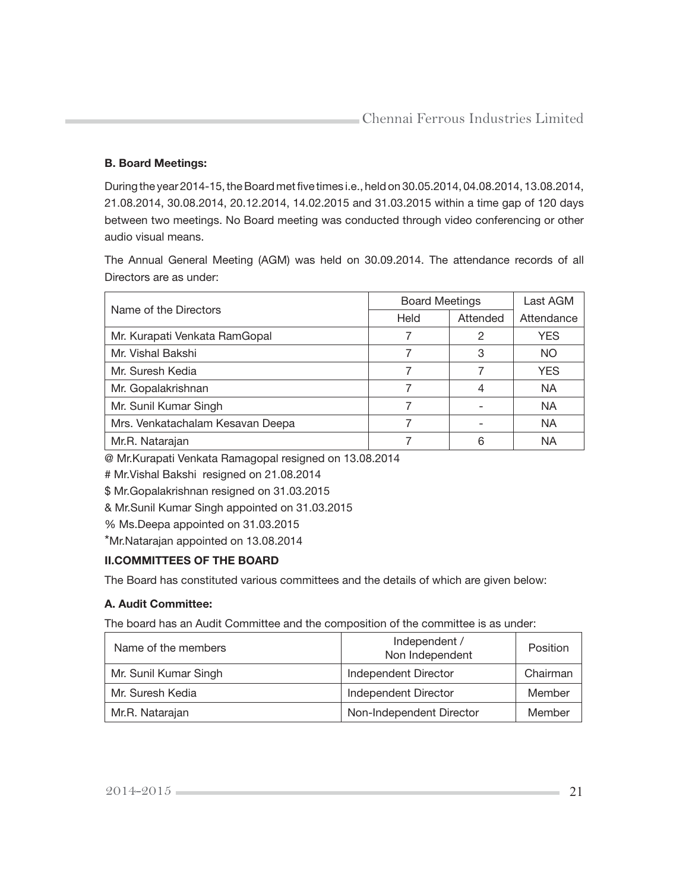### B. Board Meetings:

During the year 2014-15, the Board met five times i.e., held on 30.05.2014, 04.08.2014, 13.08.2014, 21.08.2014, 30.08.2014, 20.12.2014, 14.02.2015 and 31.03.2015 within a time gap of 120 days between two meetings. No Board meeting was conducted through video conferencing or other audio visual means.

The Annual General Meeting (AGM) was held on 30.09.2014. The attendance records of all Directors are as under:

| Name of the Directors | Board Meetings | | Last AGM |
|---|---|---|---|
| | Held | Attended | Attendance |
| Mr. Kurapati Venkata RamGopal | 7 | 2 | YES |
| Mr. Vishal Bakshi | 7 | 3 | NO |
| Mr. Suresh Kedia | 7 | 7 | YES |
| Mr. Gopalakrishnan | 7 | 4 | NA |
| Mr. Sunil Kumar Singh | 7 | - | NA |
| Mrs. Venkatachalam Kesavan Deepa | 7 | - | NA |
| Mr.R. Natarajan | 7 | 6 | NA |

@ Mr.Kurapati Venkata Ramagopal resigned on 13.08.2014

# Mr.Vishal Bakshi resigned on 21.08.2014

$ Mr.Gopalakrishnan resigned on 31.03.2015

& Mr.Sunil Kumar Singh appointed on 31.03.2015

% Ms.Deepa appointed on 31.03.2015

*Mr.Natarajan appointed on 13.08.2014

### II.COMMITTEES OF THE BOARD

The Board has constituted various committees and the details of which are given below:

### A. Audit Committee:

The board has an Audit Committee and the composition of the committee is as under:

| Name of the members | Independent / Non Independent | Position |
|---|---|---|
| Mr. Sunil Kumar Singh | Independent Director | Chairman |
| Mr. Suresh Kedia | Independent Director | Member |
| Mr.R. Natarajan | Non-Independent Director | Member |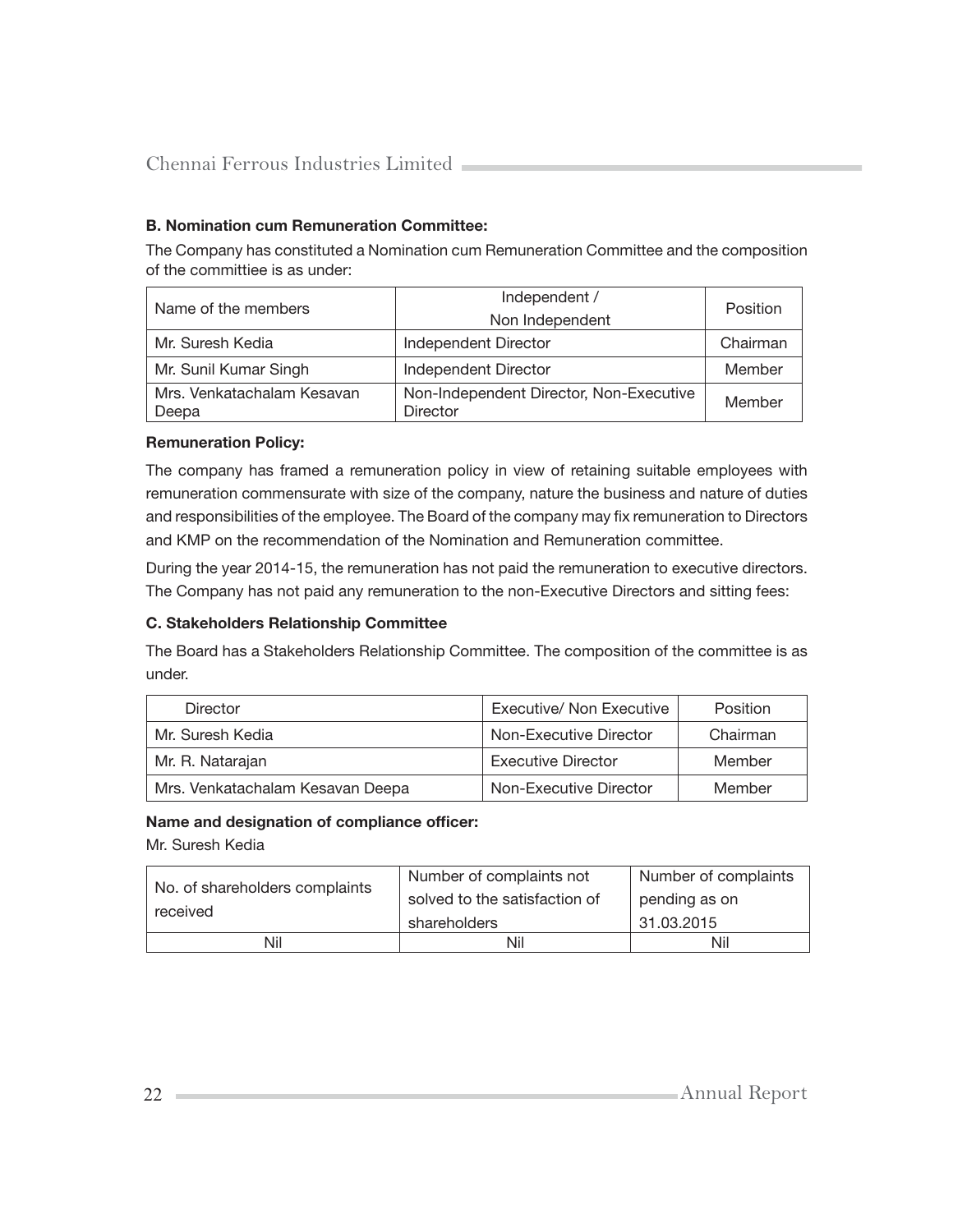### B. Nomination cum Remuneration Committee:

The Company has constituted a Nomination cum Remuneration Committee and the composition of the committiee is as under:

| Name of the members | Independent / Non Independent | Position |
|---|---|---|
| Mr. Suresh Kedia | Independent Director | Chairman |
| Mr. Sunil Kumar Singh | Independent Director | Member |
| Mrs. Venkatachalam Kesavan Deepa | Non-Independent Director, Non-Executive Director | Member |

**Remuneration Policy:**

The company has framed a remuneration policy in view of retaining suitable employees with remuneration commensurate with size of the company, nature the business and nature of duties and responsibilities of the employee. The Board of the company may fix remuneration to Directors and KMP on the recommendation of the Nomination and Remuneration committee.

During the year 2014-15, the remuneration has not paid the remuneration to executive directors. The Company has not paid any remuneration to the non-Executive Directors and sitting fees:

### C. Stakeholders Relationship Committee

The Board has a Stakeholders Relationship Committee. The composition of the committee is as under.

| Director | Executive/ Non Executive | Position |
|---|---|---|
| Mr. Suresh Kedia | Non-Executive Director | Chairman |
| Mr. R. Natarajan | Executive Director | Member |
| Mrs. Venkatachalam Kesavan Deepa | Non-Executive Director | Member |

**Name and designation of compliance officer:**

Mr. Suresh Kedia

| No. of shareholders complaints received | Number of complaints not solved to the satisfaction of shareholders | Number of complaints pending as on 31.03.2015 |
|---|---|---|
| Nil | Nil | Nil |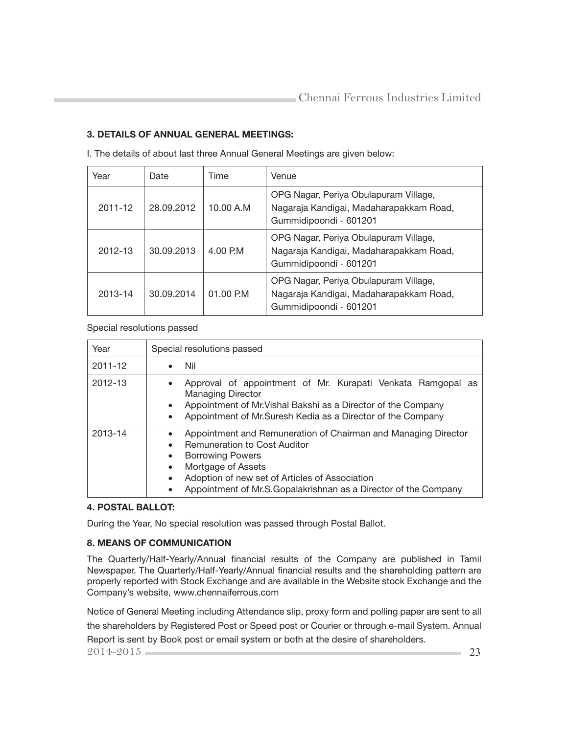### 3. DETAILS OF ANNUAL GENERAL MEETINGS:

I. The details of about last three Annual General Meetings are given below:

| Year | Date | Time | Venue |
|---|---|---|---|
| 2011-12 | 28.09.2012 | 10.00 A.M | OPG Nagar, Periya Obulapuram Village, Nagaraja Kandigai, Madaharapakkam Road, Gummidipoondi - 601201 |
| 2012-13 | 30.09.2013 | 4.00 P.M | OPG Nagar, Periya Obulapuram Village, Nagaraja Kandigai, Madaharapakkam Road, Gummidipoondi - 601201 |
| 2013-14 | 30.09.2014 | 01.00 P.M | OPG Nagar, Periya Obulapuram Village, Nagaraja Kandigai, Madaharapakkam Road, Gummidipoondi - 601201 |

Special resolutions passed

| Year | Special resolutions passed |
|---|---|
| 2011-12 | • Nil |
| 2012-13 | • Approval of appointment of Mr. Kurapati Venkata Ramgopal as Managing Director<br>• Appointment of Mr.Vishal Bakshi as a Director of the Company<br>• Appointment of Mr.Suresh Kedia as a Director of the Company |
| 2013-14 | • Appointment and Remuneration of Chairman and Managing Director<br>• Remuneration to Cost Auditor<br>• Borrowing Powers<br>• Mortgage of Assets<br>• Adoption of new set of Articles of Association<br>• Appointment of Mr.S.Gopalakrishnan as a Director of the Company |

### 4. POSTAL BALLOT:

During the Year, No special resolution was passed through Postal Ballot.

### 8. MEANS OF COMMUNICATION

The Quarterly/Half-Yearly/Annual financial results of the Company are published in Tamil Newspaper. The Quarterly/Half-Yearly/Annual financial results and the shareholding pattern are properly reported with Stock Exchange and are available in the Website stock Exchange and the Company's website, www.chennaiferrous.com

Notice of General Meeting including Attendance slip, proxy form and polling paper are sent to all the shareholders by Registered Post or Speed post or Courier or through e-mail System. Annual Report is sent by Book post or email system or both at the desire of shareholders.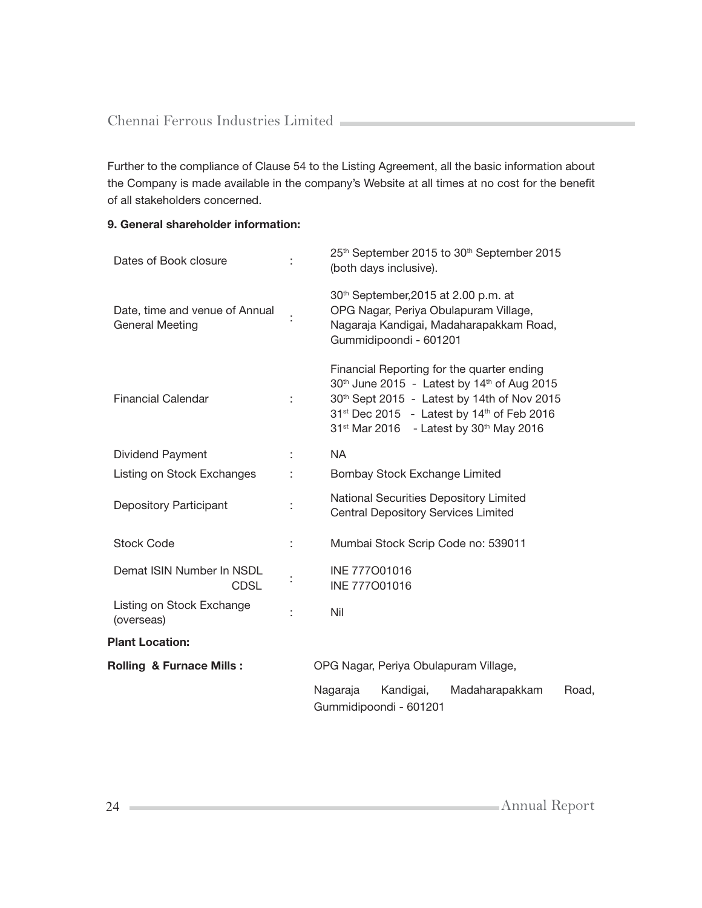Further to the compliance of Clause 54 to the Listing Agreement, all the basic information about the Company is made available in the company's Website at all times at no cost for the benefit of all stakeholders concerned.

**9. General shareholder information:**

| | | |
|---|---|---|
| Dates of Book closure | : | 25th September 2015 to 30th September 2015 (both days inclusive). |
| Date, time and venue of Annual General Meeting | : | 30th September,2015 at 2.00 p.m. at OPG Nagar, Periya Obulapuram Village, Nagaraja Kandigai, Madaharapakkam Road, Gummidipoondi - 601201 |
| Financial Calendar | : | Financial Reporting for the quarter ending<br>30th June 2015 - Latest by 14th of Aug 2015<br>30th Sept 2015 - Latest by 14th of Nov 2015<br>31st Dec 2015 - Latest by 14th of Feb 2016<br>31st Mar 2016 - Latest by 30th May 2016 |
| Dividend Payment | : | NA |
| Listing on Stock Exchanges | : | Bombay Stock Exchange Limited |
| Depository Participant | : | National Securities Depository Limited<br>Central Depository Services Limited |
| Stock Code | : | Mumbai Stock Scrip Code no: 539011 |
| Demat ISIN Number In NSDL<br>CDSL | : | INE 777O01016<br>INE 777O01016 |
| Listing on Stock Exchange (overseas) | : | Nil |

**Plant Location:**

**Rolling & Furnace Mills :** OPG Nagar, Periya Obulapuram Village,

Nagaraja Kandigai, Madaharapakkam Road, Gummidipoondi - 601201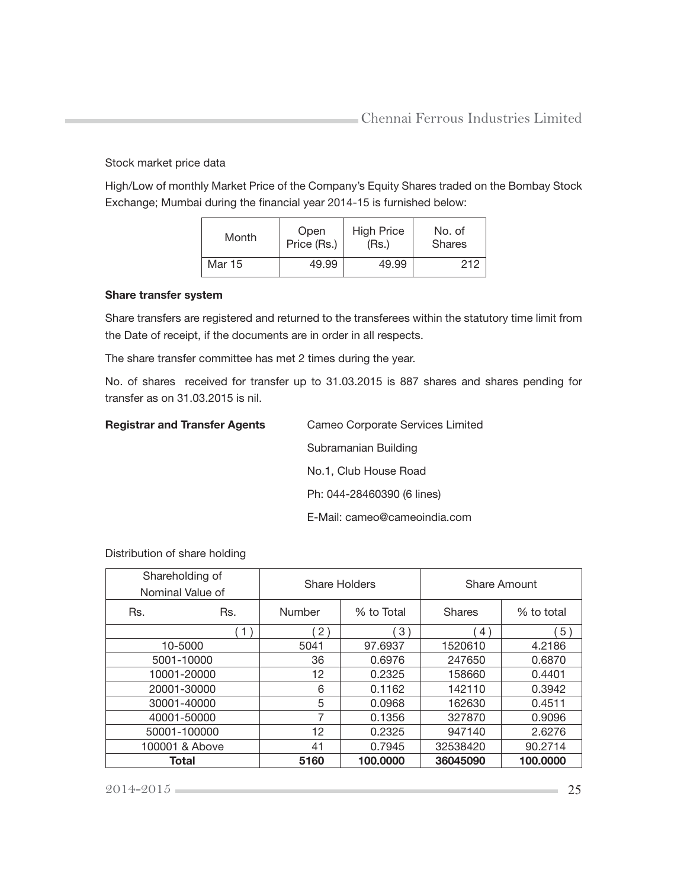Stock market price data

High/Low of monthly Market Price of the Company's Equity Shares traded on the Bombay Stock Exchange; Mumbai during the financial year 2014-15 is furnished below:

| Month | Open Price (Rs.) | High Price (Rs.) | No. of Shares |
|---|---|---|---|
| Mar 15 | 49.99 | 49.99 | 212 |

**Share transfer system**

Share transfers are registered and returned to the transferees within the statutory time limit from the Date of receipt, if the documents are in order in all respects.

The share transfer committee has met 2 times during the year.

No. of shares received for transfer up to 31.03.2015 is 887 shares and shares pending for transfer as on 31.03.2015 is nil.

**Registrar and Transfer Agents**

Cameo Corporate Services Limited
Subramanian Building
No.1, Club House Road
Ph: 044-28460390 (6 lines)
E-Mail: cameo@cameoindia.com

Distribution of share holding

| Shareholding of Nominal Value of | Share Holders | | Share Amount | |
|---|---|---|---|---|
| Rs. Rs. | Number | % to Total | Shares | % to total |
| ( 1 ) | ( 2 ) | ( 3 ) | ( 4 ) | ( 5 ) |
| 10-5000 | 5041 | 97.6937 | 1520610 | 4.2186 |
| 5001-10000 | 36 | 0.6976 | 247650 | 0.6870 |
| 10001-20000 | 12 | 0.2325 | 158660 | 0.4401 |
| 20001-30000 | 6 | 0.1162 | 142110 | 0.3942 |
| 30001-40000 | 5 | 0.0968 | 162630 | 0.4511 |
| 40001-50000 | 7 | 0.1356 | 327870 | 0.9096 |
| 50001-100000 | 12 | 0.2325 | 947140 | 2.6276 |
| 100001 & Above | 41 | 0.7945 | 32538420 | 90.2714 |
| **Total** | **5160** | **100.0000** | **36045090** | **100.0000** |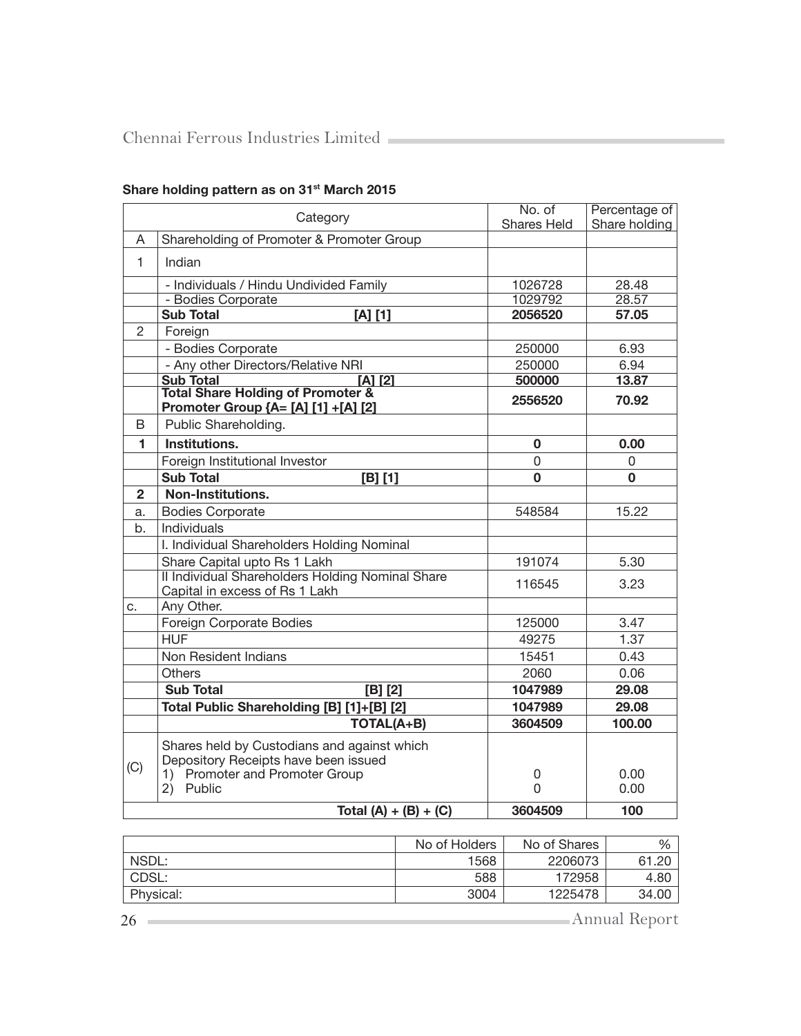**Share holding pattern as on 31st March 2015**

| | Category | No. of Shares Held | Percentage of Share holding |
|---|---|---|---|
| A | Shareholding of Promoter & Promoter Group | | |
| 1 | Indian | | |
| | - Individuals / Hindu Undivided Family | 1026728 | 28.48 |
| | - Bodies Corporate | 1029792 | 28.57 |
| | **Sub Total [A] [1]** | **2056520** | **57.05** |
| 2 | Foreign | | |
| | - Bodies Corporate | 250000 | 6.93 |
| | - Any other Directors/Relative NRI | 250000 | 6.94 |
| | **Sub Total [A] [2]** | **500000** | **13.87** |
| | **Total Share Holding of Promoter & Promoter Group {A= [A] [1] +[A] [2]** | **2556520** | **70.92** |
| B | Public Shareholding. | | |
| **1** | **Institutions.** | **0** | **0.00** |
| | Foreign Institutional Investor | 0 | 0 |
| | **Sub Total [B] [1]** | **0** | **0** |
| **2** | **Non-Institutions.** | | |
| a. | Bodies Corporate | 548584 | 15.22 |
| b. | Individuals | | |
| | I. Individual Shareholders Holding Nominal | | |
| | Share Capital upto Rs 1 Lakh | 191074 | 5.30 |
| | II Individual Shareholders Holding Nominal Share Capital in excess of Rs 1 Lakh | 116545 | 3.23 |
| c. | Any Other. | | |
| | Foreign Corporate Bodies | 125000 | 3.47 |
| | HUF | 49275 | 1.37 |
| | Non Resident Indians | 15451 | 0.43 |
| | Others | 2060 | 0.06 |
| | **Sub Total [B] [2]** | **1047989** | **29.08** |
| | **Total Public Shareholding [B] [1]+[B] [2]** | **1047989** | **29.08** |
| | **TOTAL(A+B)** | **3604509** | **100.00** |
| (C) | Shares held by Custodians and against which Depository Receipts have been issued<br>1) Promoter and Promoter Group<br>2) Public | 0<br>0 | 0.00<br>0.00 |
| | **Total (A) + (B) + (C)** | **3604509** | **100** |

| | No of Holders | No of Shares | % |
|---|---|---|---|
| NSDL: | 1568 | 2206073 | 61.20 |
| CDSL: | 588 | 172958 | 4.80 |
| Physical: | 3004 | 1225478 | 34.00 |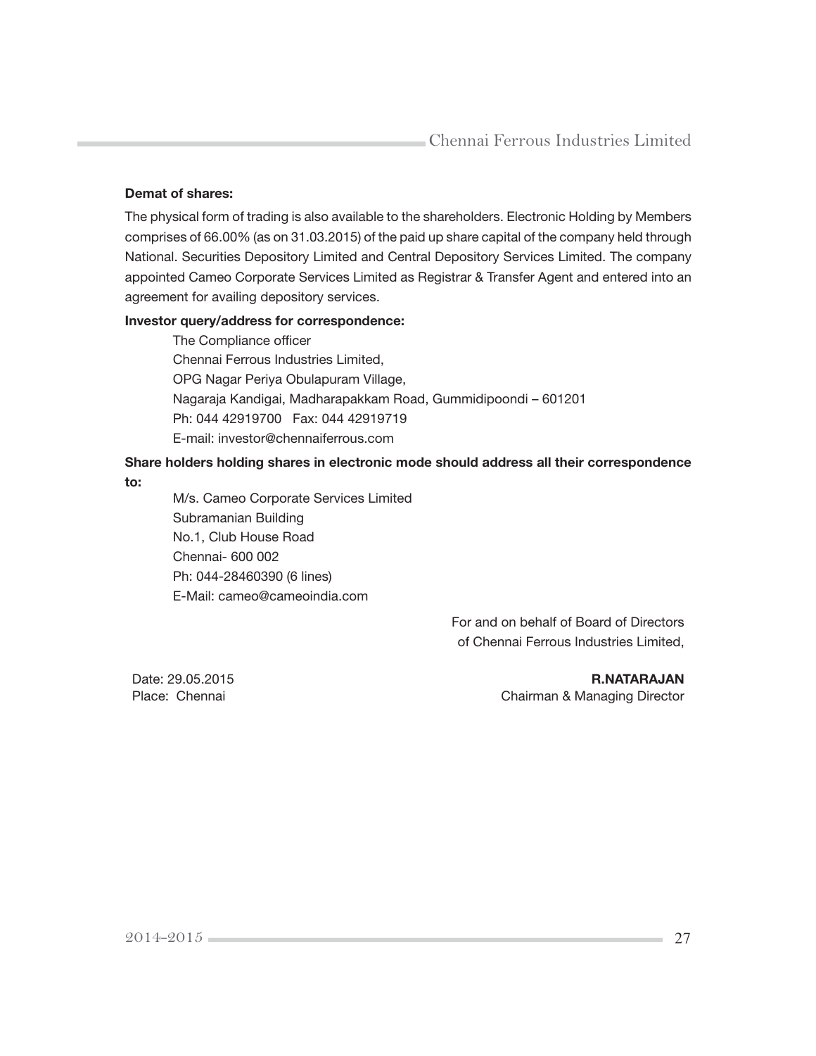**Demat of shares:**

The physical form of trading is also available to the shareholders. Electronic Holding by Members comprises of 66.00% (as on 31.03.2015) of the paid up share capital of the company held through National. Securities Depository Limited and Central Depository Services Limited. The company appointed Cameo Corporate Services Limited as Registrar & Transfer Agent and entered into an agreement for availing depository services.

**Investor query/address for correspondence:**

The Compliance officer
Chennai Ferrous Industries Limited,
OPG Nagar Periya Obulapuram Village,
Nagaraja Kandigai, Madharapakkam Road, Gummidipoondi – 601201
Ph: 044 42919700 Fax: 044 42919719
E-mail: investor@chennaiferrous.com

**Share holders holding shares in electronic mode should address all their correspondence to:**

M/s. Cameo Corporate Services Limited
Subramanian Building
No.1, Club House Road
Chennai- 600 002
Ph: 044-28460390 (6 lines)
E-Mail: cameo@cameoindia.com

For and on behalf of Board of Directors
of Chennai Ferrous Industries Limited,

Date: 29.05.2015
Place: Chennai

**R.NATARAJAN**
Chairman & Managing Director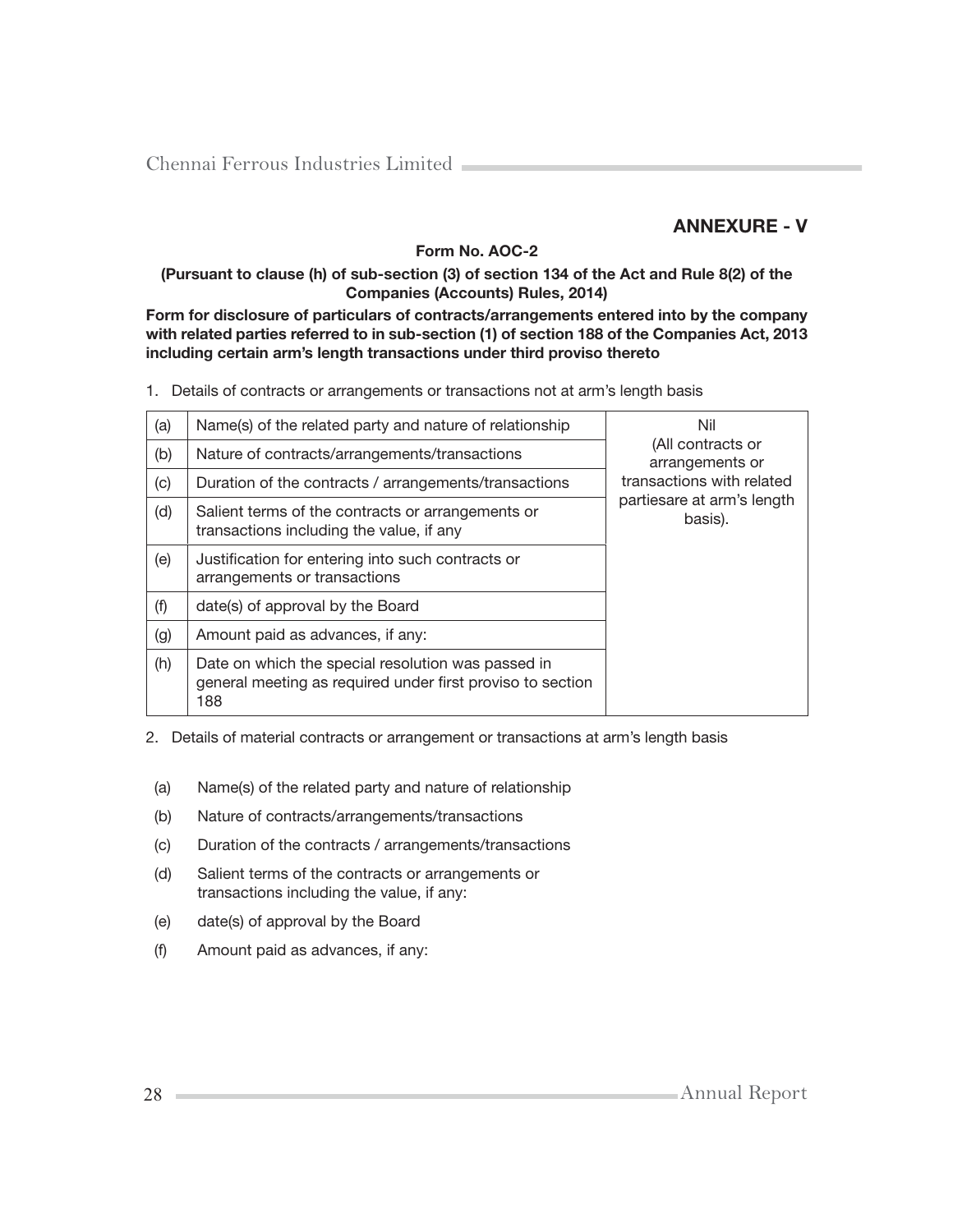## ANNEXURE - V

**Form No. AOC-2**

**(Pursuant to clause (h) of sub-section (3) of section 134 of the Act and Rule 8(2) of the Companies (Accounts) Rules, 2014)**

**Form for disclosure of particulars of contracts/arrangements entered into by the company with related parties referred to in sub-section (1) of section 188 of the Companies Act, 2013 including certain arm's length transactions under third proviso thereto**

1. Details of contracts or arrangements or transactions not at arm's length basis

| | | |
|---|---|---|
| (a) | Name(s) of the related party and nature of relationship | Nil (All contracts or arrangements or transactions with related partiesare at arm's length basis). |
| (b) | Nature of contracts/arrangements/transactions | |
| (c) | Duration of the contracts / arrangements/transactions | |
| (d) | Salient terms of the contracts or arrangements or transactions including the value, if any | |
| (e) | Justification for entering into such contracts or arrangements or transactions | |
| (f) | date(s) of approval by the Board | |
| (g) | Amount paid as advances, if any: | |
| (h) | Date on which the special resolution was passed in general meeting as required under first proviso to section 188 | |

2. Details of material contracts or arrangement or transactions at arm's length basis

(a) Name(s) of the related party and nature of relationship

(b) Nature of contracts/arrangements/transactions

(c) Duration of the contracts / arrangements/transactions

(d) Salient terms of the contracts or arrangements or transactions including the value, if any:

(e) date(s) of approval by the Board

(f) Amount paid as advances, if any: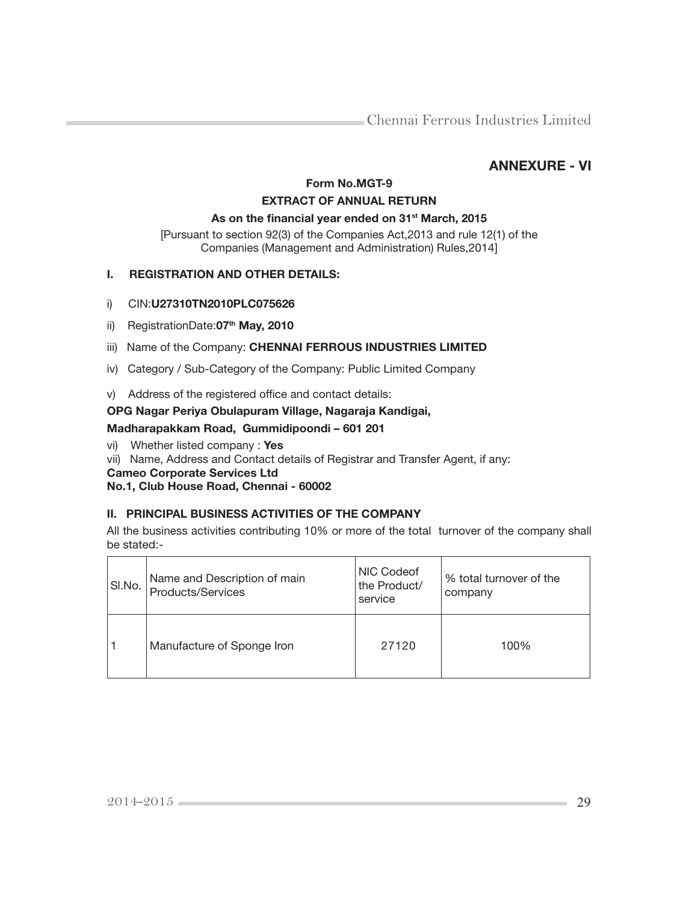# ANNEXURE - VI

**Form No.MGT-9**

**EXTRACT OF ANNUAL RETURN**

**As on the financial year ended on 31st March, 2015**

[Pursuant to section 92(3) of the Companies Act,2013 and rule 12(1) of the Companies (Management and Administration) Rules,2014]

## I. REGISTRATION AND OTHER DETAILS:

i) CIN:**U27310TN2010PLC075626**

ii) RegistrationDate:**07th May, 2010**

iii) Name of the Company: **CHENNAI FERROUS INDUSTRIES LIMITED**

iv) Category / Sub-Category of the Company: Public Limited Company

v) Address of the registered office and contact details:

**OPG Nagar Periya Obulapuram Village, Nagaraja Kandigai,**

**Madharapakkam Road, Gummidipoondi – 601 201**

vi) Whether listed company : **Yes**

vii) Name, Address and Contact details of Registrar and Transfer Agent, if any:

**Cameo Corporate Services Ltd**

**No.1, Club House Road, Chennai - 60002**

## II. PRINCIPAL BUSINESS ACTIVITIES OF THE COMPANY

All the business activities contributing 10% or more of the total turnover of the company shall be stated:-

| Sl.No. | Name and Description of main Products/Services | NIC Codeof the Product/ service | % total turnover of the company |
|---|---|---|---|
| 1 | Manufacture of Sponge Iron | 27120 | 100% |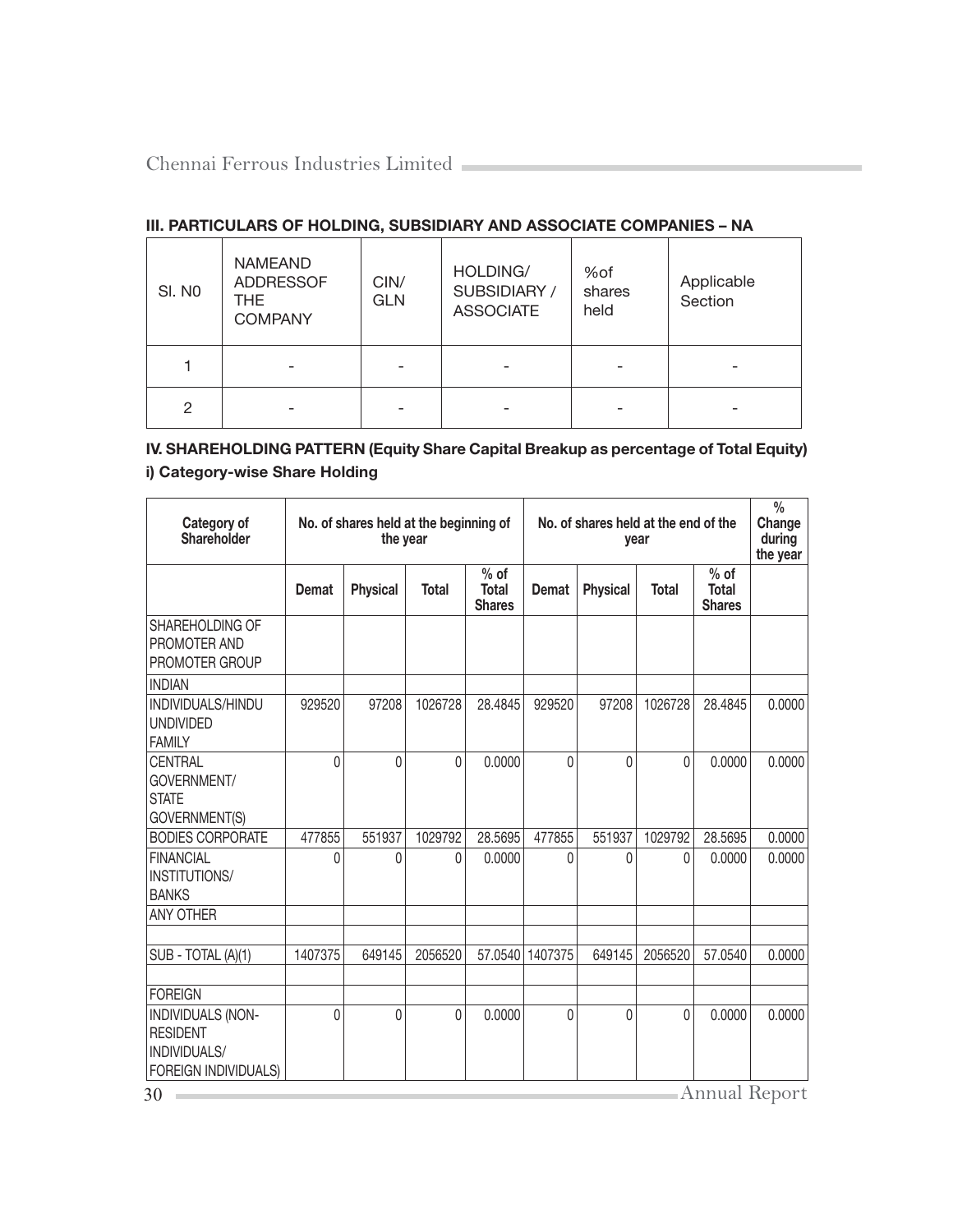### III. PARTICULARS OF HOLDING, SUBSIDIARY AND ASSOCIATE COMPANIES – NA

| Sl. N0 | NAMEAND ADDRESSOF THE COMPANY | CIN/ GLN | HOLDING/ SUBSIDIARY / ASSOCIATE | %of shares held | Applicable Section |
|---|---|---|---|---|---|
| 1 | - | - | - | - | - |
| 2 | - | - | - | - | - |

### IV. SHAREHOLDING PATTERN (Equity Share Capital Breakup as percentage of Total Equity)

#### i) Category-wise Share Holding

| Category of Shareholder | No. of shares held at the beginning of the year | | | | No. of shares held at the end of the year | | | | % Change during the year |
|---|---|---|---|---|---|---|---|---|---|
| | Demat | Physical | Total | % of Total Shares | Demat | Physical | Total | % of Total Shares | |
| SHAREHOLDING OF PROMOTER AND PROMOTER GROUP | | | | | | | | | |
| INDIAN | | | | | | | | | |
| INDIVIDUALS/HINDU UNDIVIDED FAMILY | 929520 | 97208 | 1026728 | 28.4845 | 929520 | 97208 | 1026728 | 28.4845 | 0.0000 |
| CENTRAL GOVERNMENT/ STATE GOVERNMENT(S) | 0 | 0 | 0 | 0.0000 | 0 | 0 | 0 | 0.0000 | 0.0000 |
| BODIES CORPORATE | 477855 | 551937 | 1029792 | 28.5695 | 477855 | 551937 | 1029792 | 28.5695 | 0.0000 |
| FINANCIAL INSTITUTIONS/ BANKS | 0 | 0 | 0 | 0.0000 | 0 | 0 | 0 | 0.0000 | 0.0000 |
| ANY OTHER | | | | | | | | | |
| | | | | | | | | | |
| SUB - TOTAL (A)(1) | 1407375 | 649145 | 2056520 | 57.0540 | 1407375 | 649145 | 2056520 | 57.0540 | 0.0000 |
| | | | | | | | | | |
| FOREIGN | | | | | | | | | |
| INDIVIDUALS (NON-RESIDENT INDIVIDUALS/ FOREIGN INDIVIDUALS) | 0 | 0 | 0 | 0.0000 | 0 | 0 | 0 | 0.0000 | 0.0000 |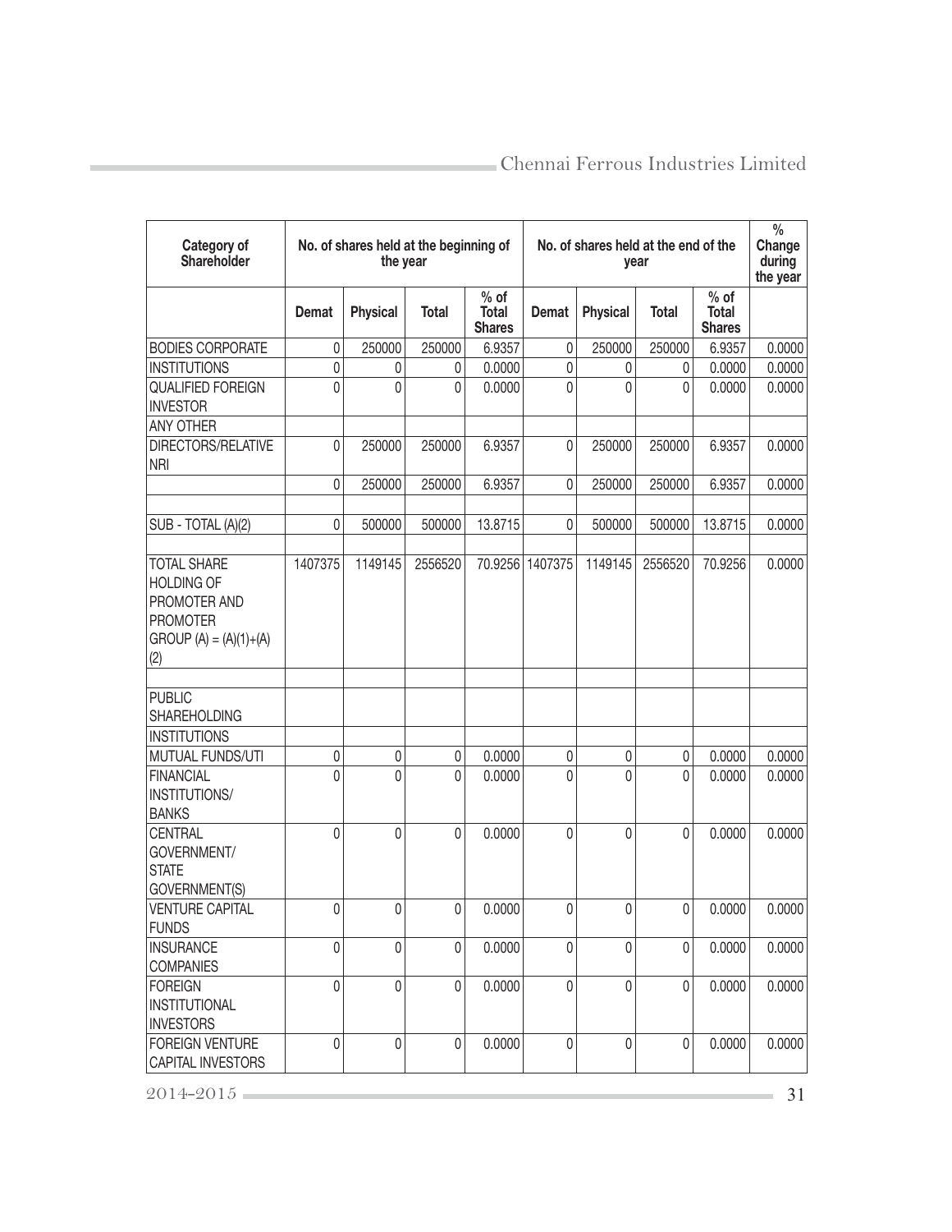| Category of Shareholder | No. of shares held at the beginning of the year | | | | No. of shares held at the end of the year | | | | % Change during the year |
|---|---|---|---|---|---|---|---|---|---|
| | Demat | Physical | Total | % of Total Shares | Demat | Physical | Total | % of Total Shares | |
| BODIES CORPORATE | 0 | 250000 | 250000 | 6.9357 | 0 | 250000 | 250000 | 6.9357 | 0.0000 |
| INSTITUTIONS | 0 | 0 | 0 | 0.0000 | 0 | 0 | 0 | 0.0000 | 0.0000 |
| QUALIFIED FOREIGN INVESTOR | 0 | 0 | 0 | 0.0000 | 0 | 0 | 0 | 0.0000 | 0.0000 |
| ANY OTHER | | | | | | | | | |
| DIRECTORS/RELATIVE NRI | 0 | 250000 | 250000 | 6.9357 | 0 | 250000 | 250000 | 6.9357 | 0.0000 |
| | 0 | 250000 | 250000 | 6.9357 | 0 | 250000 | 250000 | 6.9357 | 0.0000 |
| | | | | | | | | | |
| SUB - TOTAL (A)(2) | 0 | 500000 | 500000 | 13.8715 | 0 | 500000 | 500000 | 13.8715 | 0.0000 |
| | | | | | | | | | |
| TOTAL SHARE HOLDING OF PROMOTER AND PROMOTER GROUP (A) = (A)(1)+(A)(2) | 1407375 | 1149145 | 2556520 | 70.9256 | 1407375 | 1149145 | 2556520 | 70.9256 | 0.0000 |
| | | | | | | | | | |
| PUBLIC SHAREHOLDING | | | | | | | | | |
| INSTITUTIONS | | | | | | | | | |
| MUTUAL FUNDS/UTI | 0 | 0 | 0 | 0.0000 | 0 | 0 | 0 | 0.0000 | 0.0000 |
| FINANCIAL INSTITUTIONS/ BANKS | 0 | 0 | 0 | 0.0000 | 0 | 0 | 0 | 0.0000 | 0.0000 |
| CENTRAL GOVERNMENT/ STATE GOVERNMENT(S) | 0 | 0 | 0 | 0.0000 | 0 | 0 | 0 | 0.0000 | 0.0000 |
| VENTURE CAPITAL FUNDS | 0 | 0 | 0 | 0.0000 | 0 | 0 | 0 | 0.0000 | 0.0000 |
| INSURANCE COMPANIES | 0 | 0 | 0 | 0.0000 | 0 | 0 | 0 | 0.0000 | 0.0000 |
| FOREIGN INSTITUTIONAL INVESTORS | 0 | 0 | 0 | 0.0000 | 0 | 0 | 0 | 0.0000 | 0.0000 |
| FOREIGN VENTURE CAPITAL INVESTORS | 0 | 0 | 0 | 0.0000 | 0 | 0 | 0 | 0.0000 | 0.0000 |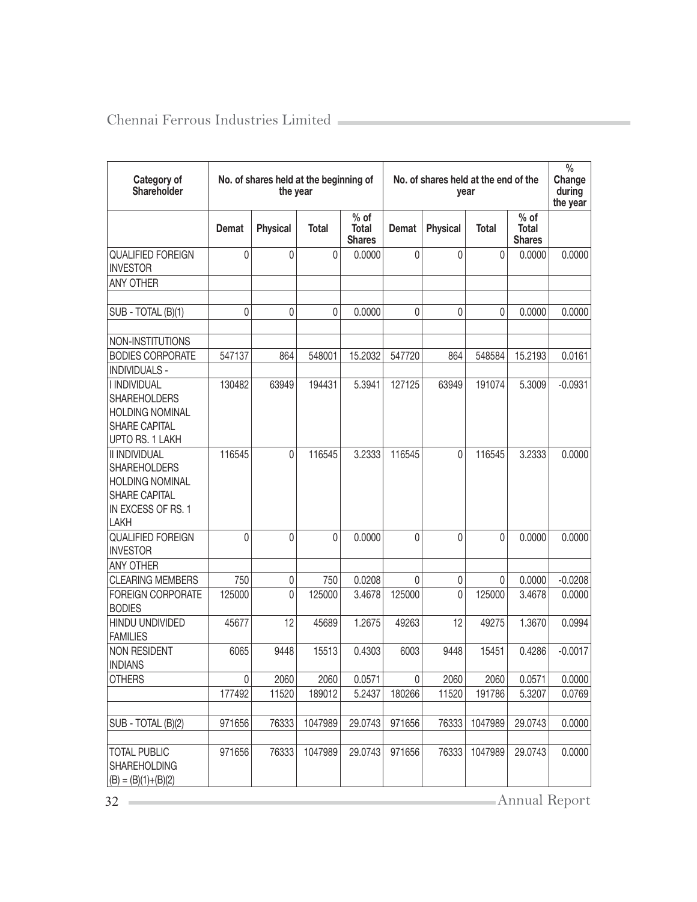| Category of Shareholder | No. of shares held at the beginning of the year | | | | No. of shares held at the end of the year | | | | % Change during the year |
|---|---|---|---|---|---|---|---|---|---|
| | Demat | Physical | Total | % of Total Shares | Demat | Physical | Total | % of Total Shares | |
| QUALIFIED FOREIGN INVESTOR | 0 | 0 | 0 | 0.0000 | 0 | 0 | 0 | 0.0000 | 0.0000 |
| ANY OTHER | | | | | | | | | |
| | | | | | | | | | |
| SUB - TOTAL (B)(1) | 0 | 0 | 0 | 0.0000 | 0 | 0 | 0 | 0.0000 | 0.0000 |
| | | | | | | | | | |
| NON-INSTITUTIONS | | | | | | | | | |
| BODIES CORPORATE | 547137 | 864 | 548001 | 15.2032 | 547720 | 864 | 548584 | 15.2193 | 0.0161 |
| INDIVIDUALS - | | | | | | | | | |
| I INDIVIDUAL SHAREHOLDERS HOLDING NOMINAL SHARE CAPITAL UPTO RS. 1 LAKH | 130482 | 63949 | 194431 | 5.3941 | 127125 | 63949 | 191074 | 5.3009 | -0.0931 |
| II INDIVIDUAL SHAREHOLDERS HOLDING NOMINAL SHARE CAPITAL IN EXCESS OF RS. 1 LAKH | 116545 | 0 | 116545 | 3.2333 | 116545 | 0 | 116545 | 3.2333 | 0.0000 |
| QUALIFIED FOREIGN INVESTOR | 0 | 0 | 0 | 0.0000 | 0 | 0 | 0 | 0.0000 | 0.0000 |
| ANY OTHER | | | | | | | | | |
| CLEARING MEMBERS | 750 | 0 | 750 | 0.0208 | 0 | 0 | 0 | 0.0000 | -0.0208 |
| FOREIGN CORPORATE BODIES | 125000 | 0 | 125000 | 3.4678 | 125000 | 0 | 125000 | 3.4678 | 0.0000 |
| HINDU UNDIVIDED FAMILIES | 45677 | 12 | 45689 | 1.2675 | 49263 | 12 | 49275 | 1.3670 | 0.0994 |
| NON RESIDENT INDIANS | 6065 | 9448 | 15513 | 0.4303 | 6003 | 9448 | 15451 | 0.4286 | -0.0017 |
| OTHERS | 0 | 2060 | 2060 | 0.0571 | 0 | 2060 | 2060 | 0.0571 | 0.0000 |
| | 177492 | 11520 | 189012 | 5.2437 | 180266 | 11520 | 191786 | 5.3207 | 0.0769 |
| | | | | | | | | | |
| SUB - TOTAL (B)(2) | 971656 | 76333 | 1047989 | 29.0743 | 971656 | 76333 | 1047989 | 29.0743 | 0.0000 |
| | | | | | | | | | |
| TOTAL PUBLIC SHAREHOLDING (B) = (B)(1)+(B)(2) | 971656 | 76333 | 1047989 | 29.0743 | 971656 | 76333 | 1047989 | 29.0743 | 0.0000 |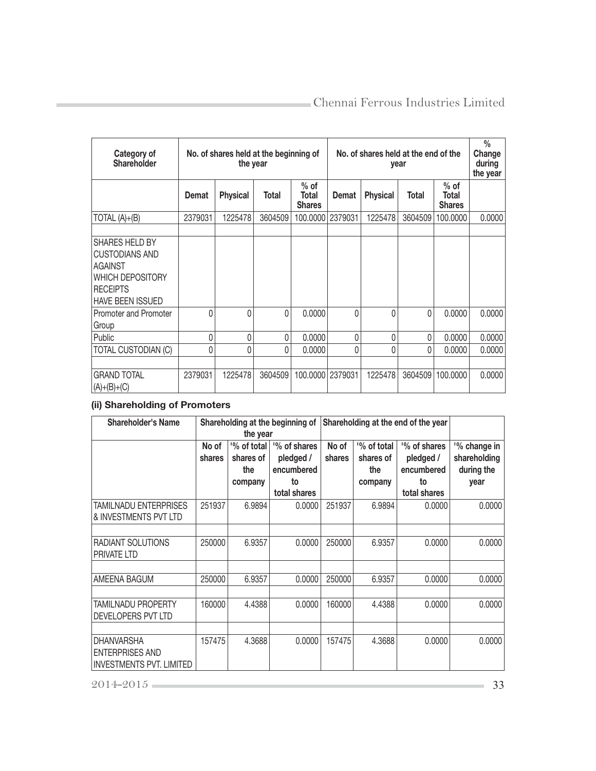| Category of Shareholder | No. of shares held at the beginning of the year | | | | No. of shares held at the end of the year | | | | % Change during the year |
|---|---|---|---|---|---|---|---|---|---|
| | Demat | Physical | Total | % of Total Shares | Demat | Physical | Total | % of Total Shares | |
| TOTAL (A)+(B) | 2379031 | 1225478 | 3604509 | 100.0000 | 2379031 | 1225478 | 3604509 | 100.0000 | 0.0000 |
| | | | | | | | | | |
| SHARES HELD BY CUSTODIANS AND AGAINST WHICH DEPOSITORY RECEIPTS HAVE BEEN ISSUED | | | | | | | | | |
| Promoter and Promoter Group | 0 | 0 | 0 | 0.0000 | 0 | 0 | 0 | 0.0000 | 0.0000 |
| Public | 0 | 0 | 0 | 0.0000 | 0 | 0 | 0 | 0.0000 | 0.0000 |
| TOTAL CUSTODIAN (C) | 0 | 0 | 0 | 0.0000 | 0 | 0 | 0 | 0.0000 | 0.0000 |
| | | | | | | | | | |
| GRAND TOTAL (A)+(B)+(C) | 2379031 | 1225478 | 3604509 | 100.0000 | 2379031 | 1225478 | 3604509 | 100.0000 | 0.0000 |

**(ii) Shareholding of Promoters**

| Shareholder's Name | Shareholding at the beginning of the year | | | Shareholding at the end of the year | | | |
|---|---|---|---|---|---|---|---|
| | No of shares | '% of total shares of the company | '% of shares pledged / encumbered to total shares | No of shares | '% of total shares of the company | '% of shares pledged / encumbered to total shares | '% change in shareholding during the year |
| TAMILNADU ENTERPRISES & INVESTMENTS PVT LTD | 251937 | 6.9894 | 0.0000 | 251937 | 6.9894 | 0.0000 | 0.0000 |
| | | | | | | | |
| RADIANT SOLUTIONS PRIVATE LTD | 250000 | 6.9357 | 0.0000 | 250000 | 6.9357 | 0.0000 | 0.0000 |
| | | | | | | | |
| AMEENA BAGUM | 250000 | 6.9357 | 0.0000 | 250000 | 6.9357 | 0.0000 | 0.0000 |
| | | | | | | | |
| TAMILNADU PROPERTY DEVELOPERS PVT LTD | 160000 | 4.4388 | 0.0000 | 160000 | 4.4388 | 0.0000 | 0.0000 |
| | | | | | | | |
| DHANVARSHA ENTERPRISES AND INVESTMENTS PVT. LIMITED | 157475 | 4.3688 | 0.0000 | 157475 | 4.3688 | 0.0000 | 0.0000 |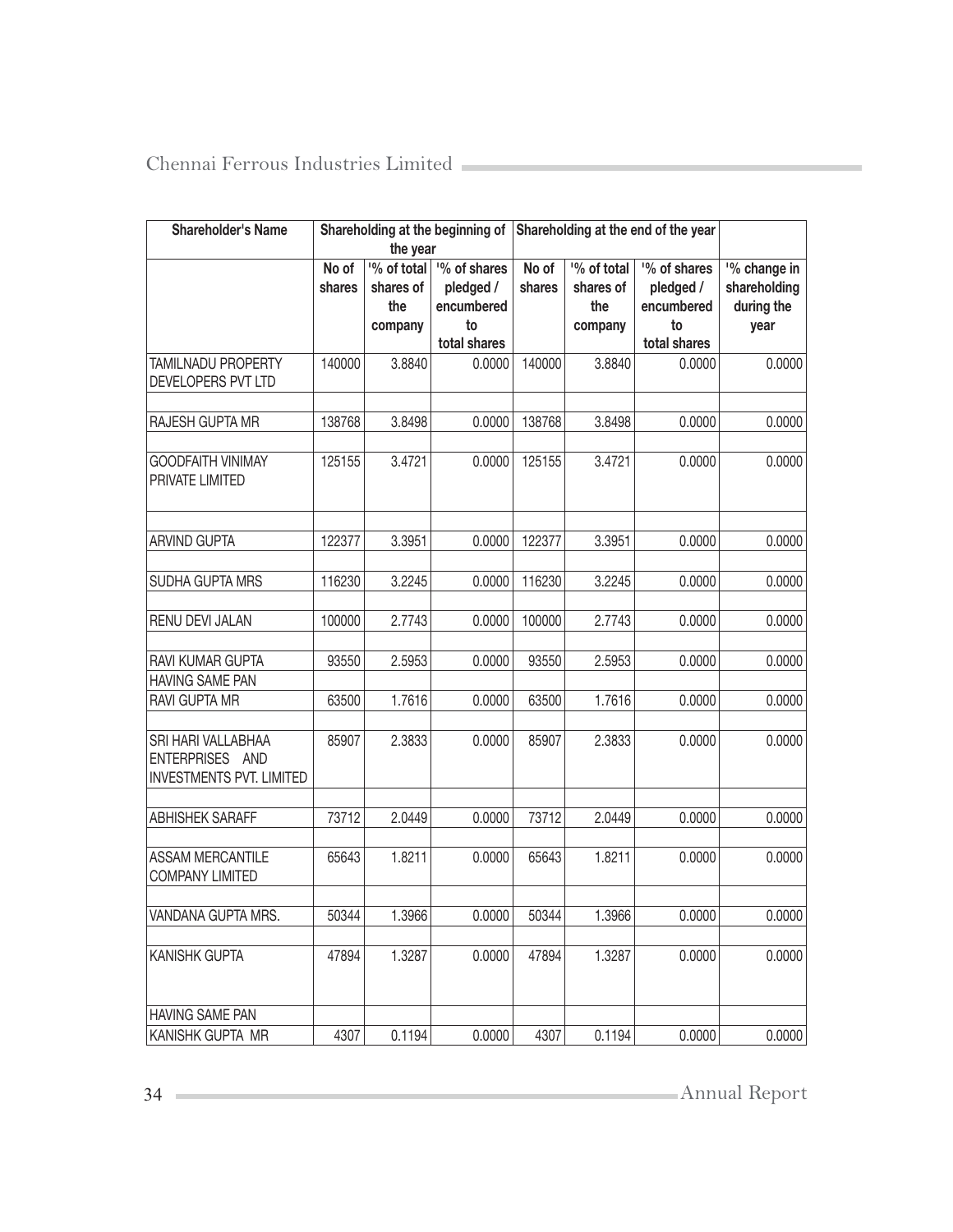| Shareholder's Name | Shareholding at the beginning of the year | | | Shareholding at the end of the year | | | |
|---|---|---|---|---|---|---|---|
| | No of shares | '% of total shares of the company | '% of shares pledged / encumbered to total shares | No of shares | '% of total shares of the company | '% of shares pledged / encumbered to total shares | '% change in shareholding during the year |
| TAMILNADU PROPERTY DEVELOPERS PVT LTD | 140000 | 3.8840 | 0.0000 | 140000 | 3.8840 | 0.0000 | 0.0000 |
| | | | | | | | |
| RAJESH GUPTA MR | 138768 | 3.8498 | 0.0000 | 138768 | 3.8498 | 0.0000 | 0.0000 |
| | | | | | | | |
| GOODFAITH VINIMAY PRIVATE LIMITED | 125155 | 3.4721 | 0.0000 | 125155 | 3.4721 | 0.0000 | 0.0000 |
| | | | | | | | |
| ARVIND GUPTA | 122377 | 3.3951 | 0.0000 | 122377 | 3.3951 | 0.0000 | 0.0000 |
| | | | | | | | |
| SUDHA GUPTA MRS | 116230 | 3.2245 | 0.0000 | 116230 | 3.2245 | 0.0000 | 0.0000 |
| | | | | | | | |
| RENU DEVI JALAN | 100000 | 2.7743 | 0.0000 | 100000 | 2.7743 | 0.0000 | 0.0000 |
| | | | | | | | |
| RAVI KUMAR GUPTA | 93550 | 2.5953 | 0.0000 | 93550 | 2.5953 | 0.0000 | 0.0000 |
| HAVING SAME PAN | | | | | | | |
| RAVI GUPTA MR | 63500 | 1.7616 | 0.0000 | 63500 | 1.7616 | 0.0000 | 0.0000 |
| | | | | | | | |
| SRI HARI VALLABHAA ENTERPRISES AND INVESTMENTS PVT. LIMITED | 85907 | 2.3833 | 0.0000 | 85907 | 2.3833 | 0.0000 | 0.0000 |
| | | | | | | | |
| ABHISHEK SARAFF | 73712 | 2.0449 | 0.0000 | 73712 | 2.0449 | 0.0000 | 0.0000 |
| | | | | | | | |
| ASSAM MERCANTILE COMPANY LIMITED | 65643 | 1.8211 | 0.0000 | 65643 | 1.8211 | 0.0000 | 0.0000 |
| | | | | | | | |
| VANDANA GUPTA MRS. | 50344 | 1.3966 | 0.0000 | 50344 | 1.3966 | 0.0000 | 0.0000 |
| | | | | | | | |
| KANISHK GUPTA | 47894 | 1.3287 | 0.0000 | 47894 | 1.3287 | 0.0000 | 0.0000 |
| HAVING SAME PAN | | | | | | | |
| KANISHK GUPTA MR | 4307 | 0.1194 | 0.0000 | 4307 | 0.1194 | 0.0000 | 0.0000 |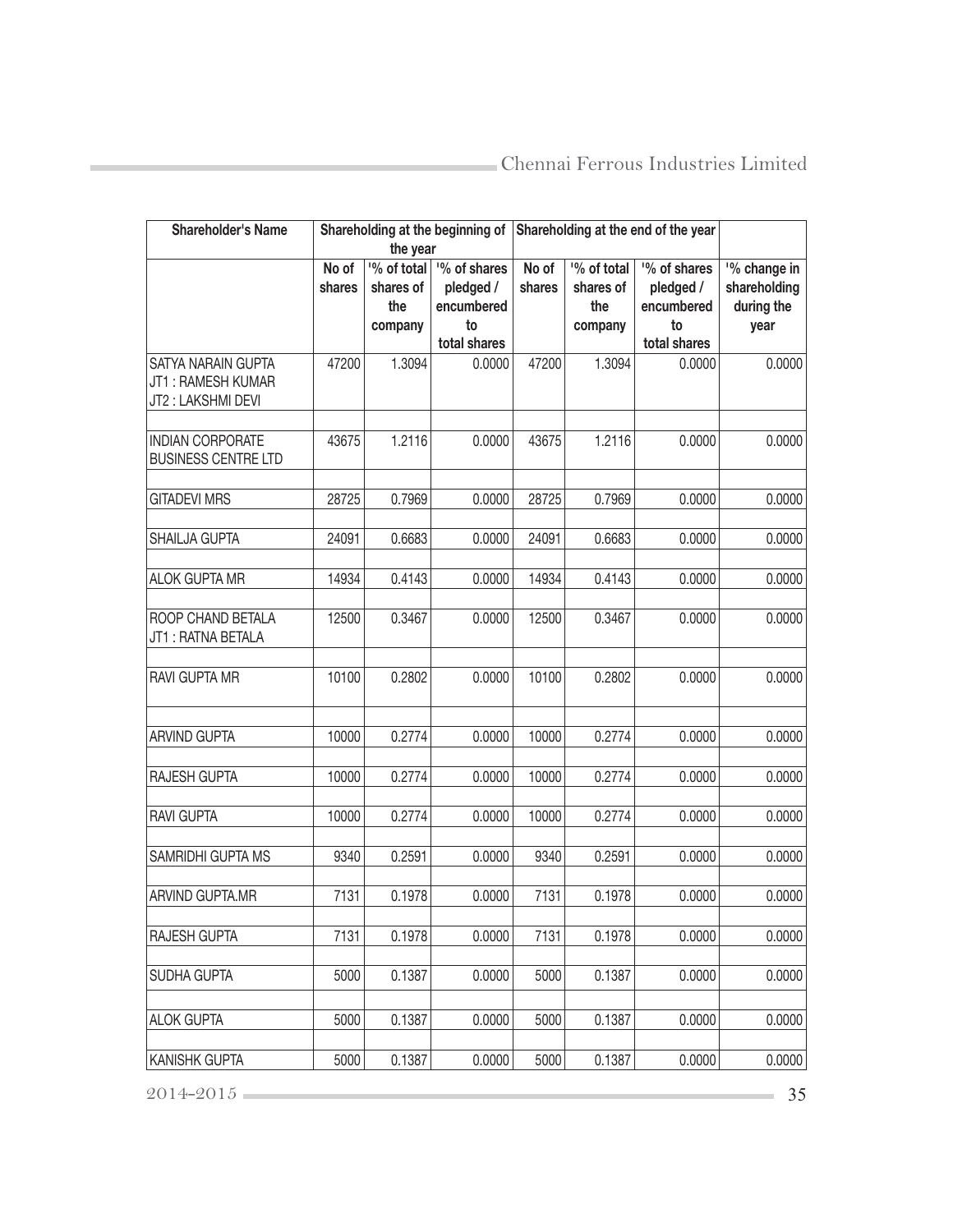| Shareholder's Name | Shareholding at the beginning of the year | | | Shareholding at the end of the year | | | |
|---|---|---|---|---|---|---|---|
| | No of shares | '% of total shares of the company | '% of shares pledged / encumbered to total shares | No of shares | '% of total shares of the company | '% of shares pledged / encumbered to total shares | '% change in shareholding during the year |
| SATYA NARAIN GUPTA JT1 : RAMESH KUMAR JT2 : LAKSHMI DEVI | 47200 | 1.3094 | 0.0000 | 47200 | 1.3094 | 0.0000 | 0.0000 |
| INDIAN CORPORATE BUSINESS CENTRE LTD | 43675 | 1.2116 | 0.0000 | 43675 | 1.2116 | 0.0000 | 0.0000 |
| GITADEVI MRS | 28725 | 0.7969 | 0.0000 | 28725 | 0.7969 | 0.0000 | 0.0000 |
| SHAILJA GUPTA | 24091 | 0.6683 | 0.0000 | 24091 | 0.6683 | 0.0000 | 0.0000 |
| ALOK GUPTA MR | 14934 | 0.4143 | 0.0000 | 14934 | 0.4143 | 0.0000 | 0.0000 |
| ROOP CHAND BETALA JT1 : RATNA BETALA | 12500 | 0.3467 | 0.0000 | 12500 | 0.3467 | 0.0000 | 0.0000 |
| RAVI GUPTA MR | 10100 | 0.2802 | 0.0000 | 10100 | 0.2802 | 0.0000 | 0.0000 |
| ARVIND GUPTA | 10000 | 0.2774 | 0.0000 | 10000 | 0.2774 | 0.0000 | 0.0000 |
| RAJESH GUPTA | 10000 | 0.2774 | 0.0000 | 10000 | 0.2774 | 0.0000 | 0.0000 |
| RAVI GUPTA | 10000 | 0.2774 | 0.0000 | 10000 | 0.2774 | 0.0000 | 0.0000 |
| SAMRIDHI GUPTA MS | 9340 | 0.2591 | 0.0000 | 9340 | 0.2591 | 0.0000 | 0.0000 |
| ARVIND GUPTA.MR | 7131 | 0.1978 | 0.0000 | 7131 | 0.1978 | 0.0000 | 0.0000 |
| RAJESH GUPTA | 7131 | 0.1978 | 0.0000 | 7131 | 0.1978 | 0.0000 | 0.0000 |
| SUDHA GUPTA | 5000 | 0.1387 | 0.0000 | 5000 | 0.1387 | 0.0000 | 0.0000 |
| ALOK GUPTA | 5000 | 0.1387 | 0.0000 | 5000 | 0.1387 | 0.0000 | 0.0000 |
| KANISHK GUPTA | 5000 | 0.1387 | 0.0000 | 5000 | 0.1387 | 0.0000 | 0.0000 |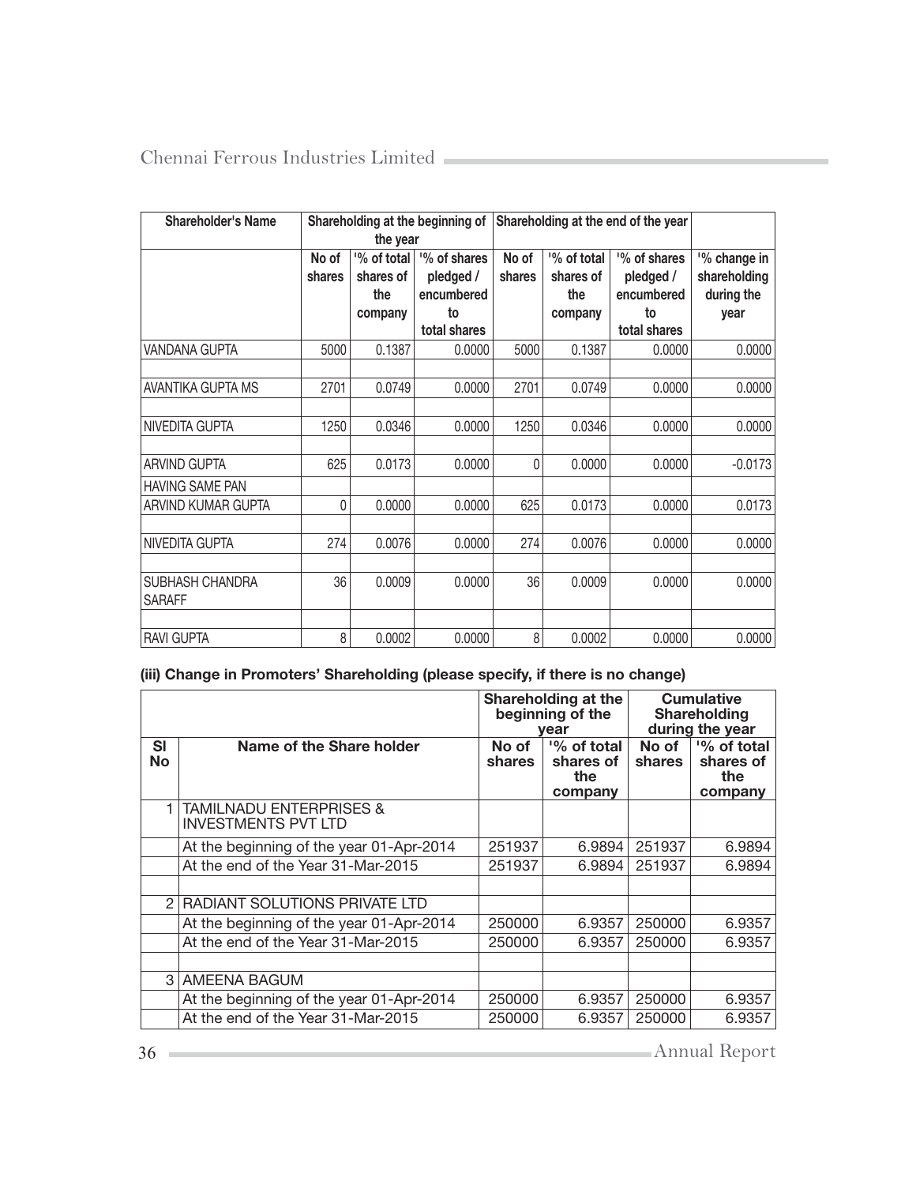| Shareholder's Name | Shareholding at the beginning of the year | | | Shareholding at the end of the year | | | |
|---|---|---|---|---|---|---|---|
| | No of shares | '% of total shares of the company | '% of shares pledged / encumbered to total shares | No of shares | '% of total shares of the company | '% of shares pledged / encumbered to total shares | '% change in shareholding during the year |
| VANDANA GUPTA | 5000 | 0.1387 | 0.0000 | 5000 | 0.1387 | 0.0000 | 0.0000 |
| | | | | | | | |
| AVANTIKA GUPTA MS | 2701 | 0.0749 | 0.0000 | 2701 | 0.0749 | 0.0000 | 0.0000 |
| | | | | | | | |
| NIVEDITA GUPTA | 1250 | 0.0346 | 0.0000 | 1250 | 0.0346 | 0.0000 | 0.0000 |
| | | | | | | | |
| ARVIND GUPTA | 625 | 0.0173 | 0.0000 | 0 | 0.0000 | 0.0000 | -0.0173 |
| HAVING SAME PAN | | | | | | | |
| ARVIND KUMAR GUPTA | 0 | 0.0000 | 0.0000 | 625 | 0.0173 | 0.0000 | 0.0173 |
| | | | | | | | |
| NIVEDITA GUPTA | 274 | 0.0076 | 0.0000 | 274 | 0.0076 | 0.0000 | 0.0000 |
| | | | | | | | |
| SUBHASH CHANDRA SARAFF | 36 | 0.0009 | 0.0000 | 36 | 0.0009 | 0.0000 | 0.0000 |
| | | | | | | | |
| RAVI GUPTA | 8 | 0.0002 | 0.0000 | 8 | 0.0002 | 0.0000 | 0.0000 |

**(iii) Change in Promoters' Shareholding (please specify, if there is no change)**

| | | Shareholding at the beginning of the year | | Cumulative Shareholding during the year | |
|---|---|---|---|---|---|
| SI No | Name of the Share holder | No of shares | '% of total shares of the company | No of shares | '% of total shares of the company |
| 1 | TAMILNADU ENTERPRISES & INVESTMENTS PVT LTD | | | | |
| | At the beginning of the year 01-Apr-2014 | 251937 | 6.9894 | 251937 | 6.9894 |
| | At the end of the Year 31-Mar-2015 | 251937 | 6.9894 | 251937 | 6.9894 |
| | | | | | |
| 2 | RADIANT SOLUTIONS PRIVATE LTD | | | | |
| | At the beginning of the year 01-Apr-2014 | 250000 | 6.9357 | 250000 | 6.9357 |
| | At the end of the Year 31-Mar-2015 | 250000 | 6.9357 | 250000 | 6.9357 |
| | | | | | |
| 3 | AMEENA BAGUM | | | | |
| | At the beginning of the year 01-Apr-2014 | 250000 | 6.9357 | 250000 | 6.9357 |
| | At the end of the Year 31-Mar-2015 | 250000 | 6.9357 | 250000 | 6.9357 |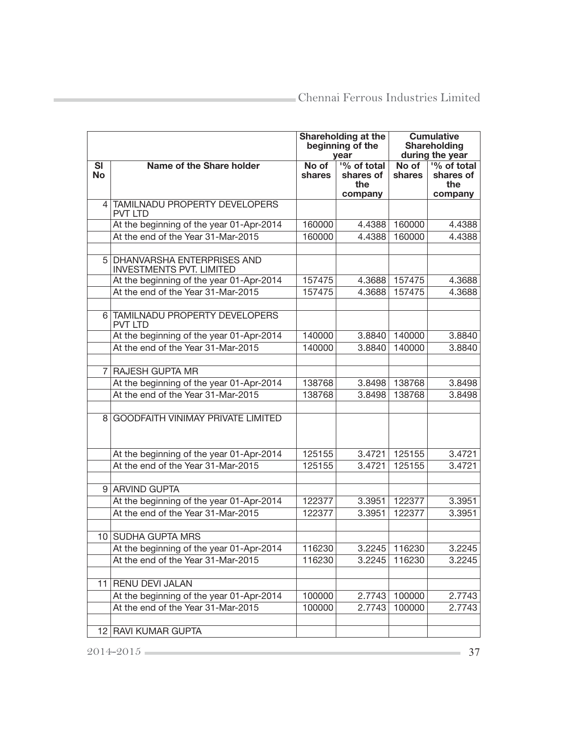| | | Shareholding at the beginning of the year | | Cumulative Shareholding during the year | |
|---|---|---|---|---|---|
| Sl No | Name of the Share holder | No of shares | '% of total shares of the company | No of shares | '% of total shares of the company |
| 4 | TAMILNADU PROPERTY DEVELOPERS PVT LTD | | | | |
| | At the beginning of the year 01-Apr-2014 | 160000 | 4.4388 | 160000 | 4.4388 |
| | At the end of the Year 31-Mar-2015 | 160000 | 4.4388 | 160000 | 4.4388 |
| | | | | | |
| 5 | DHANVARSHA ENTERPRISES AND INVESTMENTS PVT. LIMITED | | | | |
| | At the beginning of the year 01-Apr-2014 | 157475 | 4.3688 | 157475 | 4.3688 |
| | At the end of the Year 31-Mar-2015 | 157475 | 4.3688 | 157475 | 4.3688 |
| | | | | | |
| 6 | TAMILNADU PROPERTY DEVELOPERS PVT LTD | | | | |
| | At the beginning of the year 01-Apr-2014 | 140000 | 3.8840 | 140000 | 3.8840 |
| | At the end of the Year 31-Mar-2015 | 140000 | 3.8840 | 140000 | 3.8840 |
| | | | | | |
| 7 | RAJESH GUPTA MR | | | | |
| | At the beginning of the year 01-Apr-2014 | 138768 | 3.8498 | 138768 | 3.8498 |
| | At the end of the Year 31-Mar-2015 | 138768 | 3.8498 | 138768 | 3.8498 |
| | | | | | |
| 8 | GOODFAITH VINIMAY PRIVATE LIMITED | | | | |
| | At the beginning of the year 01-Apr-2014 | 125155 | 3.4721 | 125155 | 3.4721 |
| | At the end of the Year 31-Mar-2015 | 125155 | 3.4721 | 125155 | 3.4721 |
| | | | | | |
| 9 | ARVIND GUPTA | | | | |
| | At the beginning of the year 01-Apr-2014 | 122377 | 3.3951 | 122377 | 3.3951 |
| | At the end of the Year 31-Mar-2015 | 122377 | 3.3951 | 122377 | 3.3951 |
| | | | | | |
| 10 | SUDHA GUPTA MRS | | | | |
| | At the beginning of the year 01-Apr-2014 | 116230 | 3.2245 | 116230 | 3.2245 |
| | At the end of the Year 31-Mar-2015 | 116230 | 3.2245 | 116230 | 3.2245 |
| | | | | | |
| 11 | RENU DEVI JALAN | | | | |
| | At the beginning of the year 01-Apr-2014 | 100000 | 2.7743 | 100000 | 2.7743 |
| | At the end of the Year 31-Mar-2015 | 100000 | 2.7743 | 100000 | 2.7743 |
| | | | | | |
| 12 | RAVI KUMAR GUPTA | | | | |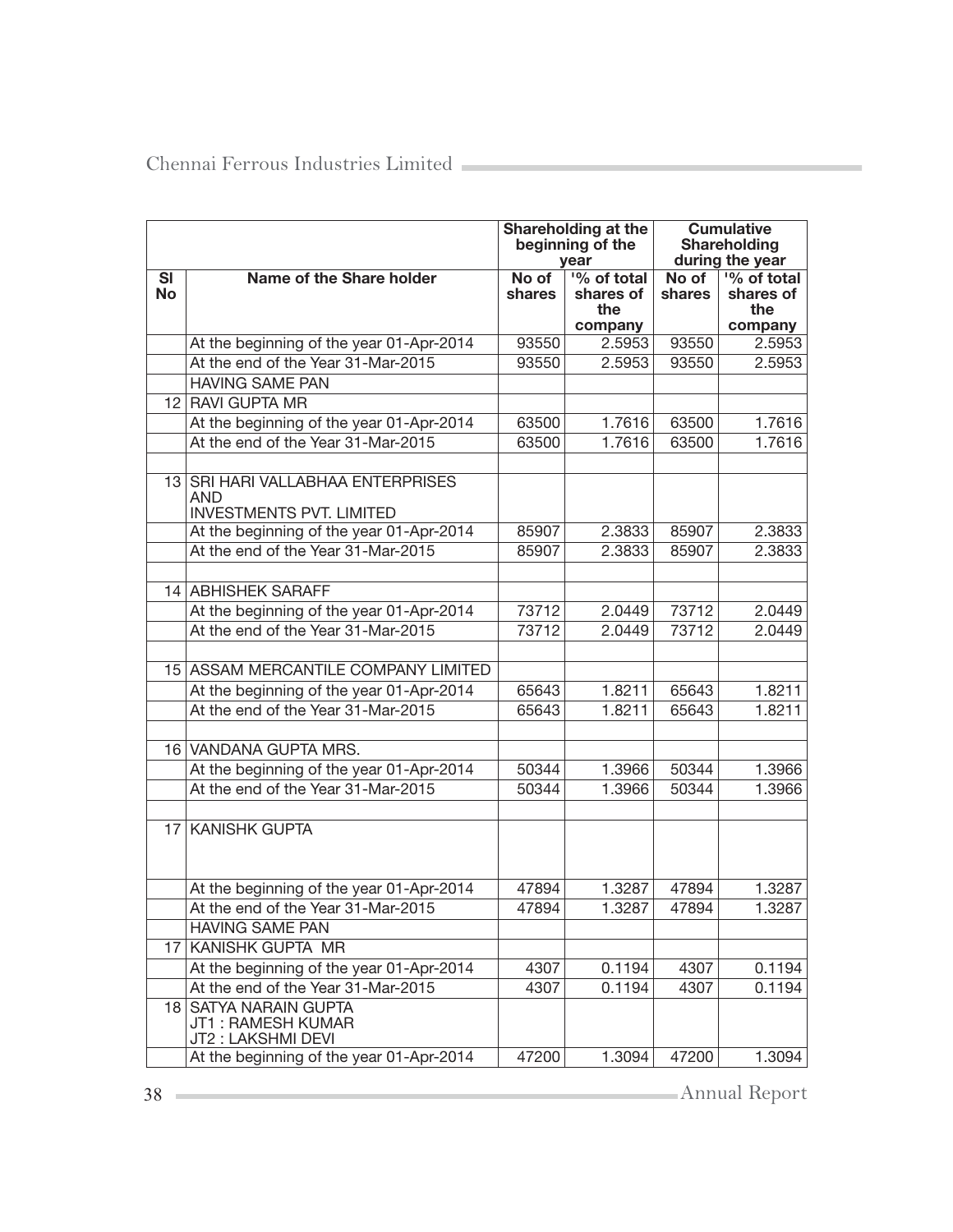| | | Shareholding at the beginning of the year | | Cumulative Shareholding during the year | |
|---|---|---|---|---|---|
| Sl No | Name of the Share holder | No of shares | '% of total shares of the company | No of shares | '% of total shares of the company |
| | At the beginning of the year 01-Apr-2014 | 93550 | 2.5953 | 93550 | 2.5953 |
| | At the end of the Year 31-Mar-2015 | 93550 | 2.5953 | 93550 | 2.5953 |
| | HAVING SAME PAN | | | | |
| 12 | RAVI GUPTA MR | | | | |
| | At the beginning of the year 01-Apr-2014 | 63500 | 1.7616 | 63500 | 1.7616 |
| | At the end of the Year 31-Mar-2015 | 63500 | 1.7616 | 63500 | 1.7616 |
| | | | | | |
| 13 | SRI HARI VALLABHAA ENTERPRISES AND INVESTMENTS PVT. LIMITED | | | | |
| | At the beginning of the year 01-Apr-2014 | 85907 | 2.3833 | 85907 | 2.3833 |
| | At the end of the Year 31-Mar-2015 | 85907 | 2.3833 | 85907 | 2.3833 |
| | | | | | |
| 14 | ABHISHEK SARAFF | | | | |
| | At the beginning of the year 01-Apr-2014 | 73712 | 2.0449 | 73712 | 2.0449 |
| | At the end of the Year 31-Mar-2015 | 73712 | 2.0449 | 73712 | 2.0449 |
| | | | | | |
| 15 | ASSAM MERCANTILE COMPANY LIMITED | | | | |
| | At the beginning of the year 01-Apr-2014 | 65643 | 1.8211 | 65643 | 1.8211 |
| | At the end of the Year 31-Mar-2015 | 65643 | 1.8211 | 65643 | 1.8211 |
| | | | | | |
| 16 | VANDANA GUPTA MRS. | | | | |
| | At the beginning of the year 01-Apr-2014 | 50344 | 1.3966 | 50344 | 1.3966 |
| | At the end of the Year 31-Mar-2015 | 50344 | 1.3966 | 50344 | 1.3966 |
| | | | | | |
| 17 | KANISHK GUPTA | | | | |
| | At the beginning of the year 01-Apr-2014 | 47894 | 1.3287 | 47894 | 1.3287 |
| | At the end of the Year 31-Mar-2015 | 47894 | 1.3287 | 47894 | 1.3287 |
| | HAVING SAME PAN | | | | |
| 17 | KANISHK GUPTA MR | | | | |
| | At the beginning of the year 01-Apr-2014 | 4307 | 0.1194 | 4307 | 0.1194 |
| | At the end of the Year 31-Mar-2015 | 4307 | 0.1194 | 4307 | 0.1194 |
| 18 | SATYA NARAIN GUPTA JT1 : RAMESH KUMAR JT2 : LAKSHMI DEVI | | | | |
| | At the beginning of the year 01-Apr-2014 | 47200 | 1.3094 | 47200 | 1.3094 |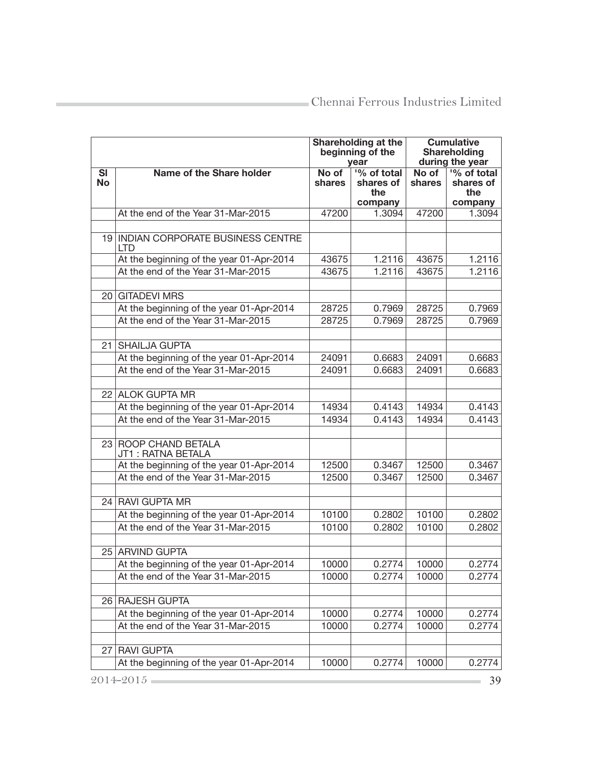| | | Shareholding at the beginning of the year | | Cumulative Shareholding during the year | |
|---|---|---|---|---|---|
| Sl No | Name of the Share holder | No of shares | '% of total shares of the company | No of shares | '% of total shares of the company |
| | At the end of the Year 31-Mar-2015 | 47200 | 1.3094 | 47200 | 1.3094 |
| | | | | | |
| 19 | INDIAN CORPORATE BUSINESS CENTRE LTD | | | | |
| | At the beginning of the year 01-Apr-2014 | 43675 | 1.2116 | 43675 | 1.2116 |
| | At the end of the Year 31-Mar-2015 | 43675 | 1.2116 | 43675 | 1.2116 |
| | | | | | |
| 20 | GITADEVI MRS | | | | |
| | At the beginning of the year 01-Apr-2014 | 28725 | 0.7969 | 28725 | 0.7969 |
| | At the end of the Year 31-Mar-2015 | 28725 | 0.7969 | 28725 | 0.7969 |
| | | | | | |
| 21 | SHAILJA GUPTA | | | | |
| | At the beginning of the year 01-Apr-2014 | 24091 | 0.6683 | 24091 | 0.6683 |
| | At the end of the Year 31-Mar-2015 | 24091 | 0.6683 | 24091 | 0.6683 |
| | | | | | |
| 22 | ALOK GUPTA MR | | | | |
| | At the beginning of the year 01-Apr-2014 | 14934 | 0.4143 | 14934 | 0.4143 |
| | At the end of the Year 31-Mar-2015 | 14934 | 0.4143 | 14934 | 0.4143 |
| | | | | | |
| 23 | ROOP CHAND BETALA JT1 : RATNA BETALA | | | | |
| | At the beginning of the year 01-Apr-2014 | 12500 | 0.3467 | 12500 | 0.3467 |
| | At the end of the Year 31-Mar-2015 | 12500 | 0.3467 | 12500 | 0.3467 |
| | | | | | |
| 24 | RAVI GUPTA MR | | | | |
| | At the beginning of the year 01-Apr-2014 | 10100 | 0.2802 | 10100 | 0.2802 |
| | At the end of the Year 31-Mar-2015 | 10100 | 0.2802 | 10100 | 0.2802 |
| | | | | | |
| 25 | ARVIND GUPTA | | | | |
| | At the beginning of the year 01-Apr-2014 | 10000 | 0.2774 | 10000 | 0.2774 |
| | At the end of the Year 31-Mar-2015 | 10000 | 0.2774 | 10000 | 0.2774 |
| | | | | | |
| 26 | RAJESH GUPTA | | | | |
| | At the beginning of the year 01-Apr-2014 | 10000 | 0.2774 | 10000 | 0.2774 |
| | At the end of the Year 31-Mar-2015 | 10000 | 0.2774 | 10000 | 0.2774 |
| | | | | | |
| 27 | RAVI GUPTA | | | | |
| | At the beginning of the year 01-Apr-2014 | 10000 | 0.2774 | 10000 | 0.2774 |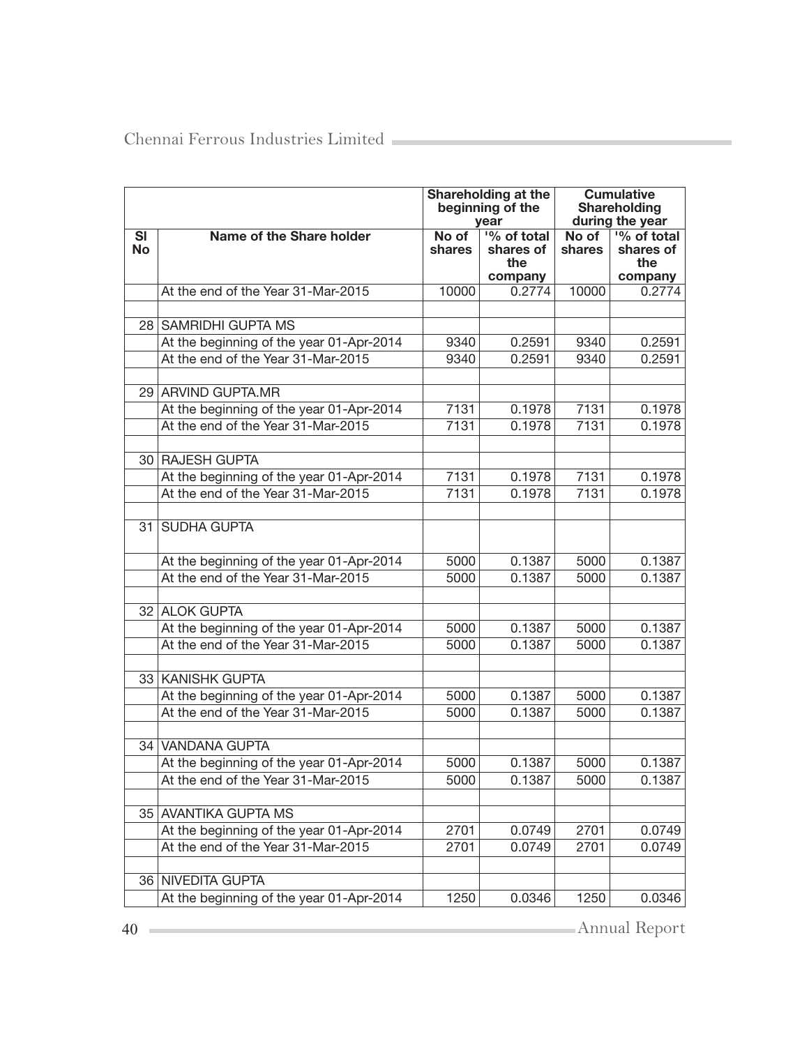| | | Shareholding at the beginning of the year | | Cumulative Shareholding during the year | |
|---|---|---|---|---|---|
| Sl No | Name of the Share holder | No of shares | '% of total shares of the company | No of shares | '% of total shares of the company |
| | At the end of the Year 31-Mar-2015 | 10000 | 0.2774 | 10000 | 0.2774 |
| | | | | | |
| 28 | SAMRIDHI GUPTA MS | | | | |
| | At the beginning of the year 01-Apr-2014 | 9340 | 0.2591 | 9340 | 0.2591 |
| | At the end of the Year 31-Mar-2015 | 9340 | 0.2591 | 9340 | 0.2591 |
| | | | | | |
| 29 | ARVIND GUPTA.MR | | | | |
| | At the beginning of the year 01-Apr-2014 | 7131 | 0.1978 | 7131 | 0.1978 |
| | At the end of the Year 31-Mar-2015 | 7131 | 0.1978 | 7131 | 0.1978 |
| | | | | | |
| 30 | RAJESH GUPTA | | | | |
| | At the beginning of the year 01-Apr-2014 | 7131 | 0.1978 | 7131 | 0.1978 |
| | At the end of the Year 31-Mar-2015 | 7131 | 0.1978 | 7131 | 0.1978 |
| | | | | | |
| 31 | SUDHA GUPTA | | | | |
| | At the beginning of the year 01-Apr-2014 | 5000 | 0.1387 | 5000 | 0.1387 |
| | At the end of the Year 31-Mar-2015 | 5000 | 0.1387 | 5000 | 0.1387 |
| | | | | | |
| 32 | ALOK GUPTA | | | | |
| | At the beginning of the year 01-Apr-2014 | 5000 | 0.1387 | 5000 | 0.1387 |
| | At the end of the Year 31-Mar-2015 | 5000 | 0.1387 | 5000 | 0.1387 |
| | | | | | |
| 33 | KANISHK GUPTA | | | | |
| | At the beginning of the year 01-Apr-2014 | 5000 | 0.1387 | 5000 | 0.1387 |
| | At the end of the Year 31-Mar-2015 | 5000 | 0.1387 | 5000 | 0.1387 |
| | | | | | |
| 34 | VANDANA GUPTA | | | | |
| | At the beginning of the year 01-Apr-2014 | 5000 | 0.1387 | 5000 | 0.1387 |
| | At the end of the Year 31-Mar-2015 | 5000 | 0.1387 | 5000 | 0.1387 |
| | | | | | |
| 35 | AVANTIKA GUPTA MS | | | | |
| | At the beginning of the year 01-Apr-2014 | 2701 | 0.0749 | 2701 | 0.0749 |
| | At the end of the Year 31-Mar-2015 | 2701 | 0.0749 | 2701 | 0.0749 |
| | | | | | |
| 36 | NIVEDITA GUPTA | | | | |
| | At the beginning of the year 01-Apr-2014 | 1250 | 0.0346 | 1250 | 0.0346 |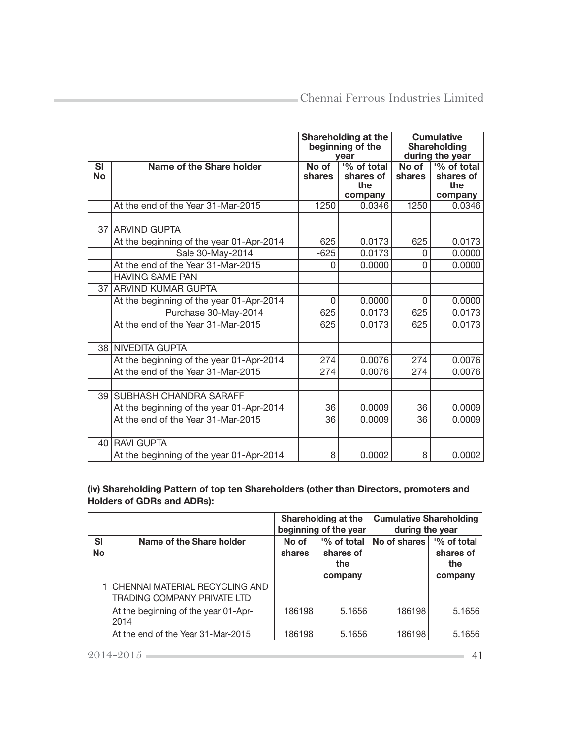| | | Shareholding at the beginning of the year | | Cumulative Shareholding during the year | |
|---|---|---|---|---|---|
| Sl No | Name of the Share holder | No of shares | '% of total shares of the company | No of shares | '% of total shares of the company |
| | At the end of the Year 31-Mar-2015 | 1250 | 0.0346 | 1250 | 0.0346 |
| | | | | | |
| 37 | ARVIND GUPTA | | | | |
| | At the beginning of the year 01-Apr-2014 | 625 | 0.0173 | 625 | 0.0173 |
| | Sale 30-May-2014 | -625 | 0.0173 | 0 | 0.0000 |
| | At the end of the Year 31-Mar-2015 | 0 | 0.0000 | 0 | 0.0000 |
| | HAVING SAME PAN | | | | |
| 37 | ARVIND KUMAR GUPTA | | | | |
| | At the beginning of the year 01-Apr-2014 | 0 | 0.0000 | 0 | 0.0000 |
| | Purchase 30-May-2014 | 625 | 0.0173 | 625 | 0.0173 |
| | At the end of the Year 31-Mar-2015 | 625 | 0.0173 | 625 | 0.0173 |
| | | | | | |
| 38 | NIVEDITA GUPTA | | | | |
| | At the beginning of the year 01-Apr-2014 | 274 | 0.0076 | 274 | 0.0076 |
| | At the end of the Year 31-Mar-2015 | 274 | 0.0076 | 274 | 0.0076 |
| | | | | | |
| 39 | SUBHASH CHANDRA SARAFF | | | | |
| | At the beginning of the year 01-Apr-2014 | 36 | 0.0009 | 36 | 0.0009 |
| | At the end of the Year 31-Mar-2015 | 36 | 0.0009 | 36 | 0.0009 |
| | | | | | |
| 40 | RAVI GUPTA | | | | |
| | At the beginning of the year 01-Apr-2014 | 8 | 0.0002 | 8 | 0.0002 |

**(iv) Shareholding Pattern of top ten Shareholders (other than Directors, promoters and Holders of GDRs and ADRs):**

| | | Shareholding at the beginning of the year | | Cumulative Shareholding during the year | |
|---|---|---|---|---|---|
| Sl No | Name of the Share holder | No of shares | '% of total shares of the company | No of shares | '% of total shares of the company |
| 1 | CHENNAI MATERIAL RECYCLING AND TRADING COMPANY PRIVATE LTD | | | | |
| | At the beginning of the year 01-Apr-2014 | 186198 | 5.1656 | 186198 | 5.1656 |
| | At the end of the Year 31-Mar-2015 | 186198 | 5.1656 | 186198 | 5.1656 |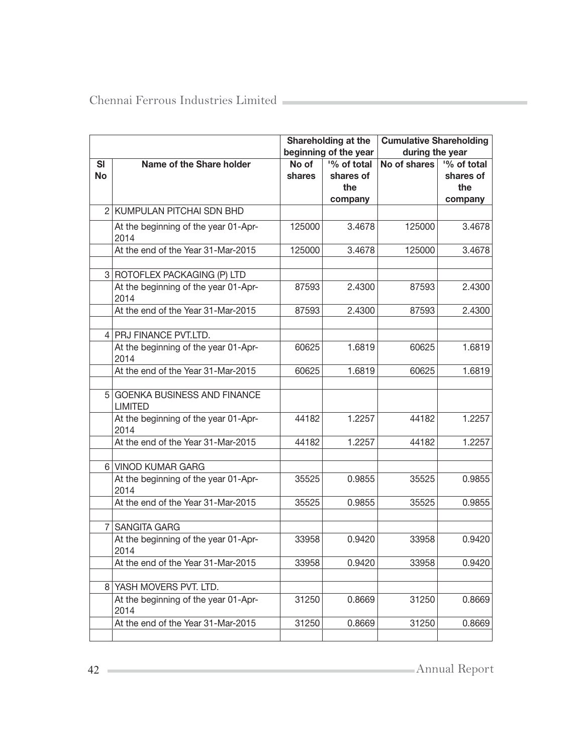| | | Shareholding at the beginning of the year | | Cumulative Shareholding during the year | |
|---|---|---|---|---|---|
| Sl No | Name of the Share holder | No of shares | '% of total shares of the company | No of shares | '% of total shares of the company |
| 2 | KUMPULAN PITCHAI SDN BHD | | | | |
| | At the beginning of the year 01-Apr-2014 | 125000 | 3.4678 | 125000 | 3.4678 |
| | At the end of the Year 31-Mar-2015 | 125000 | 3.4678 | 125000 | 3.4678 |
| | | | | | |
| 3 | ROTOFLEX PACKAGING (P) LTD | | | | |
| | At the beginning of the year 01-Apr-2014 | 87593 | 2.4300 | 87593 | 2.4300 |
| | At the end of the Year 31-Mar-2015 | 87593 | 2.4300 | 87593 | 2.4300 |
| | | | | | |
| 4 | PRJ FINANCE PVT.LTD. | | | | |
| | At the beginning of the year 01-Apr-2014 | 60625 | 1.6819 | 60625 | 1.6819 |
| | At the end of the Year 31-Mar-2015 | 60625 | 1.6819 | 60625 | 1.6819 |
| | | | | | |
| 5 | GOENKA BUSINESS AND FINANCE LIMITED | | | | |
| | At the beginning of the year 01-Apr-2014 | 44182 | 1.2257 | 44182 | 1.2257 |
| | At the end of the Year 31-Mar-2015 | 44182 | 1.2257 | 44182 | 1.2257 |
| | | | | | |
| 6 | VINOD KUMAR GARG | | | | |
| | At the beginning of the year 01-Apr-2014 | 35525 | 0.9855 | 35525 | 0.9855 |
| | At the end of the Year 31-Mar-2015 | 35525 | 0.9855 | 35525 | 0.9855 |
| | | | | | |
| 7 | SANGITA GARG | | | | |
| | At the beginning of the year 01-Apr-2014 | 33958 | 0.9420 | 33958 | 0.9420 |
| | At the end of the Year 31-Mar-2015 | 33958 | 0.9420 | 33958 | 0.9420 |
| | | | | | |
| 8 | YASH MOVERS PVT. LTD. | | | | |
| | At the beginning of the year 01-Apr-2014 | 31250 | 0.8669 | 31250 | 0.8669 |
| | At the end of the Year 31-Mar-2015 | 31250 | 0.8669 | 31250 | 0.8669 |
| | | | | | |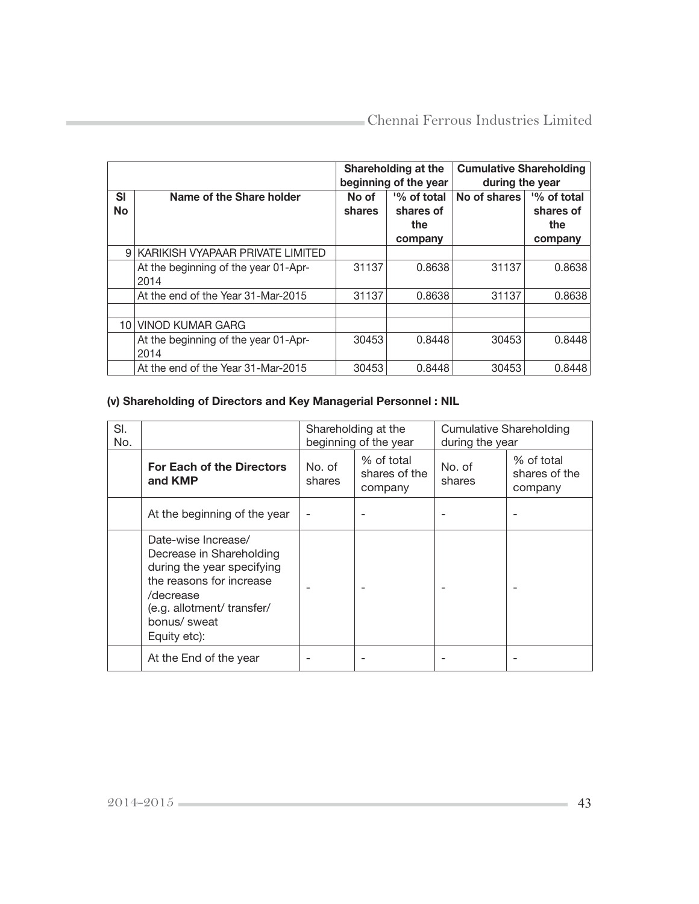| | | Shareholding at the beginning of the year | | Cumulative Shareholding during the year | |
|---|---|---|---|---|---|
| **Sl No** | **Name of the Share holder** | **No of shares** | **'% of total shares of the company** | **No of shares** | **'% of total shares of the company** |
| 9 | KARIKISH VYAPAAR PRIVATE LIMITED | | | | |
| | At the beginning of the year 01-Apr-2014 | 31137 | 0.8638 | 31137 | 0.8638 |
| | At the end of the Year 31-Mar-2015 | 31137 | 0.8638 | 31137 | 0.8638 |
| | | | | | |
| 10 | VINOD KUMAR GARG | | | | |
| | At the beginning of the year 01-Apr-2014 | 30453 | 0.8448 | 30453 | 0.8448 |
| | At the end of the Year 31-Mar-2015 | 30453 | 0.8448 | 30453 | 0.8448 |

**(v) Shareholding of Directors and Key Managerial Personnel : NIL**

| Sl. No. | | Shareholding at the beginning of the year | | Cumulative Shareholding during the year | |
|---|---|---|---|---|---|
| | **For Each of the Directors and KMP** | No. of shares | % of total shares of the company | No. of shares | % of total shares of the company |
| | At the beginning of the year | - | - | - | - |
| | Date-wise Increase/ Decrease in Shareholding during the year specifying the reasons for increase /decrease (e.g. allotment/ transfer/ bonus/ sweat Equity etc): | - | - | - | - |
| | At the End of the year | - | - | - | - |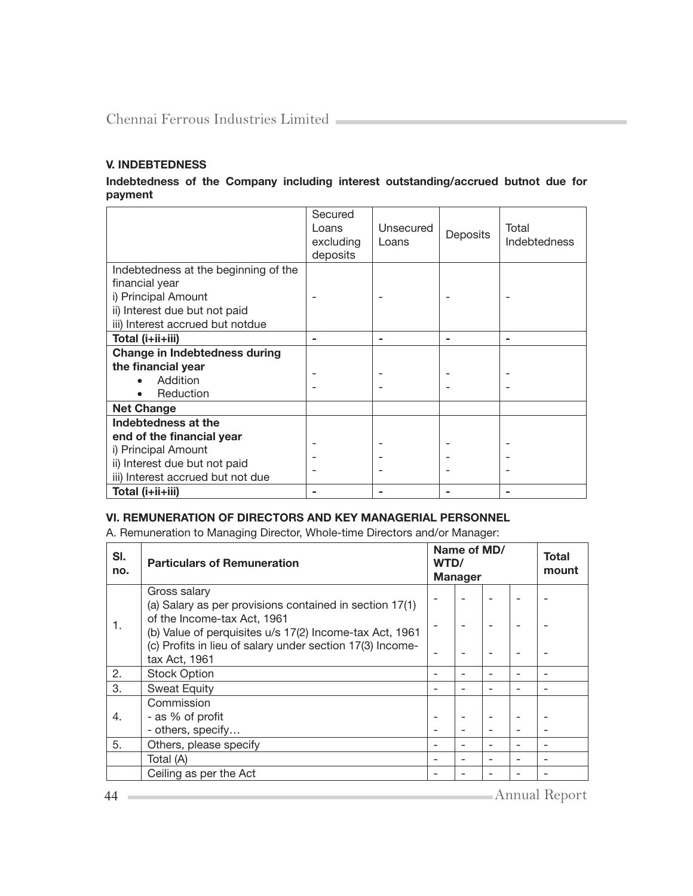### V. INDEBTEDNESS

**Indebtedness of the Company including interest outstanding/accrued butnot due for payment**

| | Secured Loans excluding deposits | Unsecured Loans | Deposits | Total Indebtedness |
|---|---|---|---|---|
| Indebtedness at the beginning of the financial year<br>i) Principal Amount<br>ii) Interest due but not paid<br>iii) Interest accrued but notdue | - | - | - | - |
| **Total (i+ii+iii)** | - | - | - | - |
| **Change in Indebtedness during the financial year**<br>• Addition<br>• Reduction | -<br>- | -<br>- | -<br>- | -<br>- |
| **Net Change** | | | | |
| **Indebtedness at the end of the financial year**<br>i) Principal Amount<br>ii) Interest due but not paid<br>iii) Interest accrued but not due | -<br>-<br>- | -<br>-<br>- | -<br>-<br>- | -<br>-<br>- |
| **Total (i+ii+iii)** | - | - | - | - |

### VI. REMUNERATION OF DIRECTORS AND KEY MANAGERIAL PERSONNEL

A. Remuneration to Managing Director, Whole-time Directors and/or Manager:

| Sl. no. | Particulars of Remuneration | Name of MD/ WTD/ Manager | | | | Total mount |
|---|---|---|---|---|---|---|
| 1. | Gross salary<br>(a) Salary as per provisions contained in section 17(1) of the Income-tax Act, 1961<br>(b) Value of perquisites u/s 17(2) Income-tax Act, 1961<br>(c) Profits in lieu of salary under section 17(3) Income-tax Act, 1961 | -<br>-<br>- | -<br>-<br>- | -<br>-<br>- | -<br>-<br>- | -<br>-<br>- |
| 2. | Stock Option | - | - | - | - | - |
| 3. | Sweat Equity | - | - | - | - | - |
| 4. | Commission<br>- as % of profit<br>- others, specify… | -<br>- | -<br>- | -<br>- | -<br>- | -<br>- |
| 5. | Others, please specify | - | - | - | - | - |
| | Total (A) | - | - | - | - | - |
| | Ceiling as per the Act | - | - | - | - | - |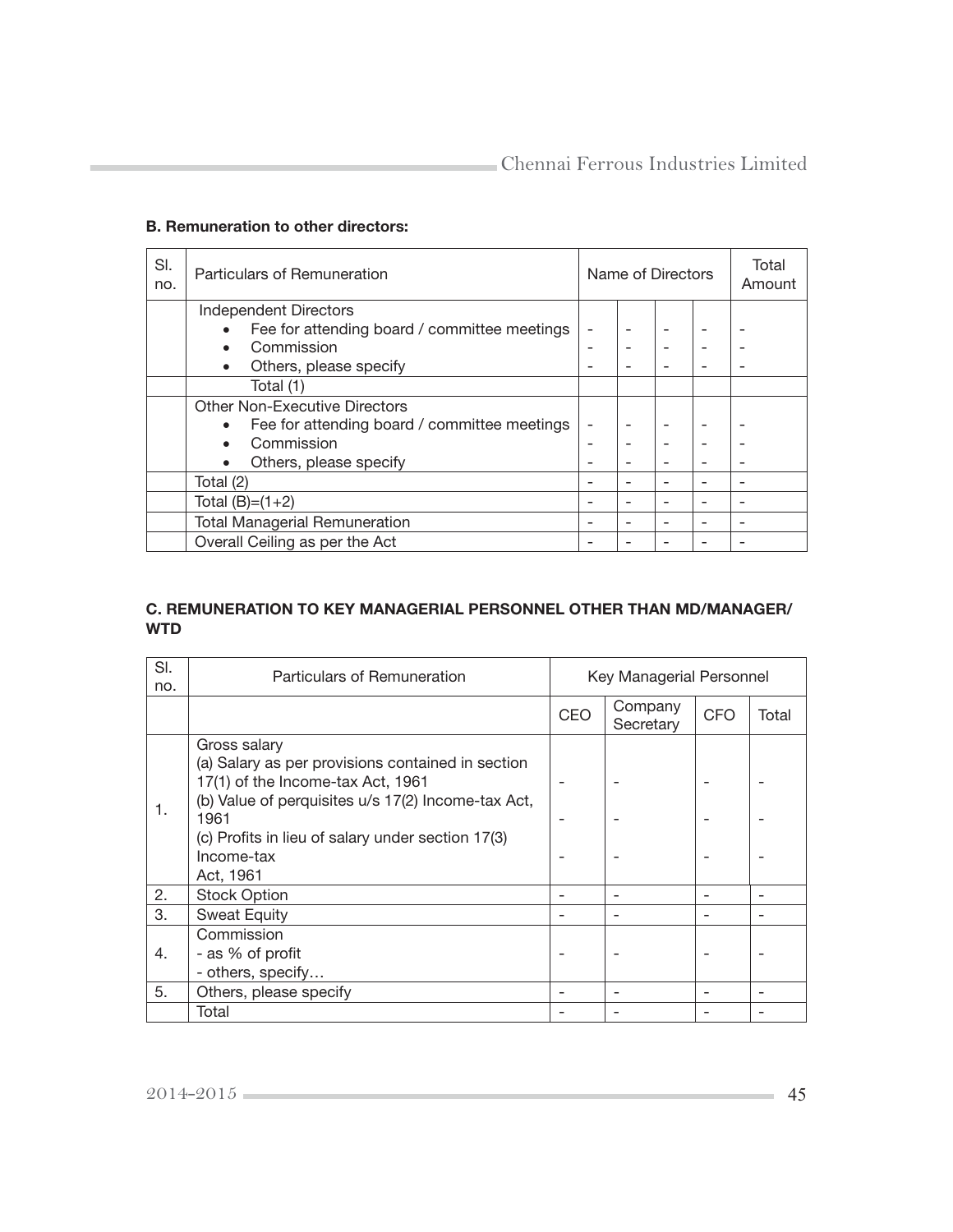**B. Remuneration to other directors:**

| Sl. no. | Particulars of Remuneration | Name of Directors | | | | Total Amount |
|---|---|---|---|---|---|---|
| | Independent Directors<br>• Fee for attending board / committee meetings<br>• Commission<br>• Others, please specify | -<br>-<br>- | -<br>-<br>- | -<br>-<br>- | -<br>-<br>- | -<br>-<br>- |
| | Total (1) | | | | | |
| | Other Non-Executive Directors<br>• Fee for attending board / committee meetings<br>• Commission<br>• Others, please specify | -<br>-<br>- | -<br>-<br>- | -<br>-<br>- | -<br>-<br>- | -<br>-<br>- |
| | Total (2) | - | - | - | - | - |
| | Total (B)=(1+2) | - | - | - | - | - |
| | Total Managerial Remuneration | - | - | - | - | - |
| | Overall Ceiling as per the Act | - | - | - | - | - |

**C. REMUNERATION TO KEY MANAGERIAL PERSONNEL OTHER THAN MD/MANAGER/ WTD**

| Sl. no. | Particulars of Remuneration | Key Managerial Personnel | | | |
|---|---|---|---|---|---|
| | | CEO | Company Secretary | CFO | Total |
| 1. | Gross salary<br>(a) Salary as per provisions contained in section 17(1) of the Income-tax Act, 1961<br>(b) Value of perquisites u/s 17(2) Income-tax Act, 1961<br>(c) Profits in lieu of salary under section 17(3) Income-tax Act, 1961 | -<br>-<br>- | -<br>-<br>- | -<br>-<br>- | -<br>-<br>- |
| 2. | Stock Option | - | - | - | - |
| 3. | Sweat Equity | - | - | - | - |
| 4. | Commission<br>- as % of profit<br>- others, specify… | - | - | - | - |
| 5. | Others, please specify | - | - | - | - |
| | Total | - | - | - | - |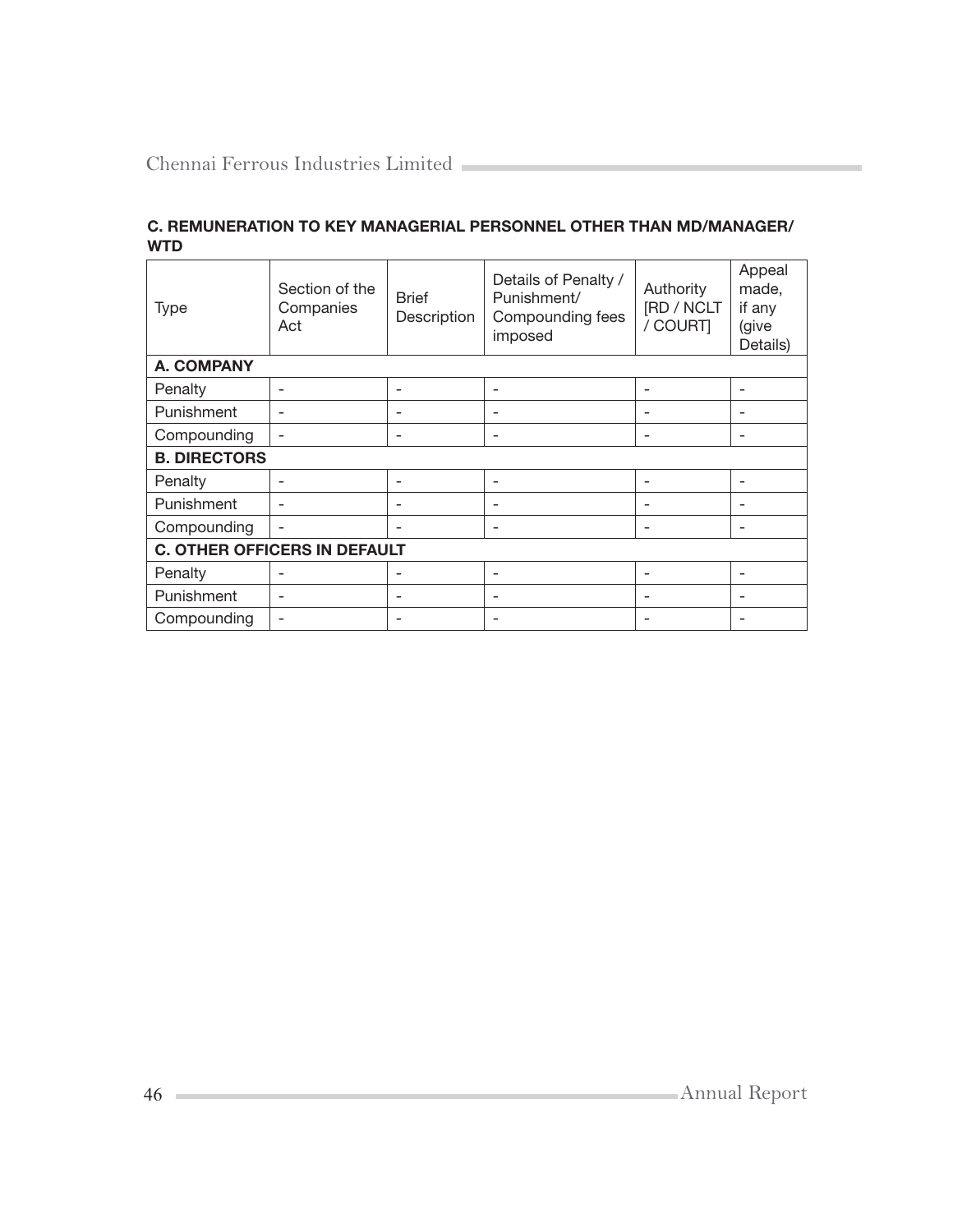### C. REMUNERATION TO KEY MANAGERIAL PERSONNEL OTHER THAN MD/MANAGER/ WTD

| Type | Section of the Companies Act | Brief Description | Details of Penalty / Punishment/ Compounding fees imposed | Authority [RD / NCLT / COURT] | Appeal made, if any (give Details) |
|---|---|---|---|---|---|
| **A. COMPANY** | | | | | |
| Penalty | - | - | - | - | - |
| Punishment | - | - | - | - | - |
| Compounding | - | - | - | - | - |
| **B. DIRECTORS** | | | | | |
| Penalty | - | - | - | - | - |
| Punishment | - | - | - | - | - |
| Compounding | - | - | - | - | - |
| **C. OTHER OFFICERS IN DEFAULT** | | | | | |
| Penalty | - | - | - | - | - |
| Punishment | - | - | - | - | - |
| Compounding | - | - | - | - | - |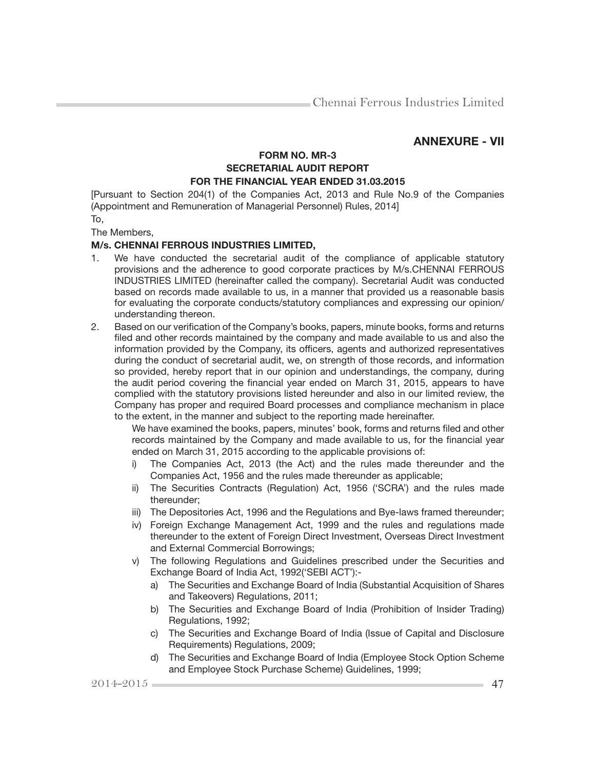## ANNEXURE - VII

### FORM NO. MR-3
### SECRETARIAL AUDIT REPORT
### FOR THE FINANCIAL YEAR ENDED 31.03.2015

[Pursuant to Section 204(1) of the Companies Act, 2013 and Rule No.9 of the Companies (Appointment and Remuneration of Managerial Personnel) Rules, 2014]

To,

The Members,

**M/s. CHENNAI FERROUS INDUSTRIES LIMITED,**

1. We have conducted the secretarial audit of the compliance of applicable statutory provisions and the adherence to good corporate practices by M/s.CHENNAI FERROUS INDUSTRIES LIMITED (hereinafter called the company). Secretarial Audit was conducted based on records made available to us, in a manner that provided us a reasonable basis for evaluating the corporate conducts/statutory compliances and expressing our opinion/ understanding thereon.
2. Based on our verification of the Company's books, papers, minute books, forms and returns filed and other records maintained by the company and made available to us and also the information provided by the Company, its officers, agents and authorized representatives during the conduct of secretarial audit, we, on strength of those records, and information so provided, hereby report that in our opinion and understandings, the company, during the audit period covering the financial year ended on March 31, 2015, appears to have complied with the statutory provisions listed hereunder and also in our limited review, the Company has proper and required Board processes and compliance mechanism in place to the extent, in the manner and subject to the reporting made hereinafter.

   We have examined the books, papers, minutes' book, forms and returns filed and other records maintained by the Company and made available to us, for the financial year ended on March 31, 2015 according to the applicable provisions of:

   i) The Companies Act, 2013 (the Act) and the rules made thereunder and the Companies Act, 1956 and the rules made thereunder as applicable;
   ii) The Securities Contracts (Regulation) Act, 1956 ('SCRA') and the rules made thereunder;
   iii) The Depositories Act, 1996 and the Regulations and Bye-laws framed thereunder;
   iv) Foreign Exchange Management Act, 1999 and the rules and regulations made thereunder to the extent of Foreign Direct Investment, Overseas Direct Investment and External Commercial Borrowings;
   v) The following Regulations and Guidelines prescribed under the Securities and Exchange Board of India Act, 1992('SEBI ACT'):-
      a) The Securities and Exchange Board of India (Substantial Acquisition of Shares and Takeovers) Regulations, 2011;
      b) The Securities and Exchange Board of India (Prohibition of Insider Trading) Regulations, 1992;
      c) The Securities and Exchange Board of India (Issue of Capital and Disclosure Requirements) Regulations, 2009;
      d) The Securities and Exchange Board of India (Employee Stock Option Scheme and Employee Stock Purchase Scheme) Guidelines, 1999;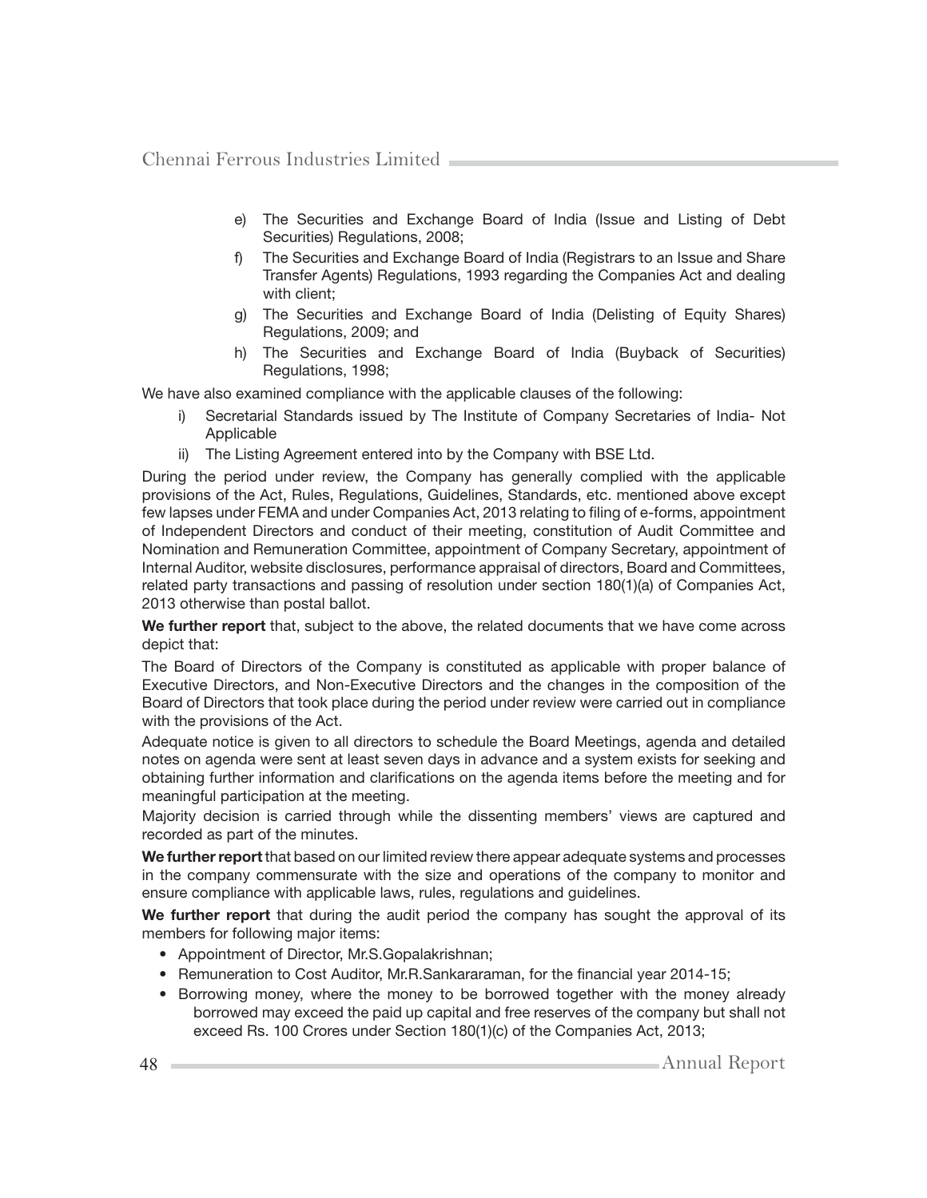e) The Securities and Exchange Board of India (Issue and Listing of Debt Securities) Regulations, 2008;

f) The Securities and Exchange Board of India (Registrars to an Issue and Share Transfer Agents) Regulations, 1993 regarding the Companies Act and dealing with client;

g) The Securities and Exchange Board of India (Delisting of Equity Shares) Regulations, 2009; and

h) The Securities and Exchange Board of India (Buyback of Securities) Regulations, 1998;

We have also examined compliance with the applicable clauses of the following:

i) Secretarial Standards issued by The Institute of Company Secretaries of India- Not Applicable

ii) The Listing Agreement entered into by the Company with BSE Ltd.

During the period under review, the Company has generally complied with the applicable provisions of the Act, Rules, Regulations, Guidelines, Standards, etc. mentioned above except few lapses under FEMA and under Companies Act, 2013 relating to filing of e-forms, appointment of Independent Directors and conduct of their meeting, constitution of Audit Committee and Nomination and Remuneration Committee, appointment of Company Secretary, appointment of Internal Auditor, website disclosures, performance appraisal of directors, Board and Committees, related party transactions and passing of resolution under section 180(1)(a) of Companies Act, 2013 otherwise than postal ballot.

**We further report** that, subject to the above, the related documents that we have come across depict that:

The Board of Directors of the Company is constituted as applicable with proper balance of Executive Directors, and Non-Executive Directors and the changes in the composition of the Board of Directors that took place during the period under review were carried out in compliance with the provisions of the Act.

Adequate notice is given to all directors to schedule the Board Meetings, agenda and detailed notes on agenda were sent at least seven days in advance and a system exists for seeking and obtaining further information and clarifications on the agenda items before the meeting and for meaningful participation at the meeting.

Majority decision is carried through while the dissenting members' views are captured and recorded as part of the minutes.

**We further report** that based on our limited review there appear adequate systems and processes in the company commensurate with the size and operations of the company to monitor and ensure compliance with applicable laws, rules, regulations and guidelines.

**We further report** that during the audit period the company has sought the approval of its members for following major items:

- Appointment of Director, Mr.S.Gopalakrishnan;
- Remuneration to Cost Auditor, Mr.R.Sankararaman, for the financial year 2014-15;
- Borrowing money, where the money to be borrowed together with the money already borrowed may exceed the paid up capital and free reserves of the company but shall not exceed Rs. 100 Crores under Section 180(1)(c) of the Companies Act, 2013;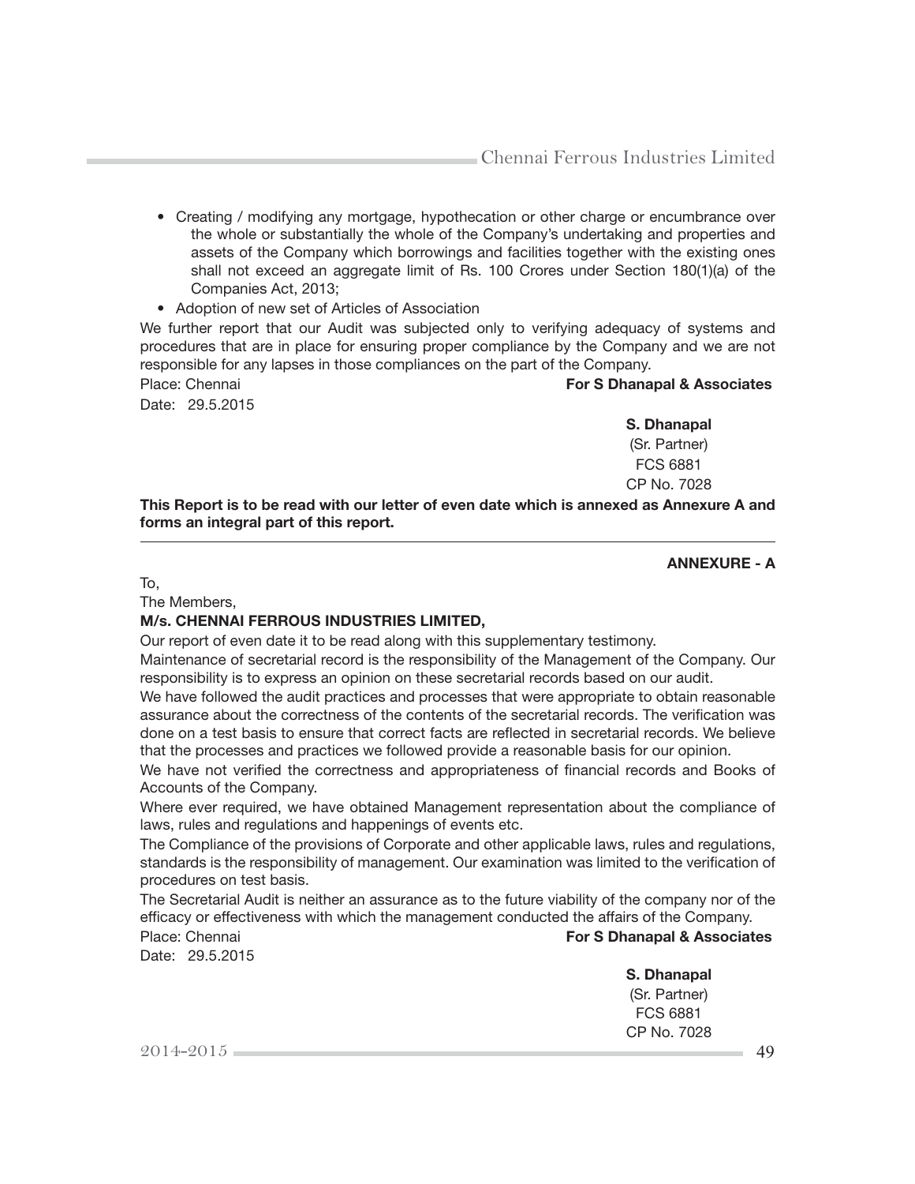- Creating / modifying any mortgage, hypothecation or other charge or encumbrance over the whole or substantially the whole of the Company's undertaking and properties and assets of the Company which borrowings and facilities together with the existing ones shall not exceed an aggregate limit of Rs. 100 Crores under Section 180(1)(a) of the Companies Act, 2013;
- Adoption of new set of Articles of Association

We further report that our Audit was subjected only to verifying adequacy of systems and procedures that are in place for ensuring proper compliance by the Company and we are not responsible for any lapses in those compliances on the part of the Company.

Place: Chennai
Date: 29.5.2015

**For S Dhanapal & Associates**

**S. Dhanapal**
(Sr. Partner)
FCS 6881
CP No. 7028

**This Report is to be read with our letter of even date which is annexed as Annexure A and forms an integral part of this report.**

---

**ANNEXURE - A**

To,
The Members,
**M/s. CHENNAI FERROUS INDUSTRIES LIMITED,**

Our report of even date it to be read along with this supplementary testimony.

Maintenance of secretarial record is the responsibility of the Management of the Company. Our responsibility is to express an opinion on these secretarial records based on our audit.

We have followed the audit practices and processes that were appropriate to obtain reasonable assurance about the correctness of the contents of the secretarial records. The verification was done on a test basis to ensure that correct facts are reflected in secretarial records. We believe that the processes and practices we followed provide a reasonable basis for our opinion.

We have not verified the correctness and appropriateness of financial records and Books of Accounts of the Company.

Where ever required, we have obtained Management representation about the compliance of laws, rules and regulations and happenings of events etc.

The Compliance of the provisions of Corporate and other applicable laws, rules and regulations, standards is the responsibility of management. Our examination was limited to the verification of procedures on test basis.

The Secretarial Audit is neither an assurance as to the future viability of the company nor of the efficacy or effectiveness with which the management conducted the affairs of the Company.

Place: Chennai
Date: 29.5.2015

**For S Dhanapal & Associates**

**S. Dhanapal**
(Sr. Partner)
FCS 6881
CP No. 7028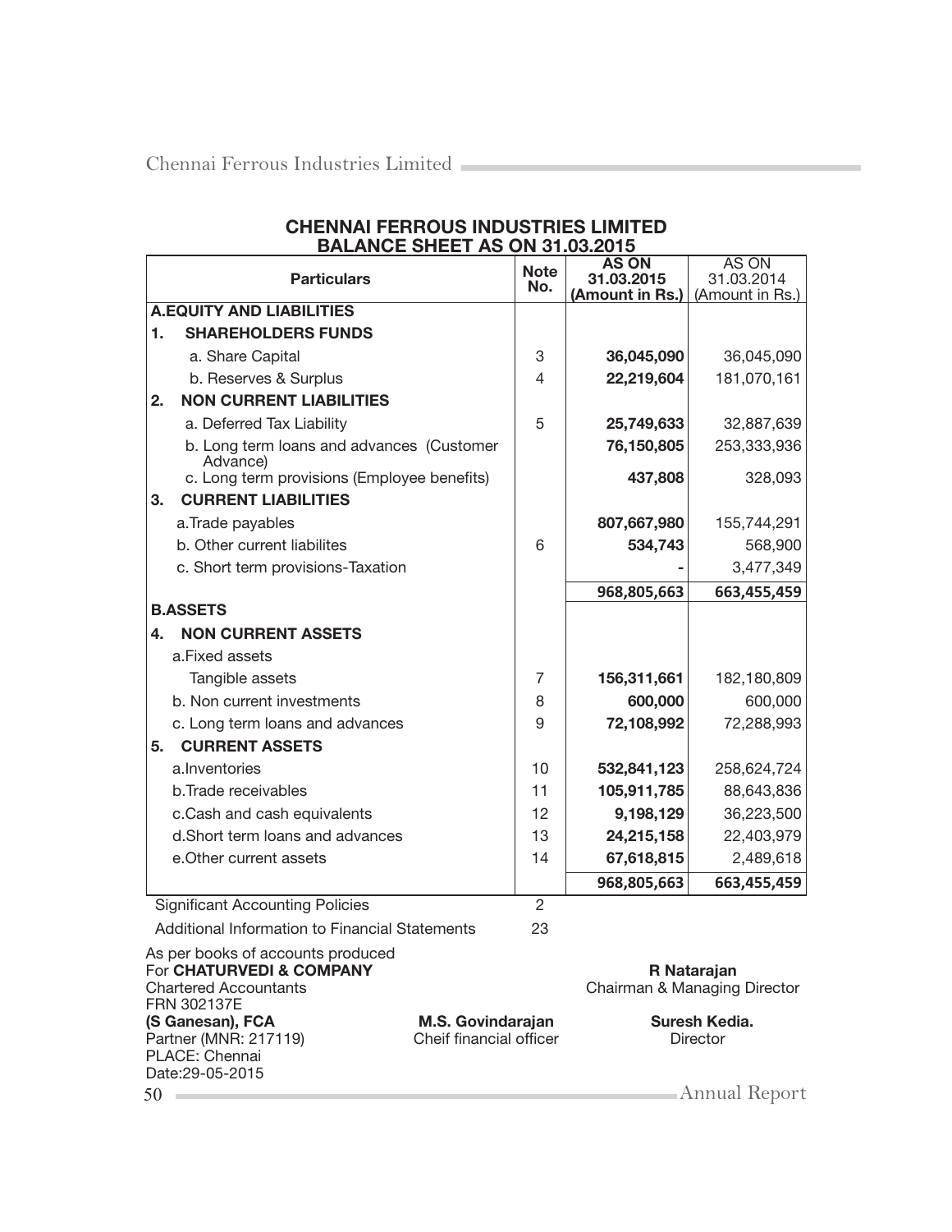# CHENNAI FERROUS INDUSTRIES LIMITED

## BALANCE SHEET AS ON 31.03.2015

| Particulars | Note No. | AS ON 31.03.2015 (Amount in Rs.) | AS ON 31.03.2014 (Amount in Rs.) |
|---|---|---|---|
| **A.EQUITY AND LIABILITIES** | | | |
| **1. SHAREHOLDERS FUNDS** | | | |
| a. Share Capital | 3 | **36,045,090** | 36,045,090 |
| b. Reserves & Surplus | 4 | **22,219,604** | 181,070,161 |
| **2. NON CURRENT LIABILITIES** | | | |
| a. Deferred Tax Liability | 5 | **25,749,633** | 32,887,639 |
| b. Long term loans and advances (Customer Advance) | | **76,150,805** | 253,333,936 |
| c. Long term provisions (Employee benefits) | | **437,808** | 328,093 |
| **3. CURRENT LIABILITIES** | | | |
| a.Trade payables | | **807,667,980** | 155,744,291 |
| b. Other current liabilites | 6 | **534,743** | 568,900 |
| c. Short term provisions-Taxation | | **-** | 3,477,349 |
| | | **968,805,663** | **663,455,459** |
| **B.ASSETS** | | | |
| **4. NON CURRENT ASSETS** | | | |
| a.Fixed assets | | | |
| Tangible assets | 7 | **156,311,661** | 182,180,809 |
| b. Non current investments | 8 | **600,000** | 600,000 |
| c. Long term loans and advances | 9 | **72,108,992** | 72,288,993 |
| **5. CURRENT ASSETS** | | | |
| a.Inventories | 10 | **532,841,123** | 258,624,724 |
| b.Trade receivables | 11 | **105,911,785** | 88,643,836 |
| c.Cash and cash equivalents | 12 | **9,198,129** | 36,223,500 |
| d.Short term loans and advances | 13 | **24,215,158** | 22,403,979 |
| e.Other current assets | 14 | **67,618,815** | 2,489,618 |
| | | **968,805,663** | **663,455,459** |
| Significant Accounting Policies | 2 | | |
| Additional Information to Financial Statements | 23 | | |

As per books of accounts produced
For **CHATURVEDI & COMPANY**
Chartered Accountants
FRN 302137E
**(S Ganesan), FCA**
Partner (MNR: 217119)
PLACE: Chennai
Date:29-05-2015

**M.S. Govindarajan**
Cheif financial officer

**R Natarajan**
Chairman & Managing Director

**Suresh Kedia.**
Director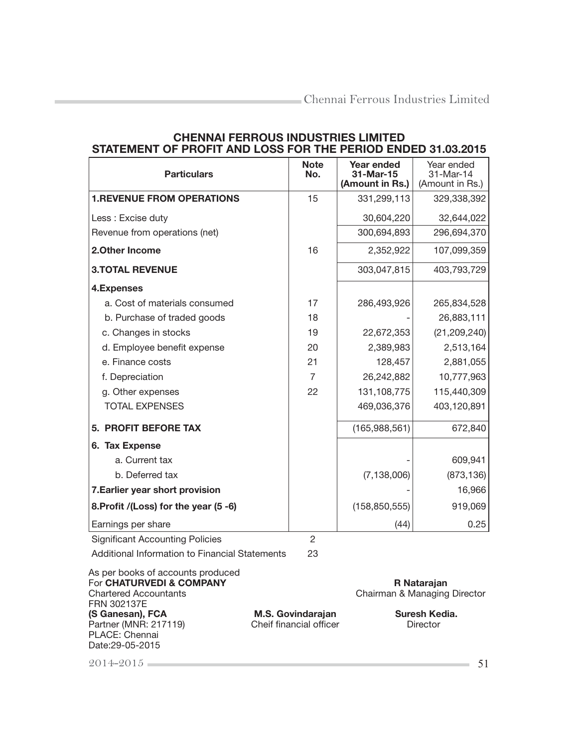# CHENNAI FERROUS INDUSTRIES LIMITED
## STATEMENT OF PROFIT AND LOSS FOR THE PERIOD ENDED 31.03.2015

| Particulars | Note No. | Year ended 31-Mar-15 (Amount in Rs.) | Year ended 31-Mar-14 (Amount in Rs.) |
|---|---|---|---|
| **1.REVENUE FROM OPERATIONS** | 15 | 331,299,113 | 329,338,392 |
| Less : Excise duty | | 30,604,220 | 32,644,022 |
| Revenue from operations (net) | | 300,694,893 | 296,694,370 |
| **2.Other Income** | 16 | 2,352,922 | 107,099,359 |
| **3.TOTAL REVENUE** | | 303,047,815 | 403,793,729 |
| **4.Expenses** | | | |
| a. Cost of materials consumed | 17 | 286,493,926 | 265,834,528 |
| b. Purchase of traded goods | 18 | - | 26,883,111 |
| c. Changes in stocks | 19 | 22,672,353 | (21,209,240) |
| d. Employee benefit expense | 20 | 2,389,983 | 2,513,164 |
| e. Finance costs | 21 | 128,457 | 2,881,055 |
| f. Depreciation | 7 | 26,242,882 | 10,777,963 |
| g. Other expenses | 22 | 131,108,775 | 115,440,309 |
| TOTAL EXPENSES | | 469,036,376 | 403,120,891 |
| **5. PROFIT BEFORE TAX** | | (165,988,561) | 672,840 |
| **6. Tax Expense** | | | |
| a. Current tax | | - | 609,941 |
| b. Deferred tax | | (7,138,006) | (873,136) |
| **7.Earlier year short provision** | | - | 16,966 |
| **8.Profit /(Loss) for the year (5 -6)** | | (158,850,555) | 919,069 |
| Earnings per share | | (44) | 0.25 |
| Significant Accounting Policies | 2 | | |
| Additional Information to Financial Statements | 23 | | |

As per books of accounts produced
For **CHATURVEDI & COMPANY**
Chartered Accountants
FRN 302137E
**(S Ganesan), FCA**
Partner (MNR: 217119)
PLACE: Chennai
Date:29-05-2015

**M.S. Govindarajan**
Cheif financial officer

**R Natarajan**
Chairman & Managing Director

**Suresh Kedia.**
Director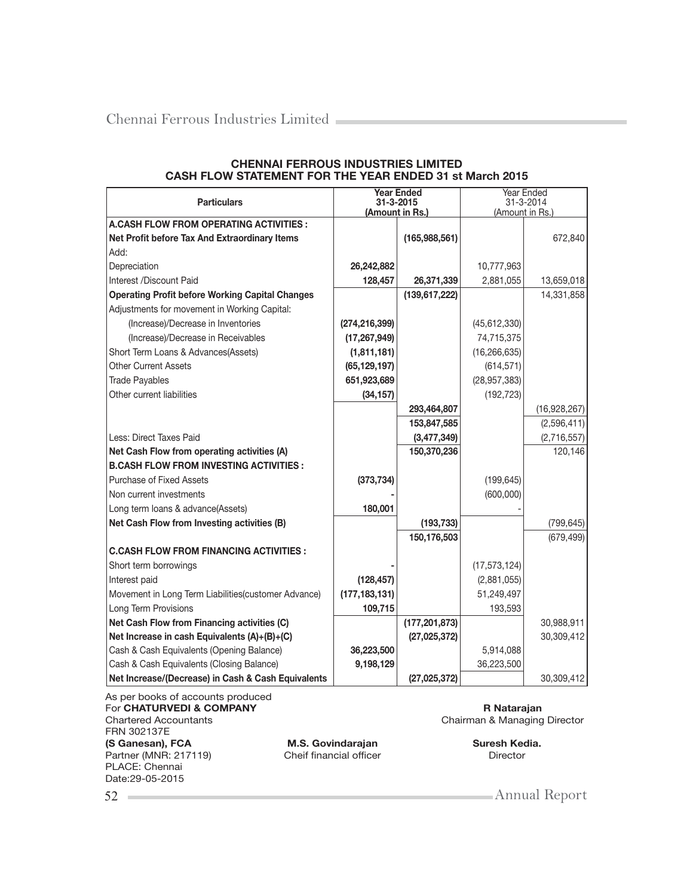## CHENNAI FERROUS INDUSTRIES LIMITED

## CASH FLOW STATEMENT FOR THE YEAR ENDED 31 st March 2015

| Particulars | Year Ended 31-3-2015 (Amount in Rs.) | | Year Ended 31-3-2014 (Amount in Rs.) | |
|---|---|---|---|---|
| **A.CASH FLOW FROM OPERATING ACTIVITIES :** | | | | |
| **Net Profit before Tax And Extraordinary Items** | | **(165,988,561)** | | 672,840 |
| Add: | | | | |
| Depreciation | **26,242,882** | | 10,777,963 | |
| Interest /Discount Paid | **128,457** | **26,371,339** | 2,881,055 | 13,659,018 |
| **Operating Profit before Working Capital Changes** | | **(139,617,222)** | | 14,331,858 |
| Adjustments for movement in Working Capital: | | | | |
| (Increase)/Decrease in Inventories | **(274,216,399)** | | (45,612,330) | |
| (Increase)/Decrease in Receivables | **(17,267,949)** | | 74,715,375 | |
| Short Term Loans & Advances(Assets) | **(1,811,181)** | | (16,266,635) | |
| Other Current Assets | **(65,129,197)** | | (614,571) | |
| Trade Payables | **651,923,689** | | (28,957,383) | |
| Other current liabilities | **(34,157)** | | (192,723) | |
| | | **293,464,807** | | (16,928,267) |
| | | **153,847,585** | | (2,596,411) |
| Less: Direct Taxes Paid | | **(3,477,349)** | | (2,716,557) |
| **Net Cash Flow from operating activities (A)** | | **150,370,236** | | 120,146 |
| **B.CASH FLOW FROM INVESTING ACTIVITIES :** | | | | |
| Purchase of Fixed Assets | **(373,734)** | | (199,645) | |
| Non current investments | **-** | | (600,000) | |
| Long term loans & advance(Assets) | **180,001** | | - | |
| **Net Cash Flow from Investing activities (B)** | | **(193,733)** | | (799,645) |
| | | **150,176,503** | | (679,499) |
| **C.CASH FLOW FROM FINANCING ACTIVITIES :** | | | | |
| Short term borrowings | **-** | | (17,573,124) | |
| Interest paid | **(128,457)** | | (2,881,055) | |
| Movement in Long Term Liabilities(customer Advance) | **(177,183,131)** | | 51,249,497 | |
| Long Term Provisions | **109,715** | | 193,593 | |
| **Net Cash Flow from Financing activities (C)** | | **(177,201,873)** | | 30,988,911 |
| **Net Increase in cash Equivalents (A)+(B)+(C)** | | **(27,025,372)** | | 30,309,412 |
| Cash & Cash Equivalents (Opening Balance) | **36,223,500** | | 5,914,088 | |
| Cash & Cash Equivalents (Closing Balance) | **9,198,129** | | 36,223,500 | |
| **Net Increase/(Decrease) in Cash & Cash Equivalents** | | **(27,025,372)** | | 30,309,412 |

As per books of accounts produced
For **CHATURVEDI & COMPANY**
Chartered Accountants
FRN 302137E
**(S Ganesan), FCA**
Partner (MNR: 217119)
PLACE: Chennai
Date:29-05-2015

**M.S. Govindarajan**
Cheif financial officer

**R Natarajan**
Chairman & Managing Director

**Suresh Kedia.**
Director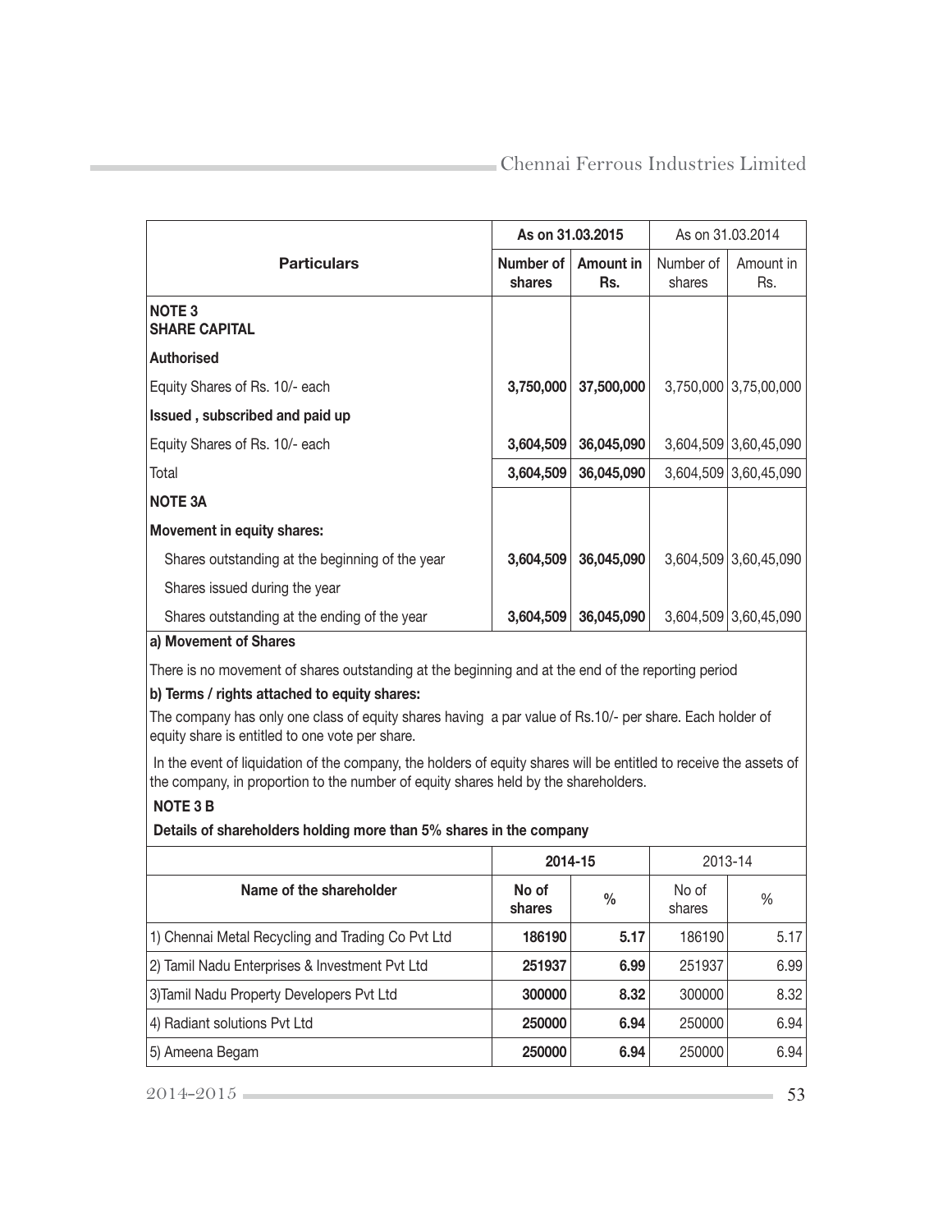| Particulars | As on 31.03.2015 | | As on 31.03.2014 | |
|---|---|---|---|---|
| | Number of shares | Amount in Rs. | Number of shares | Amount in Rs. |
| **NOTE 3** **SHARE CAPITAL** | | | | |
| **Authorised** | | | | |
| Equity Shares of Rs. 10/- each | **3,750,000** | **37,500,000** | 3,750,000 | 3,75,00,000 |
| **Issued , subscribed and paid up** | | | | |
| Equity Shares of Rs. 10/- each | **3,604,509** | **36,045,090** | 3,604,509 | 3,60,45,090 |
| Total | **3,604,509** | **36,045,090** | 3,604,509 | 3,60,45,090 |
| **NOTE 3A** | | | | |
| **Movement in equity shares:** | | | | |
| Shares outstanding at the beginning of the year | **3,604,509** | **36,045,090** | 3,604,509 | 3,60,45,090 |
| Shares issued during the year | | | | |
| Shares outstanding at the ending of the year | **3,604,509** | **36,045,090** | 3,604,509 | 3,60,45,090 |

**a) Movement of Shares**

There is no movement of shares outstanding at the beginning and at the end of the reporting period

**b) Terms / rights attached to equity shares:**

The company has only one class of equity shares having a par value of Rs.10/- per share. Each holder of equity share is entitled to one vote per share.

In the event of liquidation of the company, the holders of equity shares will be entitled to receive the assets of the company, in proportion to the number of equity shares held by the shareholders.

**NOTE 3 B**

**Details of shareholders holding more than 5% shares in the company**

| Name of the shareholder | 2014-15 | | 2013-14 | |
|---|---|---|---|---|
| | No of shares | % | No of shares | % |
| 1) Chennai Metal Recycling and Trading Co Pvt Ltd | **186190** | **5.17** | 186190 | 5.17 |
| 2) Tamil Nadu Enterprises & Investment Pvt Ltd | **251937** | **6.99** | 251937 | 6.99 |
| 3)Tamil Nadu Property Developers Pvt Ltd | **300000** | **8.32** | 300000 | 8.32 |
| 4) Radiant solutions Pvt Ltd | **250000** | **6.94** | 250000 | 6.94 |
| 5) Ameena Begam | **250000** | **6.94** | 250000 | 6.94 |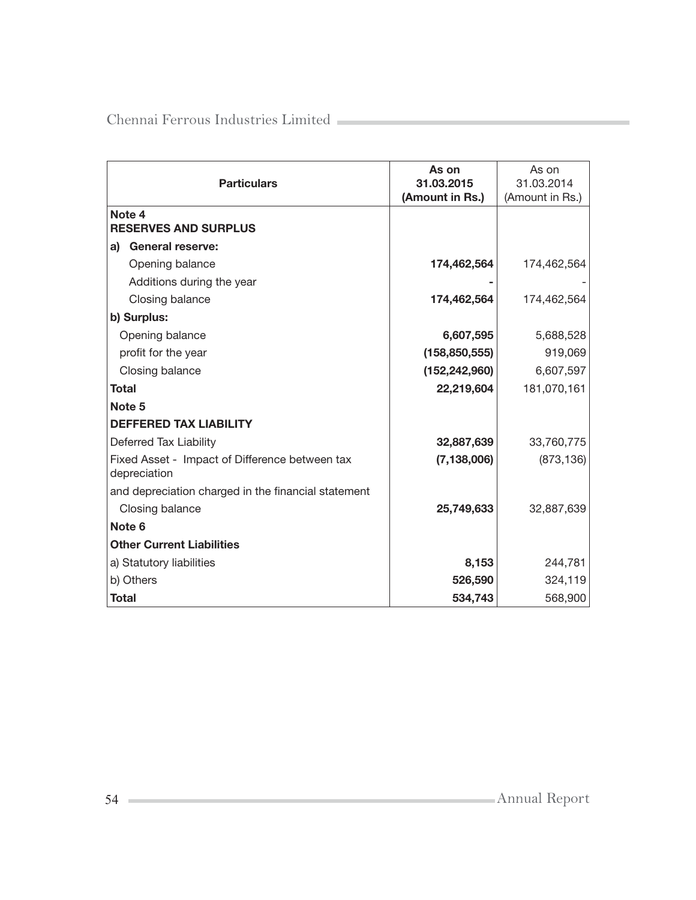| Particulars | As on 31.03.2015 (Amount in Rs.) | As on 31.03.2014 (Amount in Rs.) |
|---|---|---|
| **Note 4** **RESERVES AND SURPLUS** | | |
| **a) General reserve:** | | |
| Opening balance | **174,462,564** | 174,462,564 |
| Additions during the year | **-** | - |
| Closing balance | **174,462,564** | 174,462,564 |
| **b) Surplus:** | | |
| Opening balance | **6,607,595** | 5,688,528 |
| profit for the year | **(158,850,555)** | 919,069 |
| Closing balance | **(152,242,960)** | 6,607,597 |
| **Total** | **22,219,604** | 181,070,161 |
| **Note 5** | | |
| **DEFFERED TAX LIABILITY** | | |
| Deferred Tax Liability | **32,887,639** | 33,760,775 |
| Fixed Asset - Impact of Difference between tax depreciation | **(7,138,006)** | (873,136) |
| and depreciation charged in the financial statement | | |
| Closing balance | **25,749,633** | 32,887,639 |
| **Note 6** | | |
| **Other Current Liabilities** | | |
| a) Statutory liabilities | **8,153** | 244,781 |
| b) Others | **526,590** | 324,119 |
| **Total** | **534,743** | 568,900 |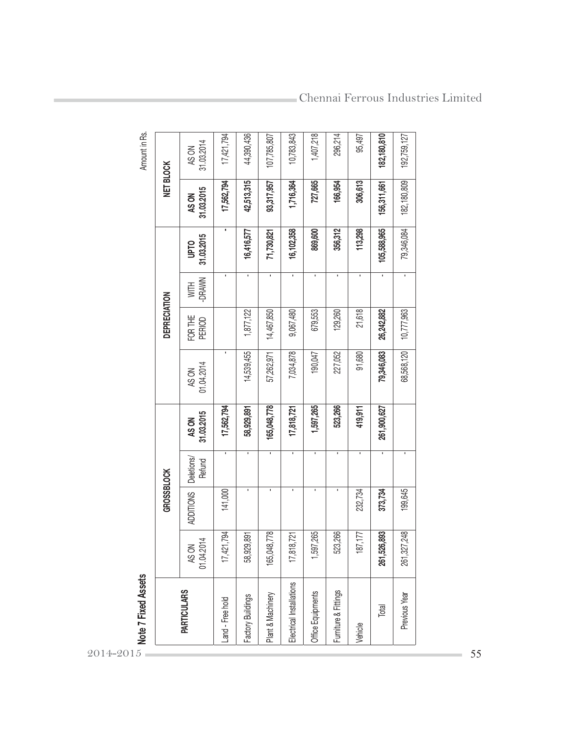## Note 7 Fixed Assets

Amount in Rs.

| PARTICULARS | GROSSBLOCK | | | | DEPRECIATION | | | | NET BLOCK | |
|---|---|---|---|---|---|---|---|---|---|---|
| | AS ON 01.04.2014 | ADDITIONS | Deletions/ Refund | AS ON 31.03.2015 | AS ON 01.04.2014 | FOR THE PERIOD | WITH -DRAWN | UPTO 31.03.2015 | AS ON 31.03.2015 | AS ON 31.03.2014 |
| Land - Free hold | 17,421,794 | 141,000 | - | **17,562,794** | - | | - | **-** | **17,562,794** | 17,421,794 |
| Factory Buildings | 58,929,891 | - | - | **58,929,891** | 14,539,455 | 1,877,122 | - | **16,416,577** | **42,513,315** | 44,390,436 |
| Plant & Machinery | 165,048,778 | - | - | **165,048,778** | 57,262,971 | 14,467,850 | - | **71,730,821** | **93,317,957** | 107,785,807 |
| Electrical Installations | 17,818,721 | - | - | **17,818,721** | 7,034,878 | 9,067,480 | - | **16,102,358** | **1,716,364** | 10,783,843 |
| Office Equipments | 1,597,265 | - | - | **1,597,265** | 190,047 | 679,553 | - | **869,600** | **727,665** | 1,407,218 |
| Furniture & Fittings | 523,266 | - | - | **523,266** | 227,052 | 129,260 | - | **356,312** | **166,954** | 296,214 |
| Vehicle | 187,177 | 232,734 | - | **419,911** | 91,680 | 21,618 | - | **113,298** | **306,613** | 95,497 |
| Total | **261,526,893** | **373,734** | - | **261,900,627** | **79,346,083** | **26,242,882** | - | **105,588,965** | **156,311,661** | **182,180,810** |
| Previous Year | 261,327,248 | 199,645 | - | | 68,568,120 | 10,777,963 | - | 79,346,084 | 182,180,809 | 192,759,127 |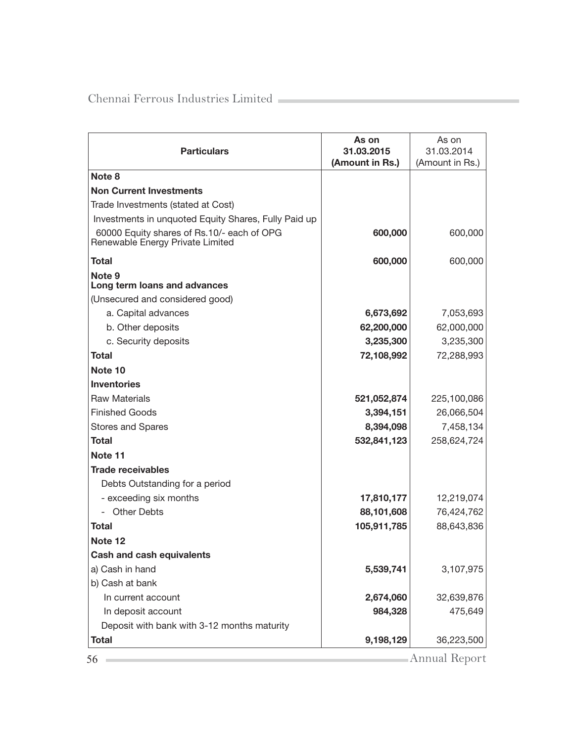| Particulars | As on 31.03.2015 (Amount in Rs.) | As on 31.03.2014 (Amount in Rs.) |
|---|---|---|
| **Note 8** | | |
| **Non Current Investments** | | |
| Trade Investments (stated at Cost) | | |
| Investments in unquoted Equity Shares, Fully Paid up | | |
| 60000 Equity shares of Rs.10/- each of OPG Renewable Energy Private Limited | **600,000** | 600,000 |
| **Total** | **600,000** | 600,000 |
| **Note 9** **Long term loans and advances** | | |
| (Unsecured and considered good) | | |
| a. Capital advances | **6,673,692** | 7,053,693 |
| b. Other deposits | **62,200,000** | 62,000,000 |
| c. Security deposits | **3,235,300** | 3,235,300 |
| **Total** | **72,108,992** | 72,288,993 |
| **Note 10** | | |
| **Inventories** | | |
| Raw Materials | **521,052,874** | 225,100,086 |
| Finished Goods | **3,394,151** | 26,066,504 |
| Stores and Spares | **8,394,098** | 7,458,134 |
| **Total** | **532,841,123** | 258,624,724 |
| **Note 11** | | |
| **Trade receivables** | | |
| Debts Outstanding for a period | | |
| - exceeding six months | **17,810,177** | 12,219,074 |
| - Other Debts | **88,101,608** | 76,424,762 |
| **Total** | **105,911,785** | 88,643,836 |
| **Note 12** | | |
| **Cash and cash equivalents** | | |
| a) Cash in hand | **5,539,741** | 3,107,975 |
| b) Cash at bank | | |
| In current account | **2,674,060** | 32,639,876 |
| In deposit account | **984,328** | 475,649 |
| Deposit with bank with 3-12 months maturity | | |
| **Total** | **9,198,129** | 36,223,500 |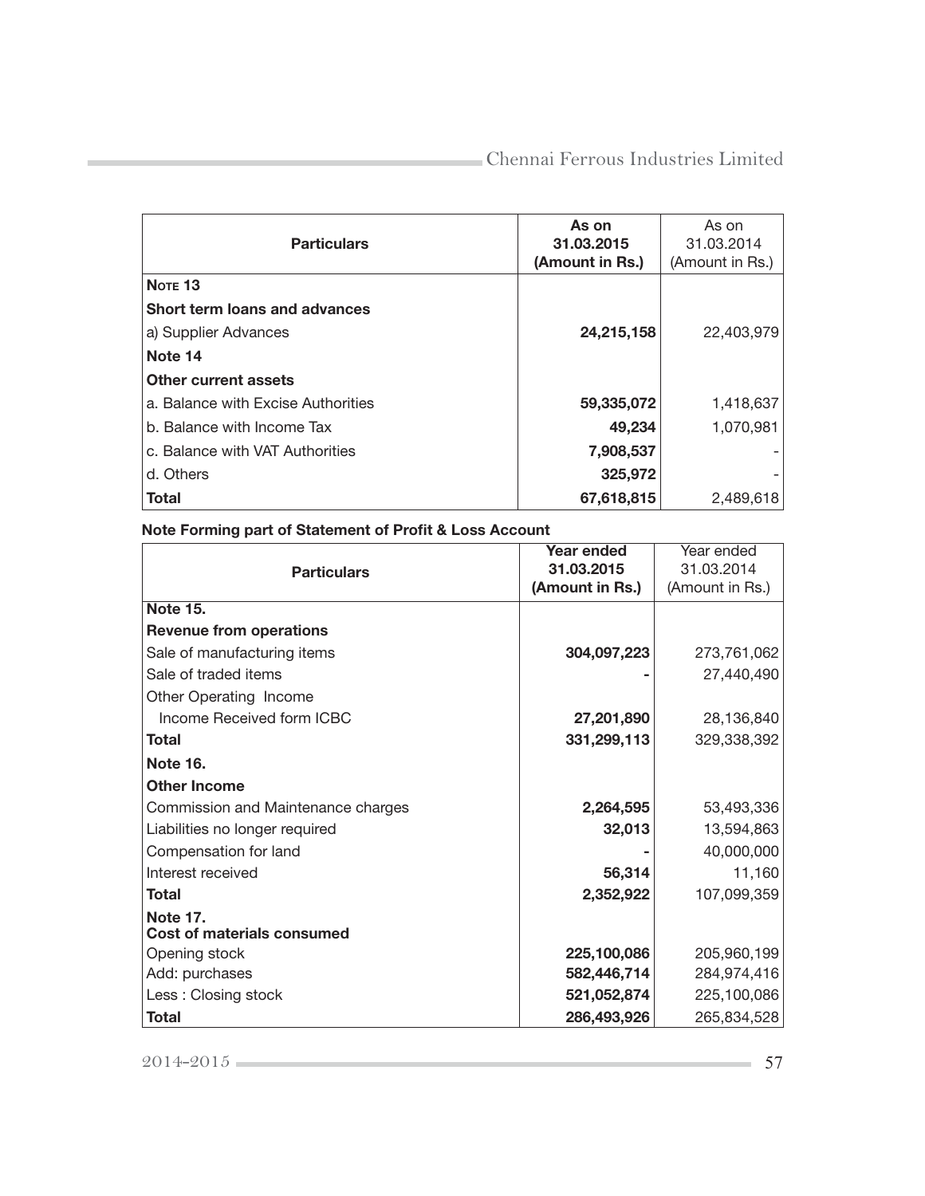| Particulars | As on 31.03.2015 (Amount in Rs.) | As on 31.03.2014 (Amount in Rs.) |
|---|---|---|
| **NOTE 13** | | |
| **Short term loans and advances** | | |
| a) Supplier Advances | **24,215,158** | 22,403,979 |
| **Note 14** | | |
| **Other current assets** | | |
| a. Balance with Excise Authorities | **59,335,072** | 1,418,637 |
| b. Balance with Income Tax | **49,234** | 1,070,981 |
| c. Balance with VAT Authorities | **7,908,537** | - |
| d. Others | **325,972** | - |
| **Total** | **67,618,815** | 2,489,618 |

**Note Forming part of Statement of Profit & Loss Account**

| Particulars | Year ended 31.03.2015 (Amount in Rs.) | Year ended 31.03.2014 (Amount in Rs.) |
|---|---|---|
| **Note 15.** | | |
| **Revenue from operations** | | |
| Sale of manufacturing items | **304,097,223** | 273,761,062 |
| Sale of traded items | **-** | 27,440,490 |
| Other Operating Income | | |
| Income Received form ICBC | **27,201,890** | 28,136,840 |
| **Total** | **331,299,113** | 329,338,392 |
| **Note 16.** | | |
| **Other Income** | | |
| Commission and Maintenance charges | **2,264,595** | 53,493,336 |
| Liabilities no longer required | **32,013** | 13,594,863 |
| Compensation for land | **-** | 40,000,000 |
| Interest received | **56,314** | 11,160 |
| **Total** | **2,352,922** | 107,099,359 |
| **Note 17.** **Cost of materials consumed** | | |
| Opening stock | **225,100,086** | 205,960,199 |
| Add: purchases | **582,446,714** | 284,974,416 |
| Less : Closing stock | **521,052,874** | 225,100,086 |
| **Total** | **286,493,926** | 265,834,528 |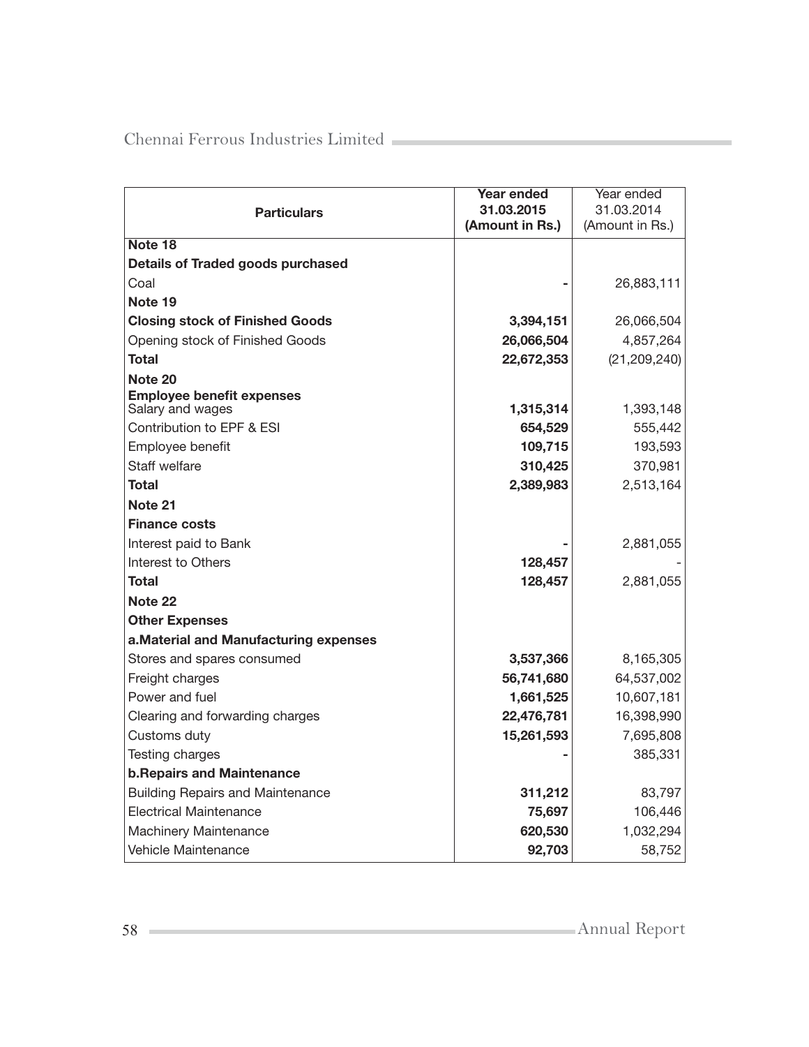| Particulars | Year ended 31.03.2015 (Amount in Rs.) | Year ended 31.03.2014 (Amount in Rs.) |
|---|---|---|
| **Note 18** | | |
| **Details of Traded goods purchased** | | |
| Coal | **-** | 26,883,111 |
| **Note 19** | | |
| **Closing stock of Finished Goods** | **3,394,151** | 26,066,504 |
| Opening stock of Finished Goods | **26,066,504** | 4,857,264 |
| **Total** | **22,672,353** | (21,209,240) |
| **Note 20** | | |
| **Employee benefit expenses** | | |
| Salary and wages | **1,315,314** | 1,393,148 |
| Contribution to EPF & ESI | **654,529** | 555,442 |
| Employee benefit | **109,715** | 193,593 |
| Staff welfare | **310,425** | 370,981 |
| **Total** | **2,389,983** | 2,513,164 |
| **Note 21** | | |
| **Finance costs** | | |
| Interest paid to Bank | **-** | 2,881,055 |
| Interest to Others | **128,457** | - |
| **Total** | **128,457** | 2,881,055 |
| **Note 22** | | |
| **Other Expenses** | | |
| **a.Material and Manufacturing expenses** | | |
| Stores and spares consumed | **3,537,366** | 8,165,305 |
| Freight charges | **56,741,680** | 64,537,002 |
| Power and fuel | **1,661,525** | 10,607,181 |
| Clearing and forwarding charges | **22,476,781** | 16,398,990 |
| Customs duty | **15,261,593** | 7,695,808 |
| Testing charges | **-** | 385,331 |
| **b.Repairs and Maintenance** | | |
| Building Repairs and Maintenance | **311,212** | 83,797 |
| Electrical Maintenance | **75,697** | 106,446 |
| Machinery Maintenance | **620,530** | 1,032,294 |
| Vehicle Maintenance | **92,703** | 58,752 |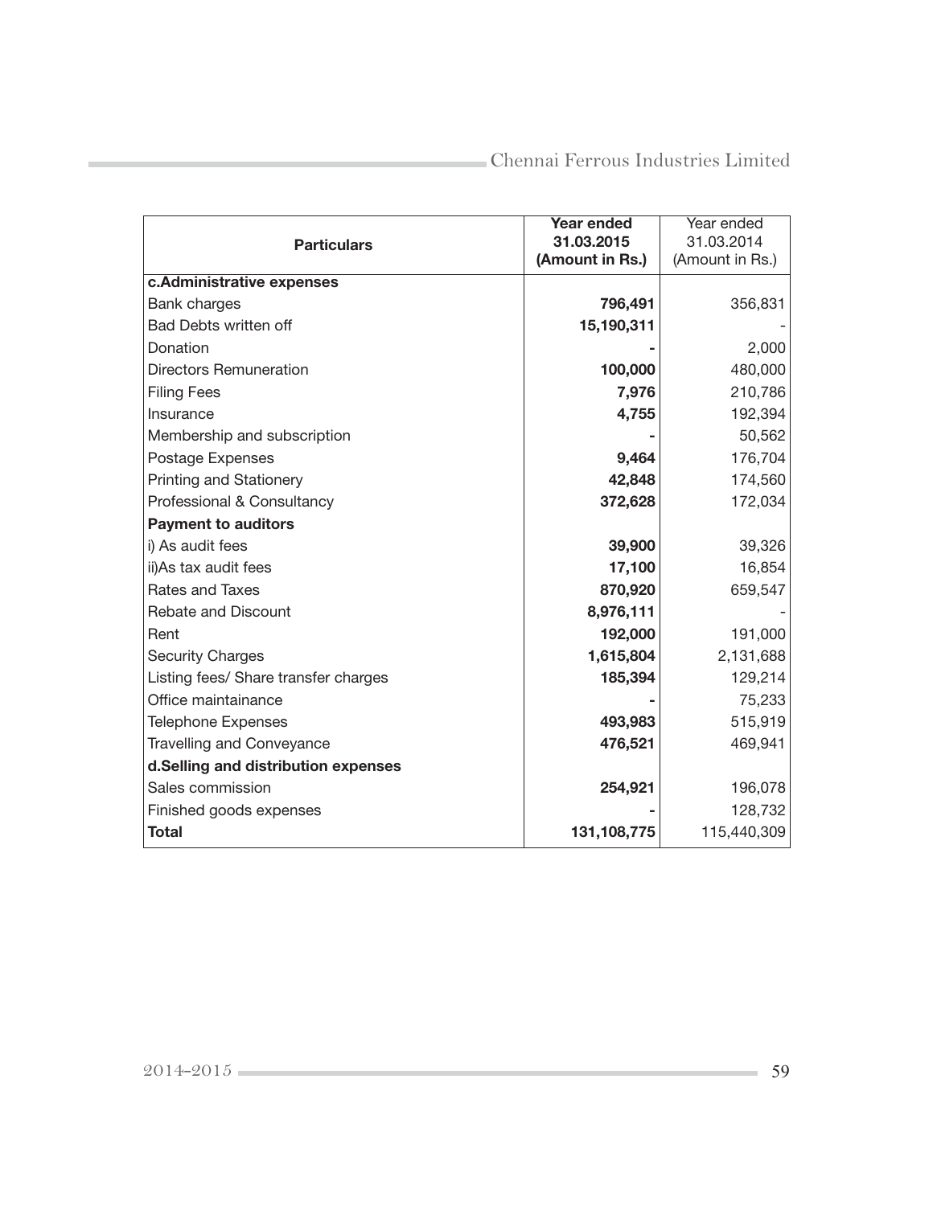| Particulars | Year ended 31.03.2015 (Amount in Rs.) | Year ended 31.03.2014 (Amount in Rs.) |
|---|---|---|
| **c.Administrative expenses** | | |
| Bank charges | **796,491** | 356,831 |
| Bad Debts written off | **15,190,311** | - |
| Donation | **-** | 2,000 |
| Directors Remuneration | **100,000** | 480,000 |
| Filing Fees | **7,976** | 210,786 |
| Insurance | **4,755** | 192,394 |
| Membership and subscription | **-** | 50,562 |
| Postage Expenses | **9,464** | 176,704 |
| Printing and Stationery | **42,848** | 174,560 |
| Professional & Consultancy | **372,628** | 172,034 |
| **Payment to auditors** | | |
| i) As audit fees | **39,900** | 39,326 |
| ii)As tax audit fees | **17,100** | 16,854 |
| Rates and Taxes | **870,920** | 659,547 |
| Rebate and Discount | **8,976,111** | - |
| Rent | **192,000** | 191,000 |
| Security Charges | **1,615,804** | 2,131,688 |
| Listing fees/ Share transfer charges | **185,394** | 129,214 |
| Office maintainance | **-** | 75,233 |
| Telephone Expenses | **493,983** | 515,919 |
| Travelling and Conveyance | **476,521** | 469,941 |
| **d.Selling and distribution expenses** | | |
| Sales commission | **254,921** | 196,078 |
| Finished goods expenses | **-** | 128,732 |
| **Total** | **131,108,775** | 115,440,309 |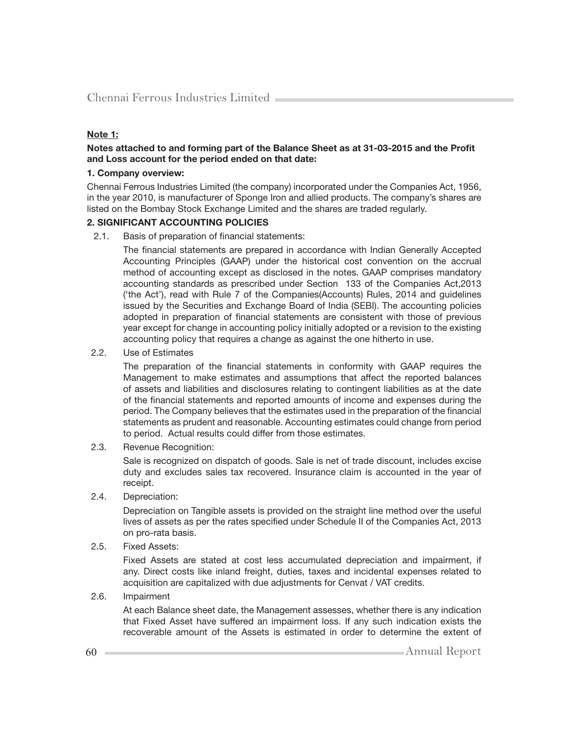**Note 1:**

**Notes attached to and forming part of the Balance Sheet as at 31-03-2015 and the Profit and Loss account for the period ended on that date:**

**1. Company overview:**

Chennai Ferrous Industries Limited (the company) incorporated under the Companies Act, 1956, in the year 2010, is manufacturer of Sponge Iron and allied products. The company's shares are listed on the Bombay Stock Exchange Limited and the shares are traded regularly.

**2. SIGNIFICANT ACCOUNTING POLICIES**

2.1. Basis of preparation of financial statements:

The financial statements are prepared in accordance with Indian Generally Accepted Accounting Principles (GAAP) under the historical cost convention on the accrual method of accounting except as disclosed in the notes. GAAP comprises mandatory accounting standards as prescribed under Section 133 of the Companies Act,2013 ('the Act'), read with Rule 7 of the Companies(Accounts) Rules, 2014 and guidelines issued by the Securities and Exchange Board of India (SEBI). The accounting policies adopted in preparation of financial statements are consistent with those of previous year except for change in accounting policy initially adopted or a revision to the existing accounting policy that requires a change as against the one hitherto in use.

2.2. Use of Estimates

The preparation of the financial statements in conformity with GAAP requires the Management to make estimates and assumptions that affect the reported balances of assets and liabilities and disclosures relating to contingent liabilities as at the date of the financial statements and reported amounts of income and expenses during the period. The Company believes that the estimates used in the preparation of the financial statements as prudent and reasonable. Accounting estimates could change from period to period. Actual results could differ from those estimates.

2.3. Revenue Recognition:

Sale is recognized on dispatch of goods. Sale is net of trade discount, includes excise duty and excludes sales tax recovered. Insurance claim is accounted in the year of receipt.

2.4. Depreciation:

Depreciation on Tangible assets is provided on the straight line method over the useful lives of assets as per the rates specified under Schedule II of the Companies Act, 2013 on pro-rata basis.

2.5. Fixed Assets:

Fixed Assets are stated at cost less accumulated depreciation and impairment, if any. Direct costs like inland freight, duties, taxes and incidental expenses related to acquisition are capitalized with due adjustments for Cenvat / VAT credits.

2.6. Impairment

At each Balance sheet date, the Management assesses, whether there is any indication that Fixed Asset have suffered an impairment loss. If any such indication exists the recoverable amount of the Assets is estimated in order to determine the extent of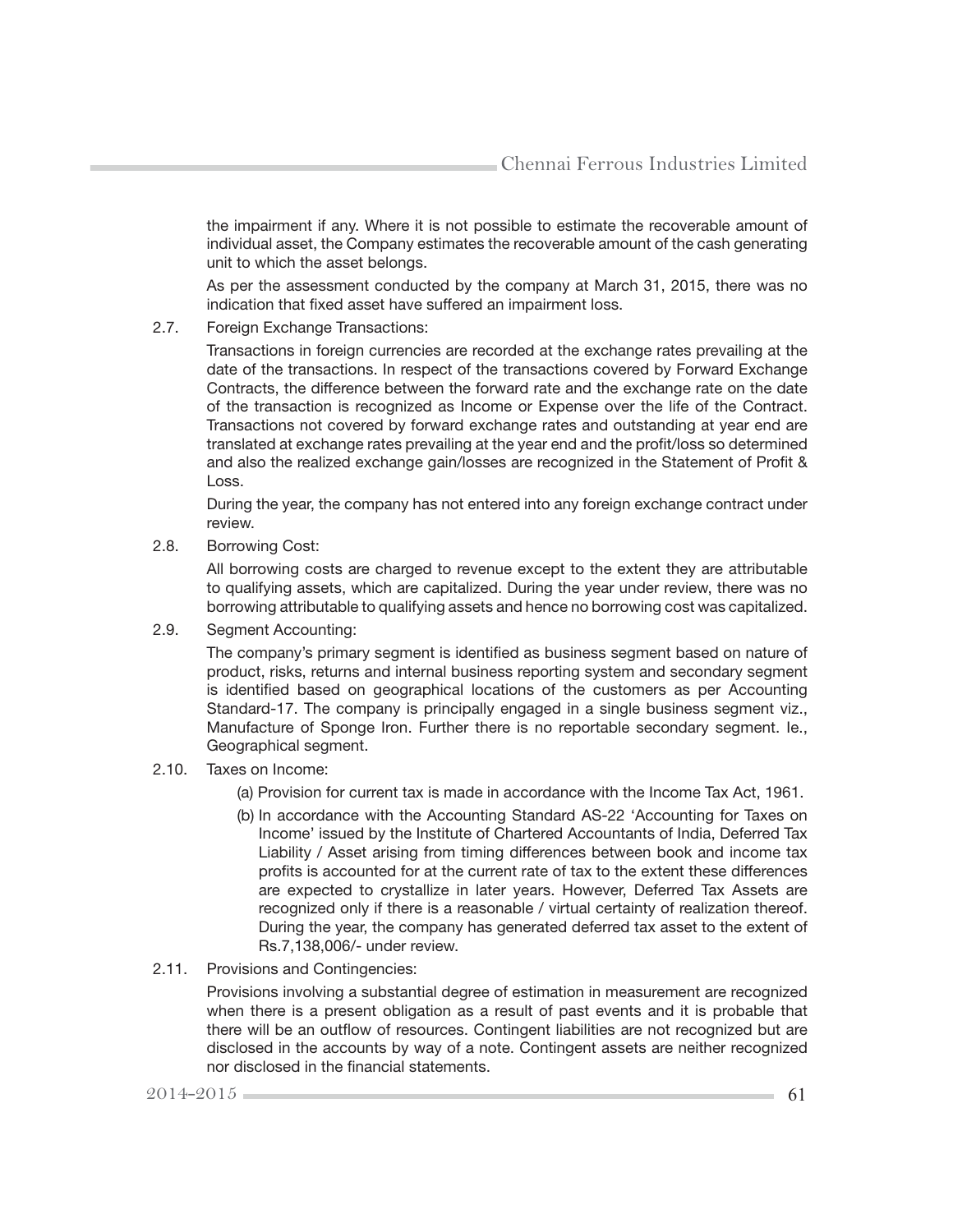the impairment if any. Where it is not possible to estimate the recoverable amount of individual asset, the Company estimates the recoverable amount of the cash generating unit to which the asset belongs.

As per the assessment conducted by the company at March 31, 2015, there was no indication that fixed asset have suffered an impairment loss.

2.7. Foreign Exchange Transactions:

Transactions in foreign currencies are recorded at the exchange rates prevailing at the date of the transactions. In respect of the transactions covered by Forward Exchange Contracts, the difference between the forward rate and the exchange rate on the date of the transaction is recognized as Income or Expense over the life of the Contract. Transactions not covered by forward exchange rates and outstanding at year end are translated at exchange rates prevailing at the year end and the profit/loss so determined and also the realized exchange gain/losses are recognized in the Statement of Profit & Loss.

During the year, the company has not entered into any foreign exchange contract under review.

2.8. Borrowing Cost:

All borrowing costs are charged to revenue except to the extent they are attributable to qualifying assets, which are capitalized. During the year under review, there was no borrowing attributable to qualifying assets and hence no borrowing cost was capitalized.

2.9. Segment Accounting:

The company's primary segment is identified as business segment based on nature of product, risks, returns and internal business reporting system and secondary segment is identified based on geographical locations of the customers as per Accounting Standard-17. The company is principally engaged in a single business segment viz., Manufacture of Sponge Iron. Further there is no reportable secondary segment. Ie., Geographical segment.

2.10. Taxes on Income:

(a) Provision for current tax is made in accordance with the Income Tax Act, 1961.

(b) In accordance with the Accounting Standard AS-22 'Accounting for Taxes on Income' issued by the Institute of Chartered Accountants of India, Deferred Tax Liability / Asset arising from timing differences between book and income tax profits is accounted for at the current rate of tax to the extent these differences are expected to crystallize in later years. However, Deferred Tax Assets are recognized only if there is a reasonable / virtual certainty of realization thereof. During the year, the company has generated deferred tax asset to the extent of Rs.7,138,006/- under review.

2.11. Provisions and Contingencies:

Provisions involving a substantial degree of estimation in measurement are recognized when there is a present obligation as a result of past events and it is probable that there will be an outflow of resources. Contingent liabilities are not recognized but are disclosed in the accounts by way of a note. Contingent assets are neither recognized nor disclosed in the financial statements.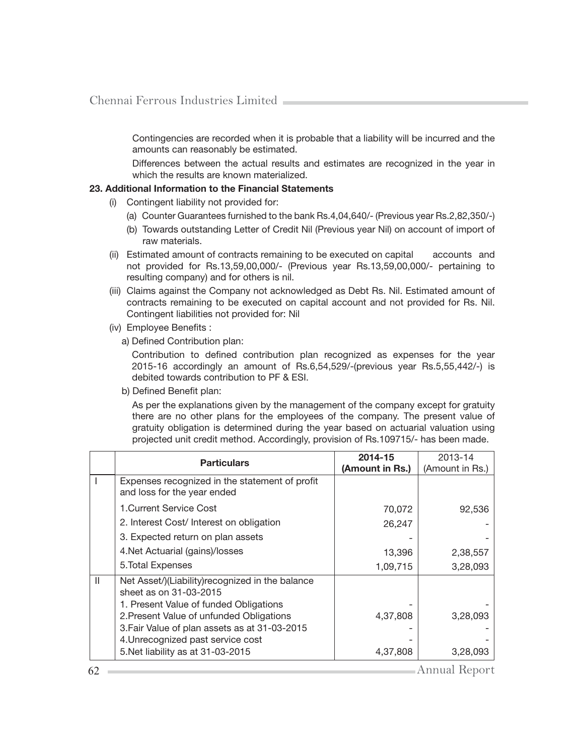Contingencies are recorded when it is probable that a liability will be incurred and the amounts can reasonably be estimated.

Differences between the actual results and estimates are recognized in the year in which the results are known materialized.

**23. Additional Information to the Financial Statements**

(i) Contingent liability not provided for:

(a) Counter Guarantees furnished to the bank Rs.4,04,640/- (Previous year Rs.2,82,350/-)

(b) Towards outstanding Letter of Credit Nil (Previous year Nil) on account of import of raw materials.

(ii) Estimated amount of contracts remaining to be executed on capital accounts and not provided for Rs.13,59,00,000/- (Previous year Rs.13,59,00,000/- pertaining to resulting company) and for others is nil.

(iii) Claims against the Company not acknowledged as Debt Rs. Nil. Estimated amount of contracts remaining to be executed on capital account and not provided for Rs. Nil. Contingent liabilities not provided for: Nil

(iv) Employee Benefits :

a) Defined Contribution plan:

Contribution to defined contribution plan recognized as expenses for the year 2015-16 accordingly an amount of Rs.6,54,529/-(previous year Rs.5,55,442/-) is debited towards contribution to PF & ESI.

b) Defined Benefit plan:

As per the explanations given by the management of the company except for gratuity there are no other plans for the employees of the company. The present value of gratuity obligation is determined during the year based on actuarial valuation using projected unit credit method. Accordingly, provision of Rs.109715/- has been made.

| | **Particulars** | **2014-15 (Amount in Rs.)** | 2013-14 (Amount in Rs.) |
|---|---|---|---|
| I | Expenses recognized in the statement of profit and loss for the year ended | | |
| | 1.Current Service Cost | 70,072 | 92,536 |
| | 2. Interest Cost/ Interest on obligation | 26,247 | - |
| | 3. Expected return on plan assets | - | - |
| | 4.Net Actuarial (gains)/losses | 13,396 | 2,38,557 |
| | 5.Total Expenses | 1,09,715 | 3,28,093 |
| II | Net Asset/)(Liability)recognized in the balance sheet as on 31-03-2015 | | |
| | 1. Present Value of funded Obligations | - | - |
| | 2.Present Value of unfunded Obligations | 4,37,808 | 3,28,093 |
| | 3.Fair Value of plan assets as at 31-03-2015 | - | - |
| | 4.Unrecognized past service cost | - | - |
| | 5.Net liability as at 31-03-2015 | 4,37,808 | 3,28,093 |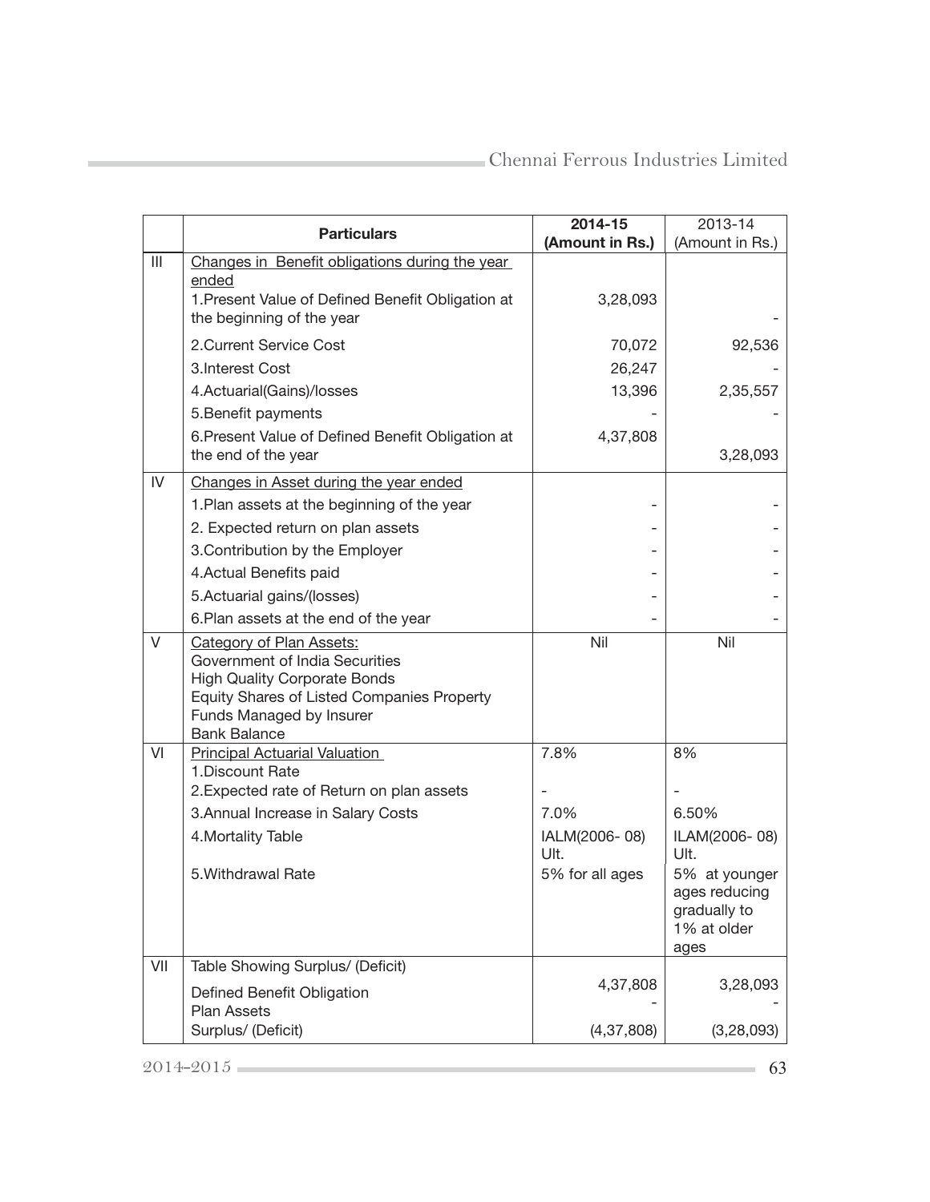|  | **Particulars** | **2014-15 (Amount in Rs.)** | 2013-14 (Amount in Rs.) |
|---|---|---|---|
| III | Changes in Benefit obligations during the year ended |  |  |
|  | 1.Present Value of Defined Benefit Obligation at the beginning of the year | 3,28,093 | - |
|  | 2.Current Service Cost | 70,072 | 92,536 |
|  | 3.Interest Cost | 26,247 | - |
|  | 4.Actuarial(Gains)/losses | 13,396 | 2,35,557 |
|  | 5.Benefit payments | - | - |
|  | 6.Present Value of Defined Benefit Obligation at the end of the year | 4,37,808 | 3,28,093 |
| IV | Changes in Asset during the year ended |  |  |
|  | 1.Plan assets at the beginning of the year | - | - |
|  | 2. Expected return on plan assets | - | - |
|  | 3.Contribution by the Employer | - | - |
|  | 4.Actual Benefits paid | - | - |
|  | 5.Actuarial gains/(losses) | - | - |
|  | 6.Plan assets at the end of the year | - | - |
| V | Category of Plan Assets: Government of India Securities High Quality Corporate Bonds Equity Shares of Listed Companies Property Funds Managed by Insurer Bank Balance | Nil | Nil |
| VI | Principal Actuarial Valuation 1.Discount Rate | 7.8% | 8% |
|  | 2.Expected rate of Return on plan assets | - | - |
|  | 3.Annual Increase in Salary Costs | 7.0% | 6.50% |
|  | 4.Mortality Table | IALM(2006- 08) Ult. | ILAM(2006- 08) Ult. |
|  | 5.Withdrawal Rate | 5% for all ages | 5% at younger ages reducing gradually to 1% at older ages |
| VII | Table Showing Surplus/ (Deficit) |  |  |
|  | Defined Benefit Obligation | 4,37,808 | 3,28,093 |
|  | Plan Assets | - | - |
|  | Surplus/ (Deficit) | (4,37,808) | (3,28,093) |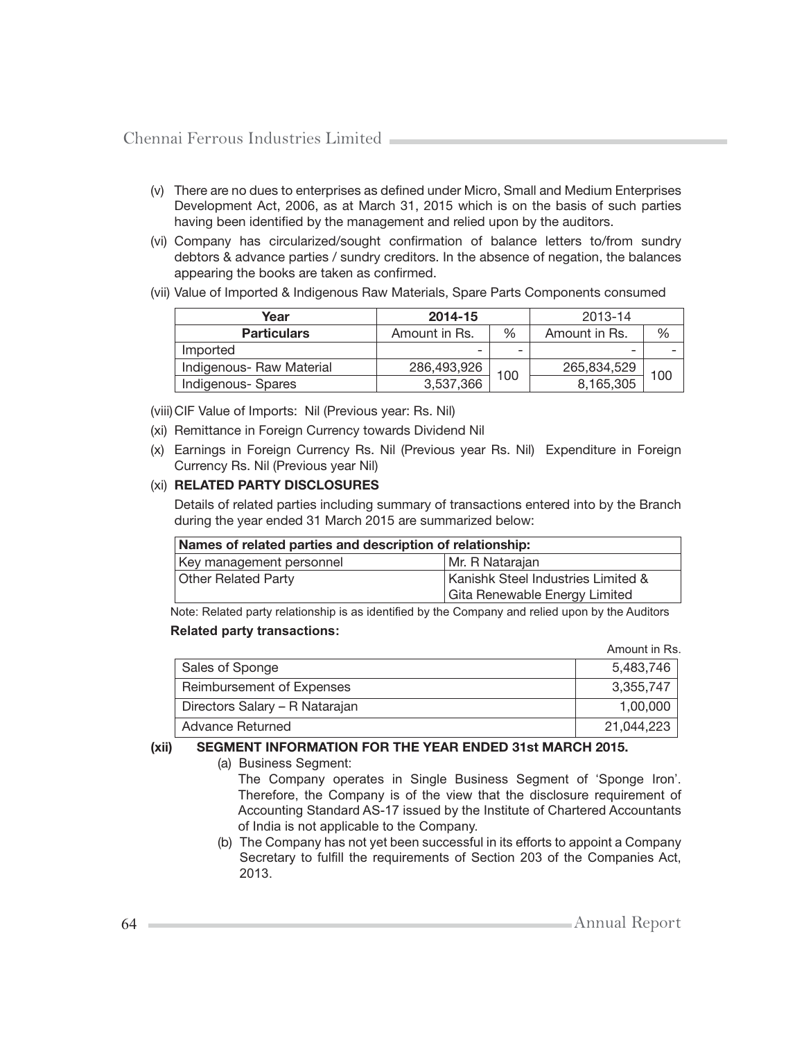(v) There are no dues to enterprises as defined under Micro, Small and Medium Enterprises Development Act, 2006, as at March 31, 2015 which is on the basis of such parties having been identified by the management and relied upon by the auditors.

(vi) Company has circularized/sought confirmation of balance letters to/from sundry debtors & advance parties / sundry creditors. In the absence of negation, the balances appearing the books are taken as confirmed.

(vii) Value of Imported & Indigenous Raw Materials, Spare Parts Components consumed

| Year | 2014-15 | | 2013-14 | |
|---|---|---|---|---|
| **Particulars** | Amount in Rs. | % | Amount in Rs. | % |
| Imported | - | - | - | - |
| Indigenous- Raw Material | 286,493,926 | 100 | 265,834,529 | 100 |
| Indigenous- Spares | 3,537,366 | | 8,165,305 | |

(viii) CIF Value of Imports: Nil (Previous year: Rs. Nil)

(xi) Remittance in Foreign Currency towards Dividend Nil

(x) Earnings in Foreign Currency Rs. Nil (Previous year Rs. Nil) Expenditure in Foreign Currency Rs. Nil (Previous year Nil)

(xi) **RELATED PARTY DISCLOSURES**

Details of related parties including summary of transactions entered into by the Branch during the year ended 31 March 2015 are summarized below:

| **Names of related parties and description of relationship:** | |
|---|---|
| Key management personnel | Mr. R Natarajan |
| Other Related Party | Kanishk Steel Industries Limited & Gita Renewable Energy Limited |

Note: Related party relationship is as identified by the Company and relied upon by the Auditors

**Related party transactions:**

Amount in Rs.

| | |
|---|---|
| Sales of Sponge | 5,483,746 |
| Reimbursement of Expenses | 3,355,747 |
| Directors Salary – R Natarajan | 1,00,000 |
| Advance Returned | 21,044,223 |

**(xii) SEGMENT INFORMATION FOR THE YEAR ENDED 31st MARCH 2015.**

(a) Business Segment:

The Company operates in Single Business Segment of 'Sponge Iron'. Therefore, the Company is of the view that the disclosure requirement of Accounting Standard AS-17 issued by the Institute of Chartered Accountants of India is not applicable to the Company.

(b) The Company has not yet been successful in its efforts to appoint a Company Secretary to fulfill the requirements of Section 203 of the Companies Act, 2013.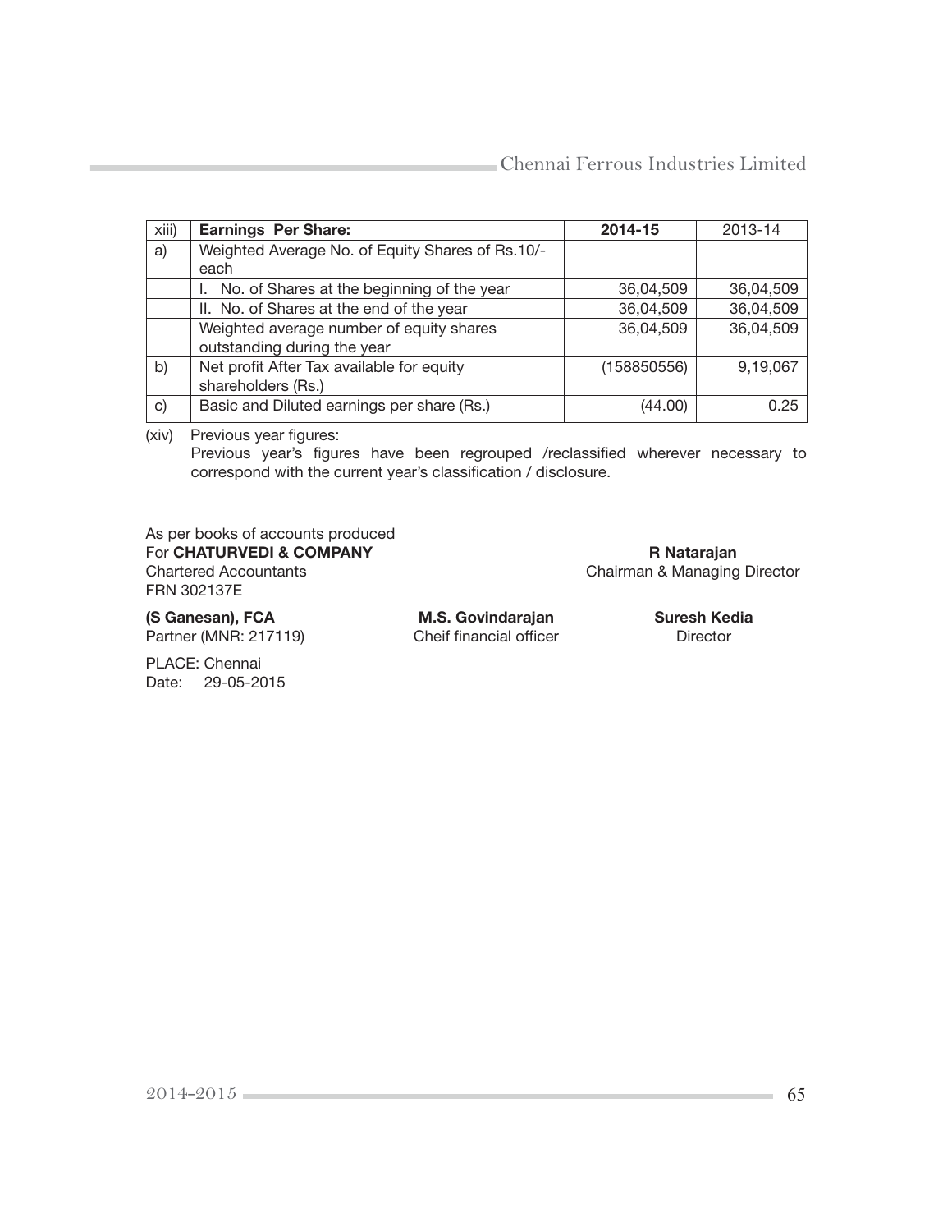| xiii) | **Earnings Per Share:** | **2014-15** | 2013-14 |
|---|---|---|---|
| a) | Weighted Average No. of Equity Shares of Rs.10/- each | | |
| | I. No. of Shares at the beginning of the year | 36,04,509 | 36,04,509 |
| | II. No. of Shares at the end of the year | 36,04,509 | 36,04,509 |
| | Weighted average number of equity shares outstanding during the year | 36,04,509 | 36,04,509 |
| b) | Net profit After Tax available for equity shareholders (Rs.) | (158850556) | 9,19,067 |
| c) | Basic and Diluted earnings per share (Rs.) | (44.00) | 0.25 |

(xiv) Previous year figures:

Previous year's figures have been regrouped /reclassified wherever necessary to correspond with the current year's classification / disclosure.

As per books of accounts produced
For **CHATURVEDI & COMPANY**
Chartered Accountants
FRN 302137E

**(S Ganesan), FCA**
Partner (MNR: 217119)

PLACE: Chennai
Date: 29-05-2015

**R Natarajan**
Chairman & Managing Director

**M.S. Govindarajan**
Cheif financial officer

**Suresh Kedia**
Director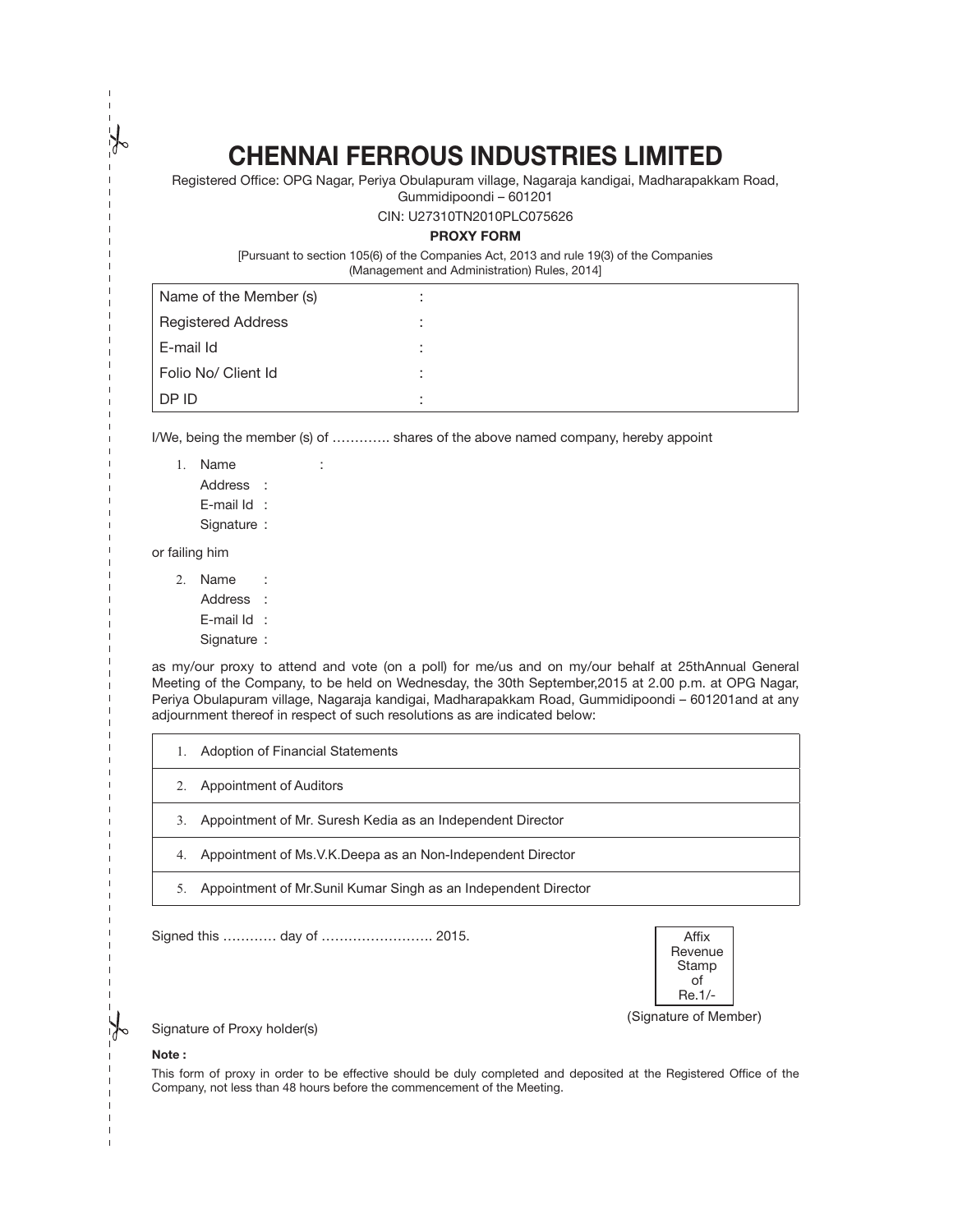# CHENNAI FERROUS INDUSTRIES LIMITED

Registered Office: OPG Nagar, Periya Obulapuram village, Nagaraja kandigai, Madharapakkam Road, Gummidipoondi – 601201

CIN: U27310TN2010PLC075626

**PROXY FORM**

[Pursuant to section 105(6) of the Companies Act, 2013 and rule 19(3) of the Companies (Management and Administration) Rules, 2014]

| | |
|---|---|
| Name of the Member (s) | : |
| Registered Address | : |
| E-mail Id | : |
| Folio No/ Client Id | : |
| DP ID | : |

I/We, being the member (s) of ………… shares of the above named company, hereby appoint

1. Name :
   Address :
   E-mail Id :
   Signature :

or failing him

2. Name :
   Address :
   E-mail Id :
   Signature :

as my/our proxy to attend and vote (on a poll) for me/us and on my/our behalf at 25thAnnual General Meeting of the Company, to be held on Wednesday, the 30th September,2015 at 2.00 p.m. at OPG Nagar, Periya Obulapuram village, Nagaraja kandigai, Madharapakkam Road, Gummidipoondi – 601201and at any adjournment thereof in respect of such resolutions as are indicated below:

| |
|---|
| 1. Adoption of Financial Statements |
| 2. Appointment of Auditors |
| 3. Appointment of Mr. Suresh Kedia as an Independent Director |
| 4. Appointment of Ms.V.K.Deepa as an Non-Independent Director |
| 5. Appointment of Mr.Sunil Kumar Singh as an Independent Director |

Signed this ………… day of ……………………. 2015.

Affix Revenue Stamp of Re.1/-

(Signature of Member)

Signature of Proxy holder(s)

**Note :**

This form of proxy in order to be effective should be duly completed and deposited at the Registered Office of the Company, not less than 48 hours before the commencement of the Meeting.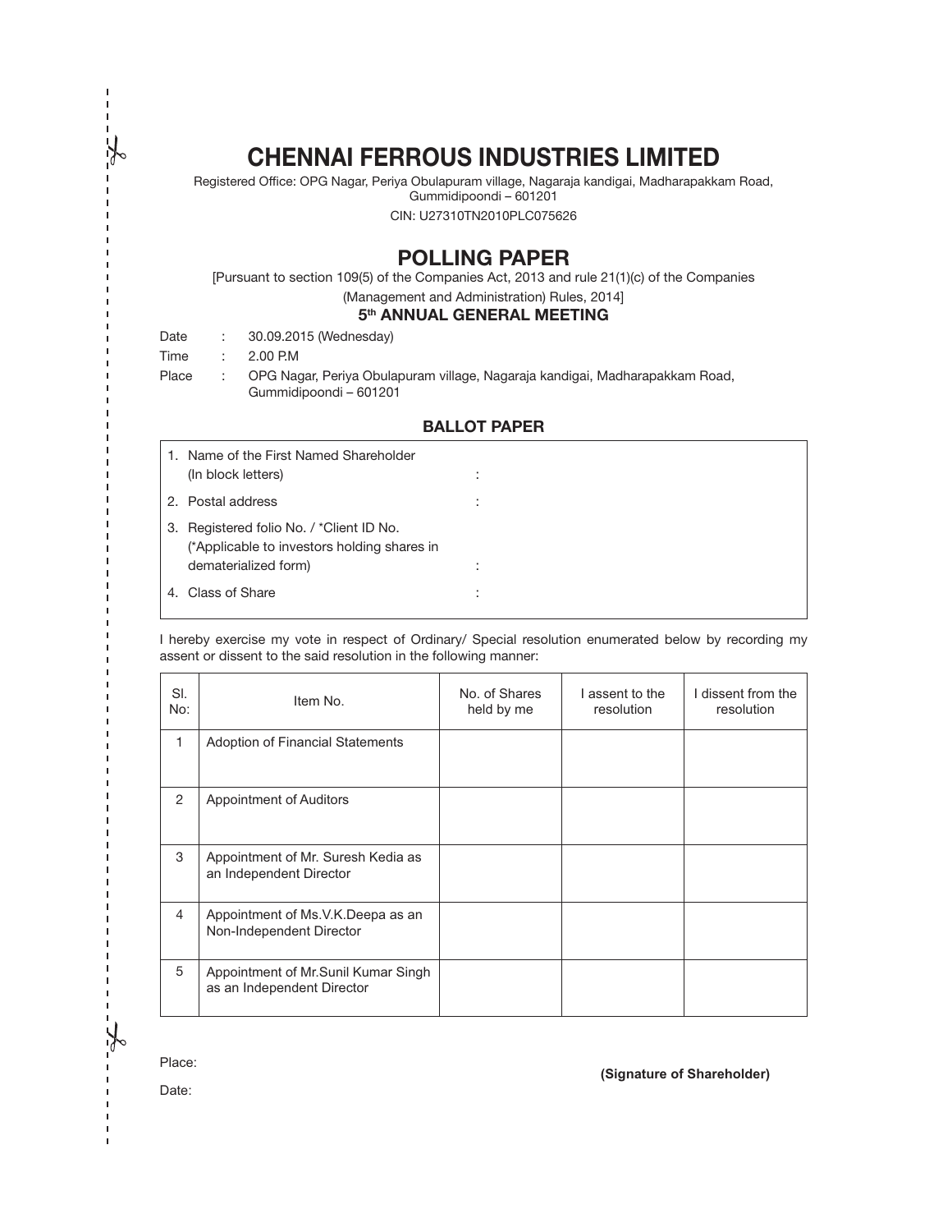# CHENNAI FERROUS INDUSTRIES LIMITED

Registered Office: OPG Nagar, Periya Obulapuram village, Nagaraja kandigai, Madharapakkam Road, Gummidipoondi – 601201

CIN: U27310TN2010PLC075626

## POLLING PAPER

[Pursuant to section 109(5) of the Companies Act, 2013 and rule 21(1)(c) of the Companies (Management and Administration) Rules, 2014]

### 5th ANNUAL GENERAL MEETING

Date : 30.09.2015 (Wednesday)

Time : 2.00 P.M

Place : OPG Nagar, Periya Obulapuram village, Nagaraja kandigai, Madharapakkam Road, Gummidipoondi – 601201

### BALLOT PAPER

| | |
|---|---|
| 1. Name of the First Named Shareholder (In block letters) | : |
| 2. Postal address | : |
| 3. Registered folio No. / *Client ID No. (*Applicable to investors holding shares in dematerialized form) | : |
| 4. Class of Share | : |

I hereby exercise my vote in respect of Ordinary/ Special resolution enumerated below by recording my assent or dissent to the said resolution in the following manner:

| Sl. No: | Item No. | No. of Shares held by me | I assent to the resolution | I dissent from the resolution |
|---|---|---|---|---|
| 1 | Adoption of Financial Statements | | | |
| 2 | Appointment of Auditors | | | |
| 3 | Appointment of Mr. Suresh Kedia as an Independent Director | | | |
| 4 | Appointment of Ms.V.K.Deepa as an Non-Independent Director | | | |
| 5 | Appointment of Mr.Sunil Kumar Singh as an Independent Director | | | |

Place:

Date:

**(Signature of Shareholder)**